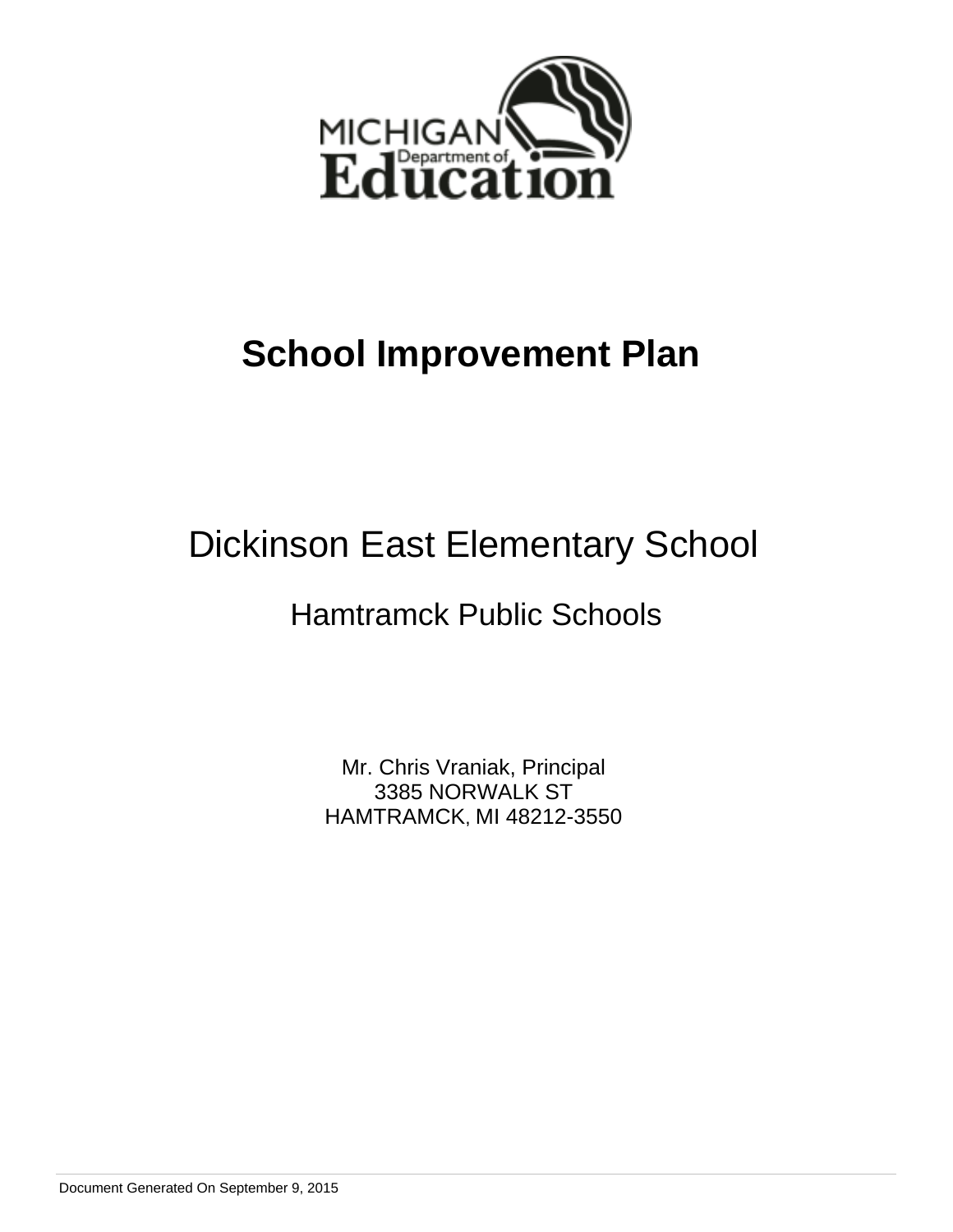MICHIGAN Department of Education

# School Improvement Plan

## Dickinson East Elementary School

### Hamtramck Public Schools

Mr. Chris Vraniak, Principal
3385 NORWALK ST
HAMTRAMCK, MI 48212-3550

Document Generated On September 9, 2015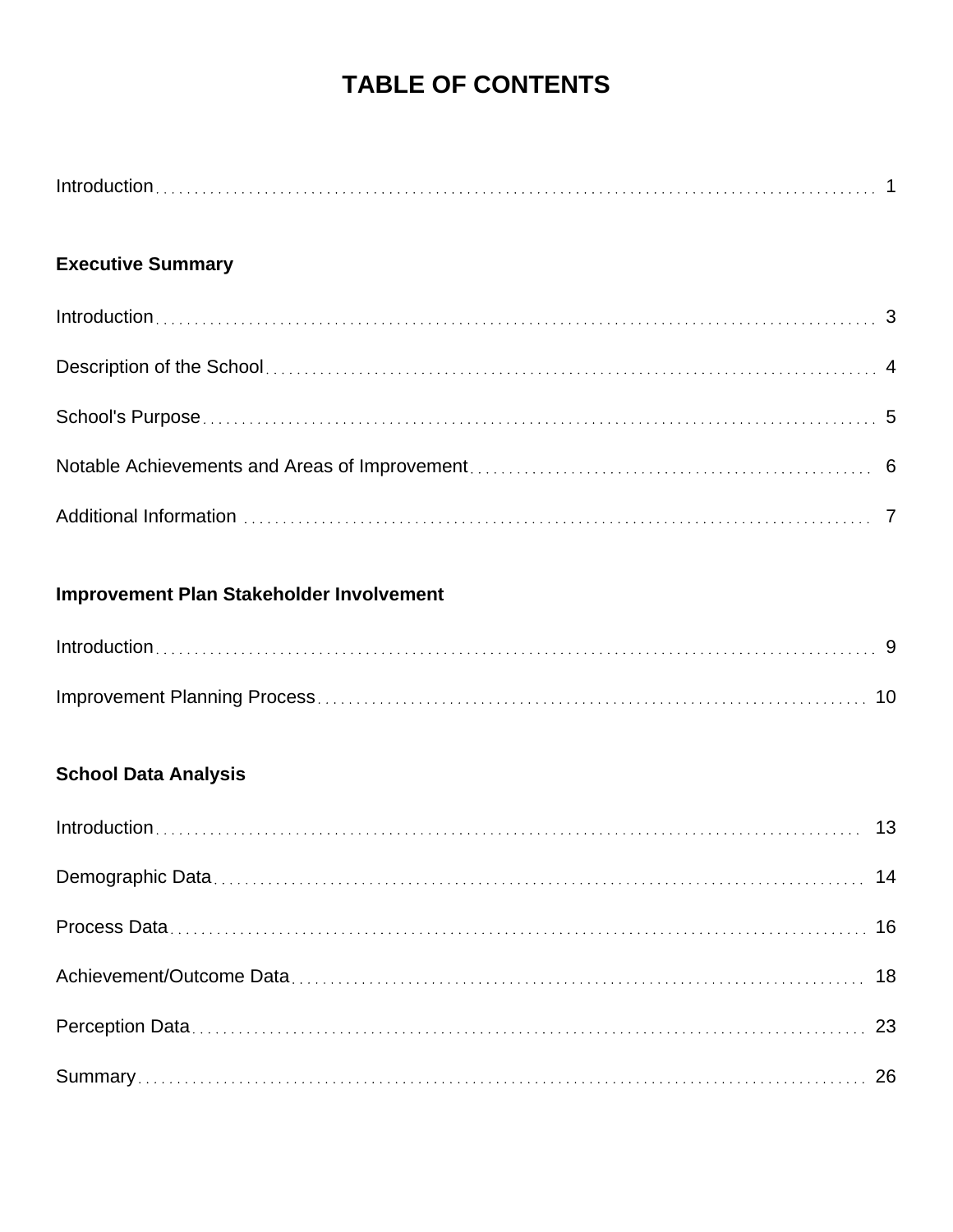# TABLE OF CONTENTS

Introduction ... 1

**Executive Summary**

Introduction ... 3

Description of the School ... 4

School's Purpose ... 5

Notable Achievements and Areas of Improvement ... 6

Additional Information ... 7

**Improvement Plan Stakeholder Involvement**

Introduction ... 9

Improvement Planning Process ... 10

**School Data Analysis**

Introduction ... 13

Demographic Data ... 14

Process Data ... 16

Achievement/Outcome Data ... 18

Perception Data ... 23

Summary ... 26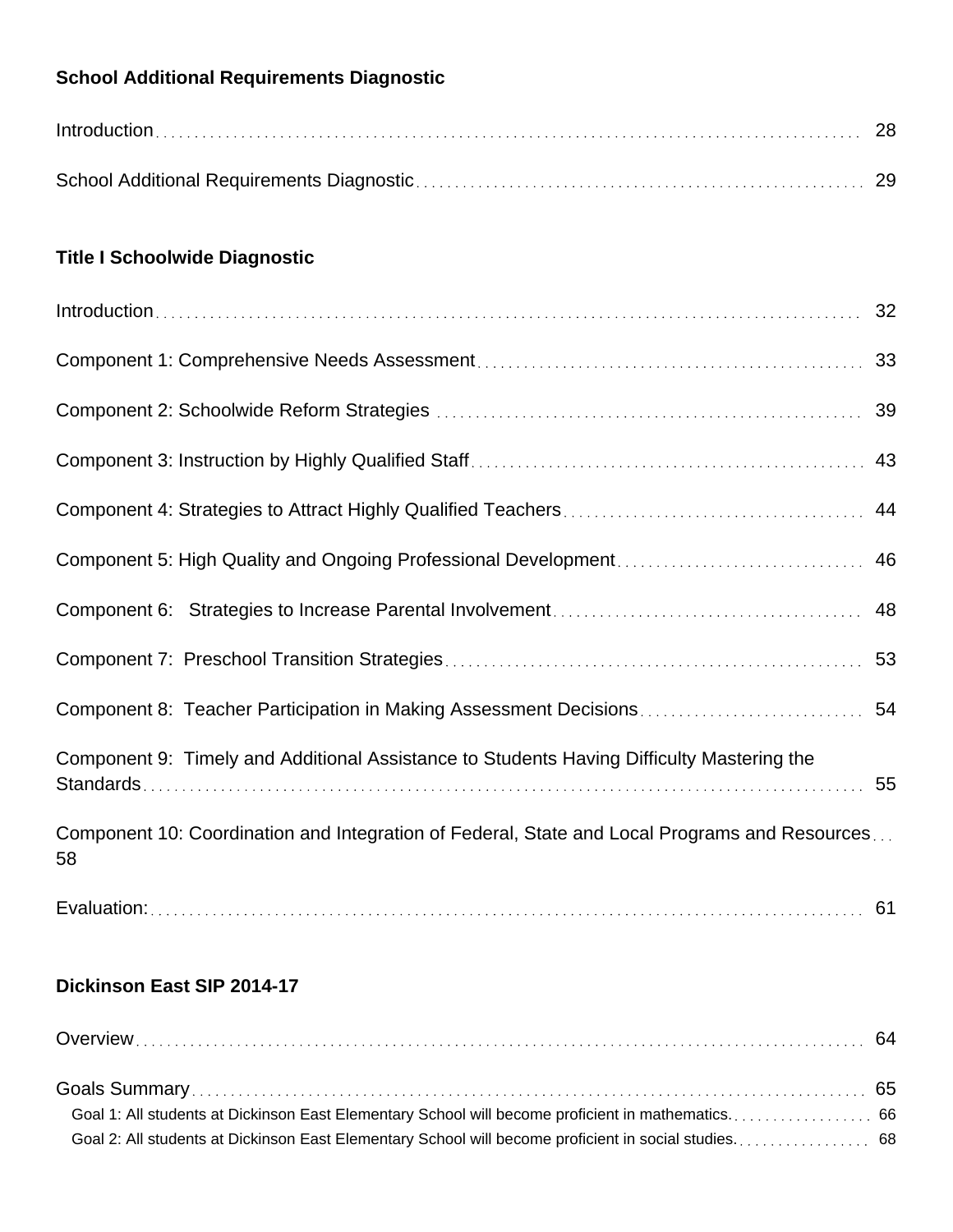**School Additional Requirements Diagnostic**

Introduction . . . 28

School Additional Requirements Diagnostic . . . 29

**Title I Schoolwide Diagnostic**

Introduction . . . 32

Component 1: Comprehensive Needs Assessment . . . 33

Component 2: Schoolwide Reform Strategies . . . 39

Component 3: Instruction by Highly Qualified Staff . . . 43

Component 4: Strategies to Attract Highly Qualified Teachers . . . 44

Component 5: High Quality and Ongoing Professional Development . . . 46

Component 6: Strategies to Increase Parental Involvement . . . 48

Component 7: Preschool Transition Strategies . . . 53

Component 8: Teacher Participation in Making Assessment Decisions . . . 54

Component 9: Timely and Additional Assistance to Students Having Difficulty Mastering the Standards . . . 55

Component 10: Coordination and Integration of Federal, State and Local Programs and Resources . . . 58

Evaluation: . . . 61

**Dickinson East SIP 2014-17**

Overview . . . 64

Goals Summary . . . 65

- Goal 1: All students at Dickinson East Elementary School will become proficient in mathematics. . . . 66
- Goal 2: All students at Dickinson East Elementary School will become proficient in social studies. . . . 68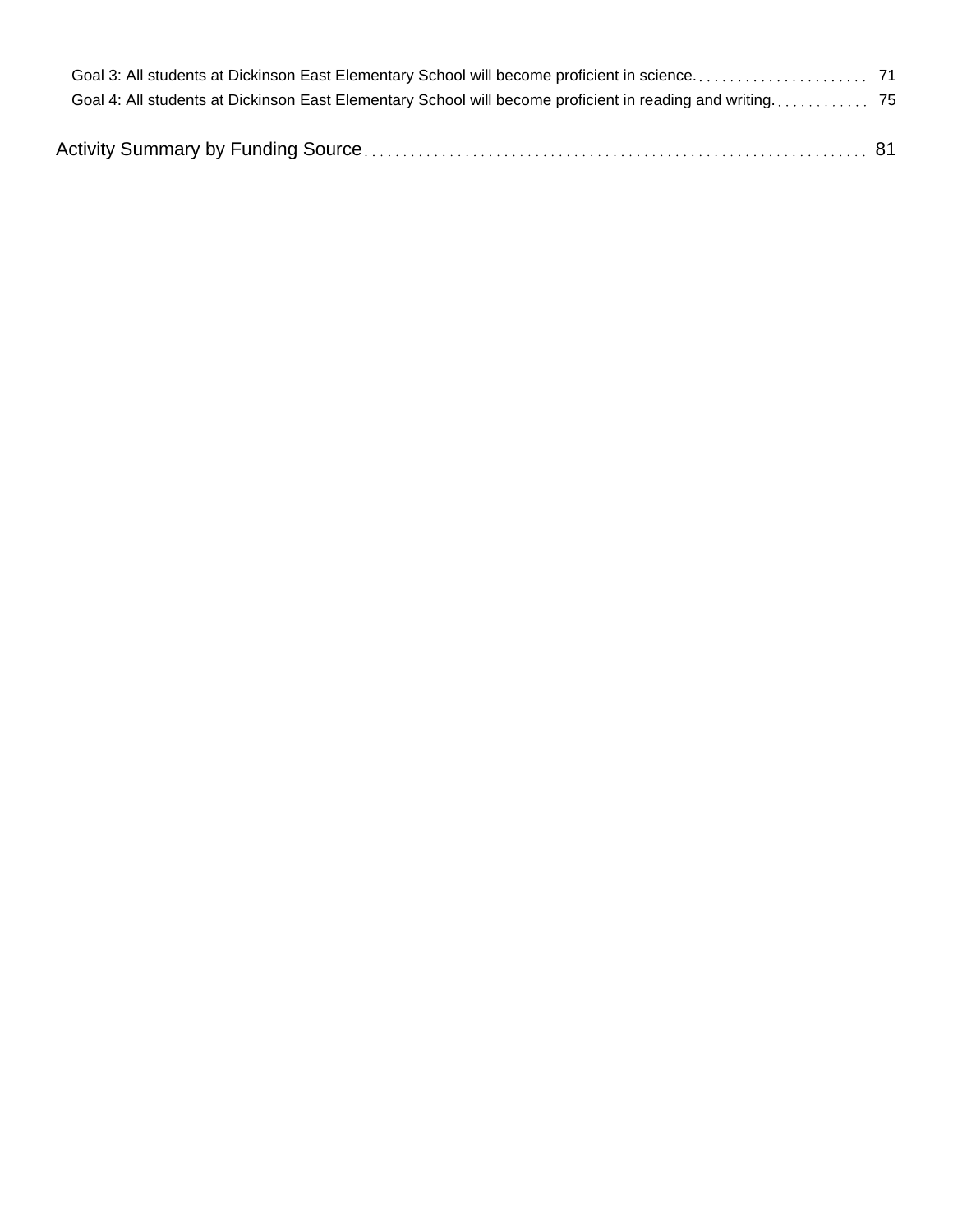Goal 3: All students at Dickinson East Elementary School will become proficient in science. . . . . . . . . . . . . . . . . . . . . . . . 71

Goal 4: All students at Dickinson East Elementary School will become proficient in reading and writing. . . . . . . . . . . . . 75

Activity Summary by Funding Source . . . . . . . . . . . . . . . . . . . . . . . . . . . . . . . . . . . . . . . . . . . . . . . . . . . . . . . . . . . . . . 81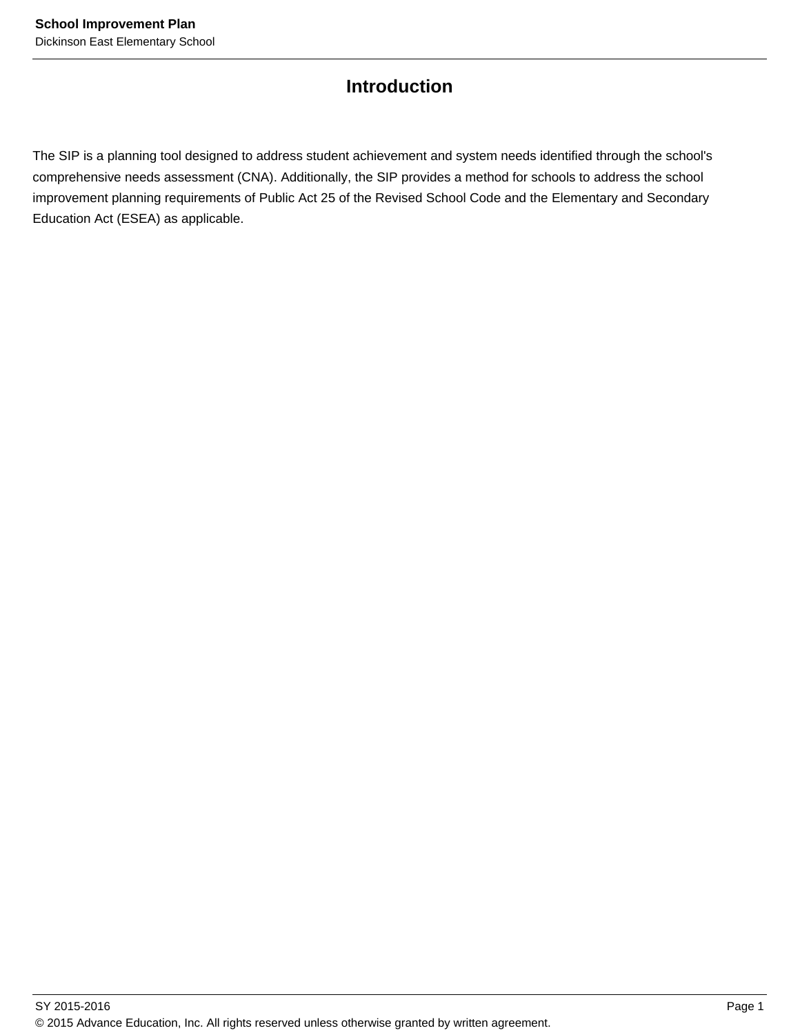# Introduction

The SIP is a planning tool designed to address student achievement and system needs identified through the school's comprehensive needs assessment (CNA). Additionally, the SIP provides a method for schools to address the school improvement planning requirements of Public Act 25 of the Revised School Code and the Elementary and Secondary Education Act (ESEA) as applicable.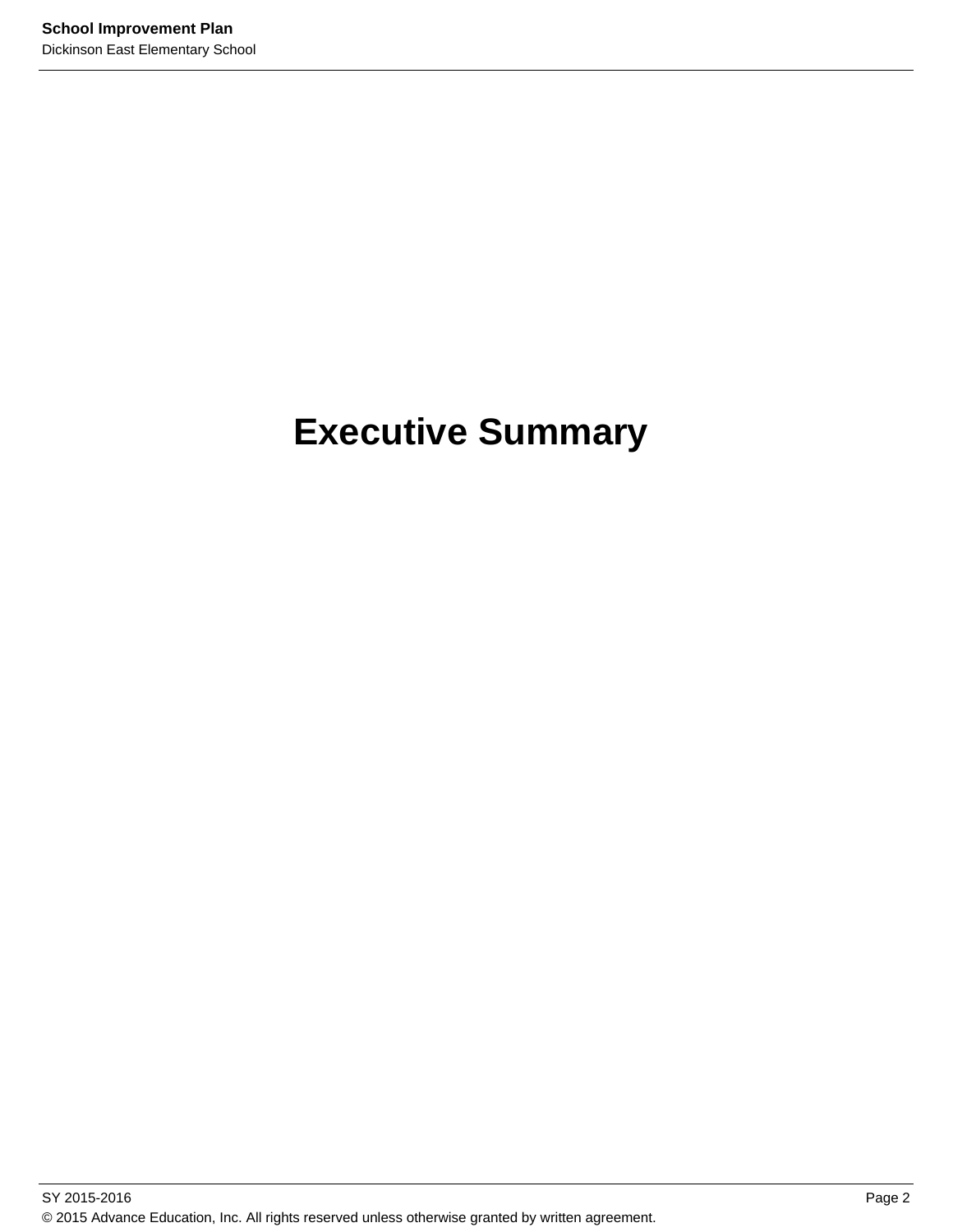# Executive Summary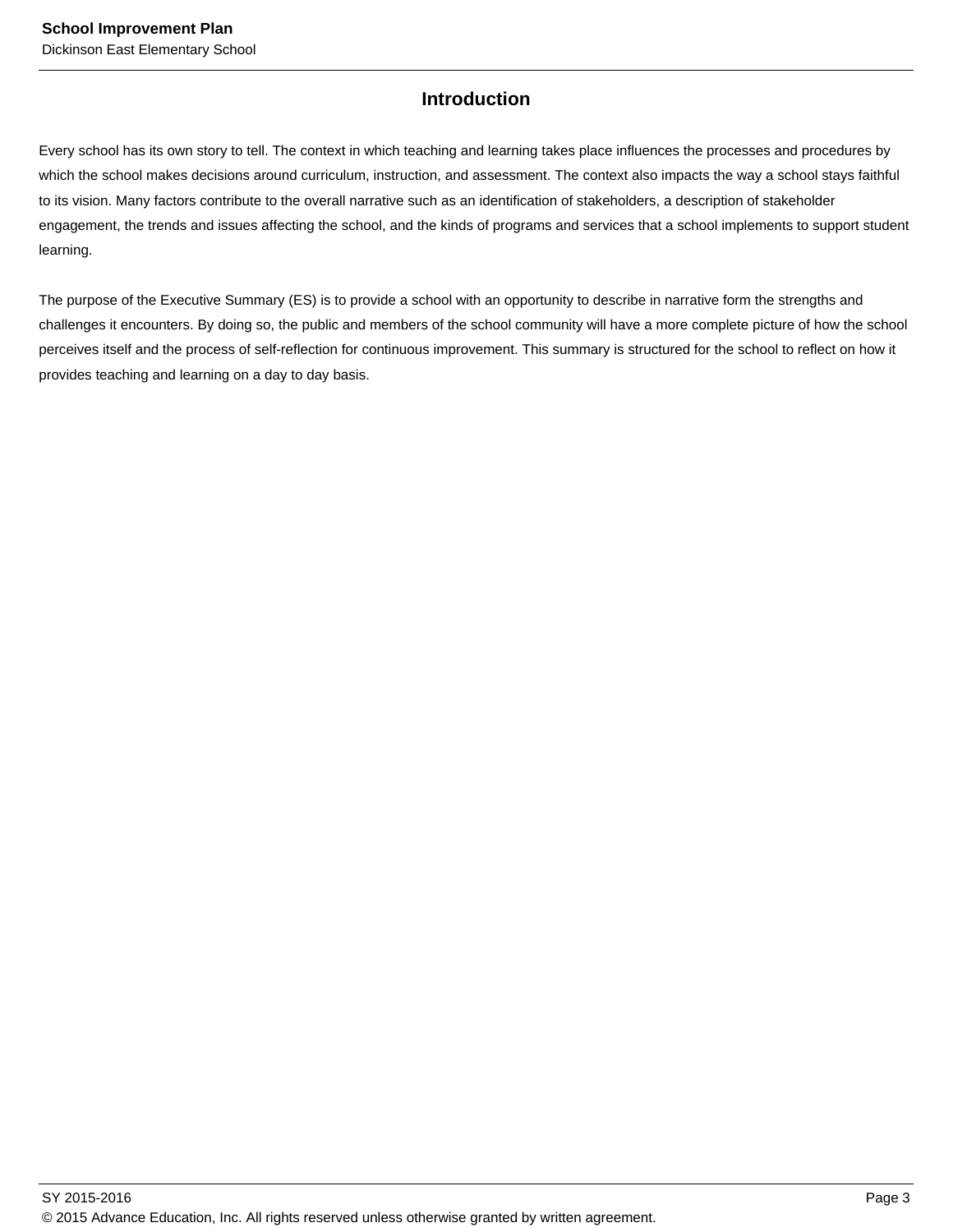## Introduction

Every school has its own story to tell. The context in which teaching and learning takes place influences the processes and procedures by which the school makes decisions around curriculum, instruction, and assessment. The context also impacts the way a school stays faithful to its vision. Many factors contribute to the overall narrative such as an identification of stakeholders, a description of stakeholder engagement, the trends and issues affecting the school, and the kinds of programs and services that a school implements to support student learning.

The purpose of the Executive Summary (ES) is to provide a school with an opportunity to describe in narrative form the strengths and challenges it encounters. By doing so, the public and members of the school community will have a more complete picture of how the school perceives itself and the process of self-reflection for continuous improvement. This summary is structured for the school to reflect on how it provides teaching and learning on a day to day basis.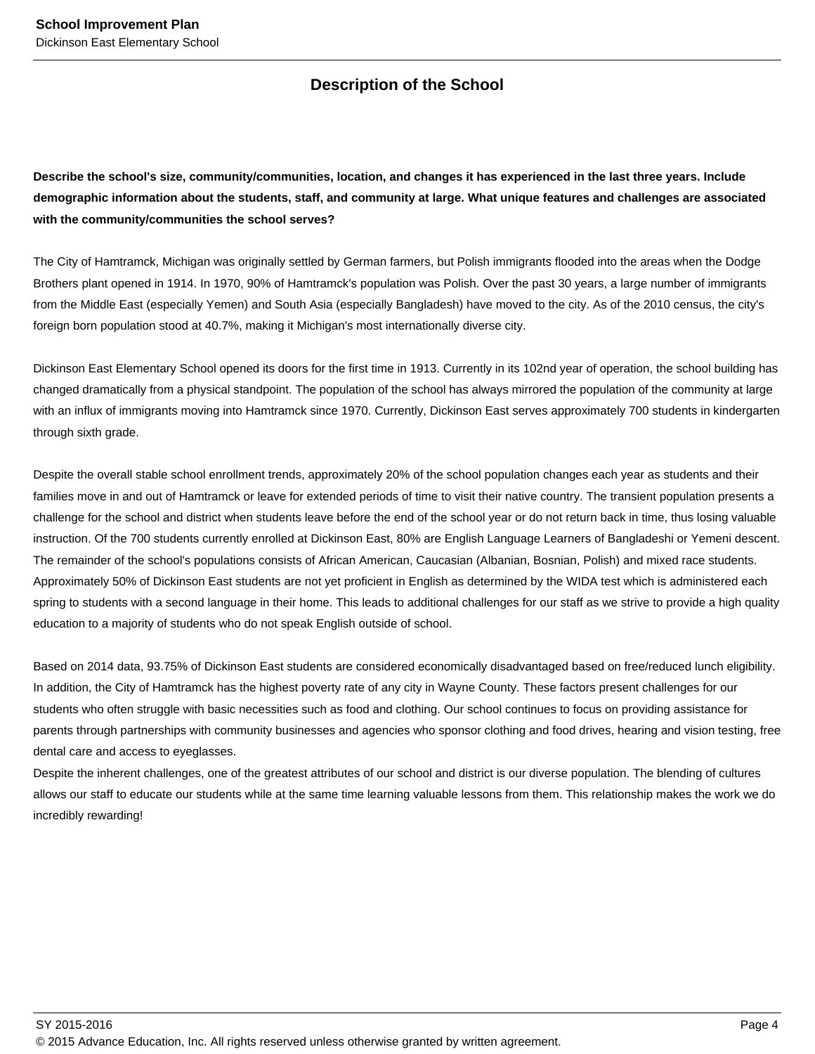## Description of the School

**Describe the school's size, community/communities, location, and changes it has experienced in the last three years. Include demographic information about the students, staff, and community at large. What unique features and challenges are associated with the community/communities the school serves?**

The City of Hamtramck, Michigan was originally settled by German farmers, but Polish immigrants flooded into the areas when the Dodge Brothers plant opened in 1914. In 1970, 90% of Hamtramck's population was Polish. Over the past 30 years, a large number of immigrants from the Middle East (especially Yemen) and South Asia (especially Bangladesh) have moved to the city. As of the 2010 census, the city's foreign born population stood at 40.7%, making it Michigan's most internationally diverse city.

Dickinson East Elementary School opened its doors for the first time in 1913. Currently in its 102nd year of operation, the school building has changed dramatically from a physical standpoint. The population of the school has always mirrored the population of the community at large with an influx of immigrants moving into Hamtramck since 1970. Currently, Dickinson East serves approximately 700 students in kindergarten through sixth grade.

Despite the overall stable school enrollment trends, approximately 20% of the school population changes each year as students and their families move in and out of Hamtramck or leave for extended periods of time to visit their native country. The transient population presents a challenge for the school and district when students leave before the end of the school year or do not return back in time, thus losing valuable instruction. Of the 700 students currently enrolled at Dickinson East, 80% are English Language Learners of Bangladeshi or Yemeni descent. The remainder of the school's populations consists of African American, Caucasian (Albanian, Bosnian, Polish) and mixed race students. Approximately 50% of Dickinson East students are not yet proficient in English as determined by the WIDA test which is administered each spring to students with a second language in their home. This leads to additional challenges for our staff as we strive to provide a high quality education to a majority of students who do not speak English outside of school.

Based on 2014 data, 93.75% of Dickinson East students are considered economically disadvantaged based on free/reduced lunch eligibility. In addition, the City of Hamtramck has the highest poverty rate of any city in Wayne County. These factors present challenges for our students who often struggle with basic necessities such as food and clothing. Our school continues to focus on providing assistance for parents through partnerships with community businesses and agencies who sponsor clothing and food drives, hearing and vision testing, free dental care and access to eyeglasses.
Despite the inherent challenges, one of the greatest attributes of our school and district is our diverse population. The blending of cultures allows our staff to educate our students while at the same time learning valuable lessons from them. This relationship makes the work we do incredibly rewarding!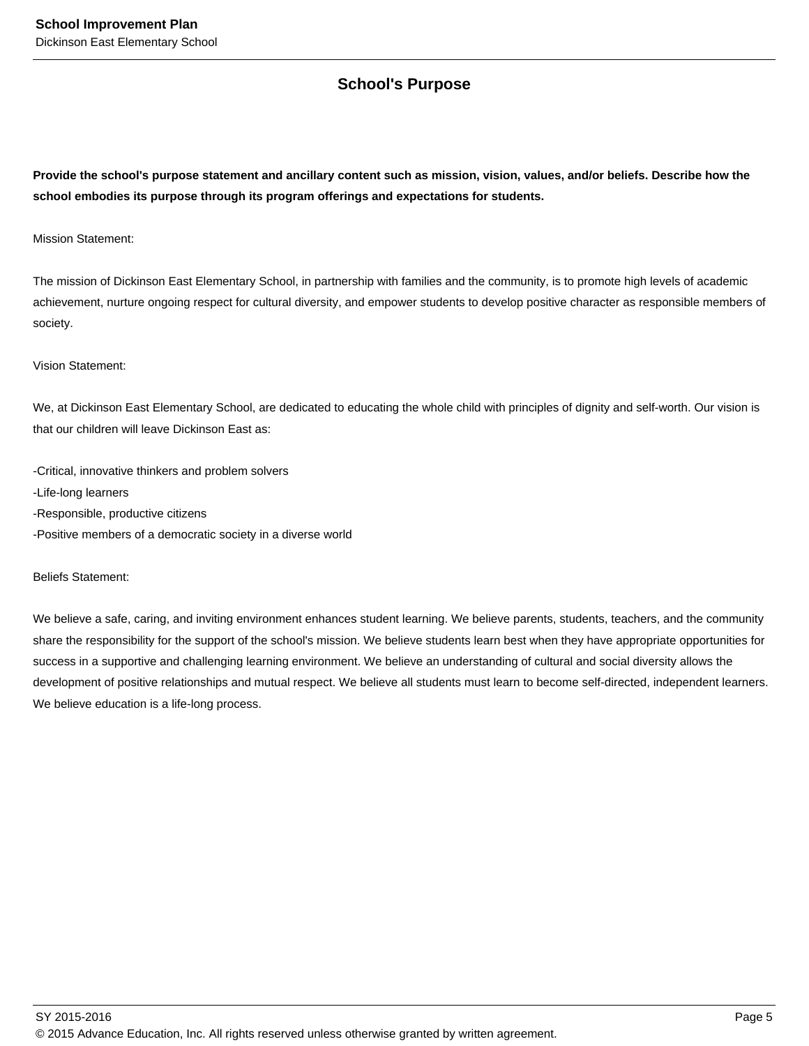## School's Purpose

**Provide the school's purpose statement and ancillary content such as mission, vision, values, and/or beliefs. Describe how the school embodies its purpose through its program offerings and expectations for students.**

Mission Statement:

The mission of Dickinson East Elementary School, in partnership with families and the community, is to promote high levels of academic achievement, nurture ongoing respect for cultural diversity, and empower students to develop positive character as responsible members of society.

Vision Statement:

We, at Dickinson East Elementary School, are dedicated to educating the whole child with principles of dignity and self-worth. Our vision is that our children will leave Dickinson East as:

- Critical, innovative thinkers and problem solvers
- Life-long learners
- Responsible, productive citizens
- Positive members of a democratic society in a diverse world

Beliefs Statement:

We believe a safe, caring, and inviting environment enhances student learning. We believe parents, students, teachers, and the community share the responsibility for the support of the school's mission. We believe students learn best when they have appropriate opportunities for success in a supportive and challenging learning environment. We believe an understanding of cultural and social diversity allows the development of positive relationships and mutual respect. We believe all students must learn to become self-directed, independent learners. We believe education is a life-long process.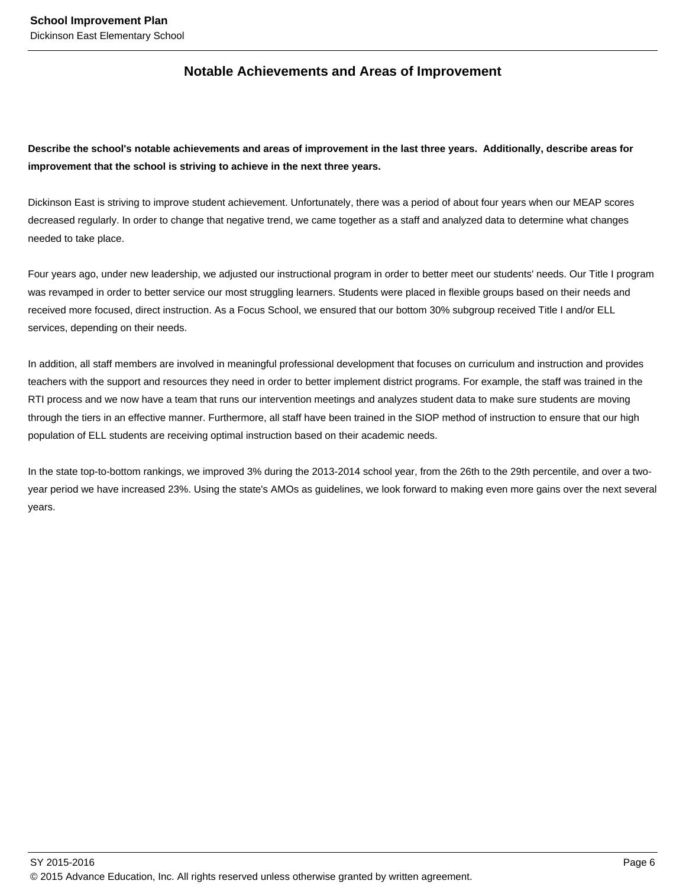## Notable Achievements and Areas of Improvement

**Describe the school's notable achievements and areas of improvement in the last three years. Additionally, describe areas for improvement that the school is striving to achieve in the next three years.**

Dickinson East is striving to improve student achievement. Unfortunately, there was a period of about four years when our MEAP scores decreased regularly. In order to change that negative trend, we came together as a staff and analyzed data to determine what changes needed to take place.

Four years ago, under new leadership, we adjusted our instructional program in order to better meet our students' needs. Our Title I program was revamped in order to better service our most struggling learners. Students were placed in flexible groups based on their needs and received more focused, direct instruction. As a Focus School, we ensured that our bottom 30% subgroup received Title I and/or ELL services, depending on their needs.

In addition, all staff members are involved in meaningful professional development that focuses on curriculum and instruction and provides teachers with the support and resources they need in order to better implement district programs. For example, the staff was trained in the RTI process and we now have a team that runs our intervention meetings and analyzes student data to make sure students are moving through the tiers in an effective manner. Furthermore, all staff have been trained in the SIOP method of instruction to ensure that our high population of ELL students are receiving optimal instruction based on their academic needs.

In the state top-to-bottom rankings, we improved 3% during the 2013-2014 school year, from the 26th to the 29th percentile, and over a two-year period we have increased 23%. Using the state's AMOs as guidelines, we look forward to making even more gains over the next several years.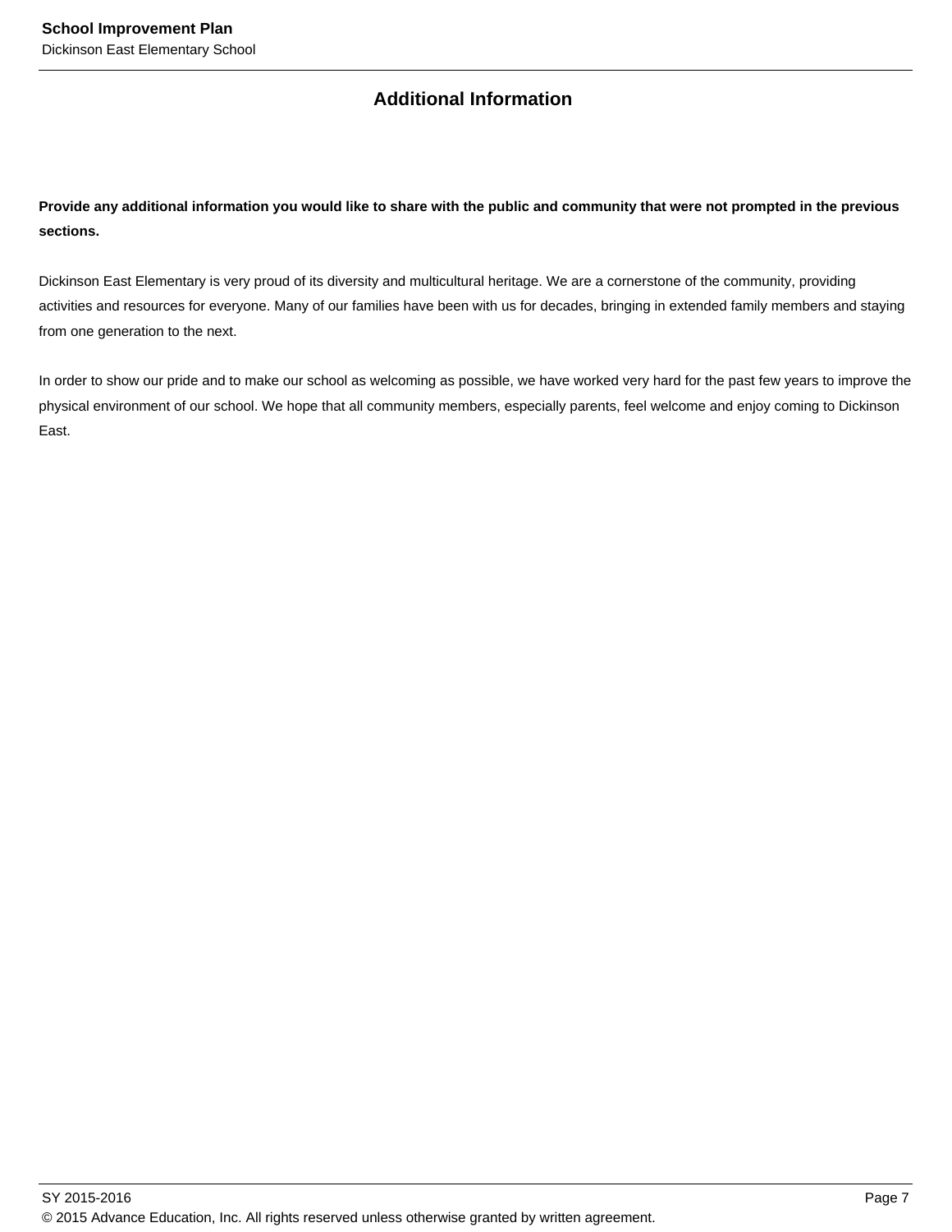## Additional Information

**Provide any additional information you would like to share with the public and community that were not prompted in the previous sections.**

Dickinson East Elementary is very proud of its diversity and multicultural heritage. We are a cornerstone of the community, providing activities and resources for everyone. Many of our families have been with us for decades, bringing in extended family members and staying from one generation to the next.

In order to show our pride and to make our school as welcoming as possible, we have worked very hard for the past few years to improve the physical environment of our school. We hope that all community members, especially parents, feel welcome and enjoy coming to Dickinson East.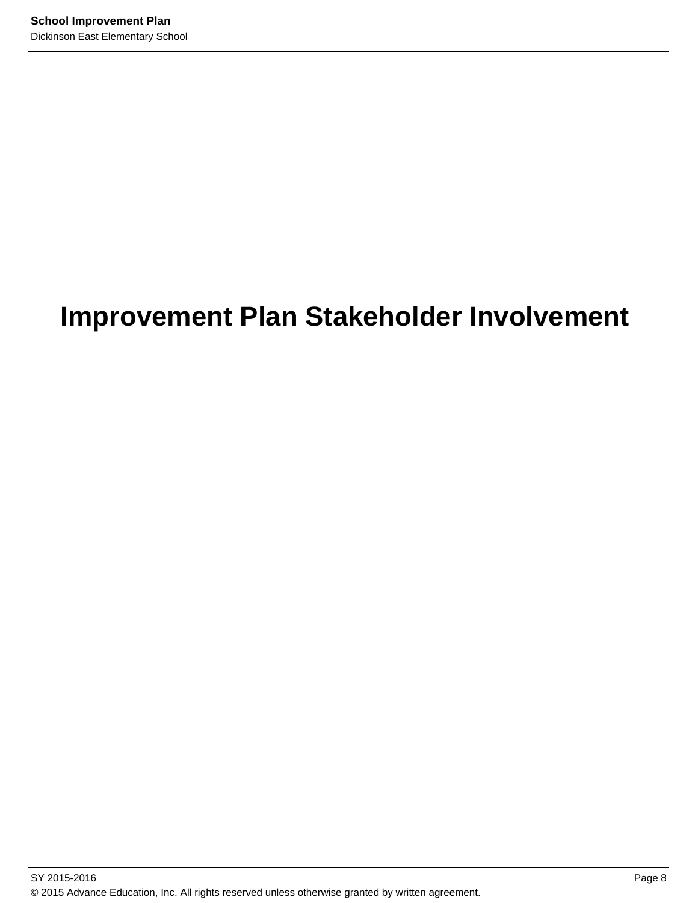# Improvement Plan Stakeholder Involvement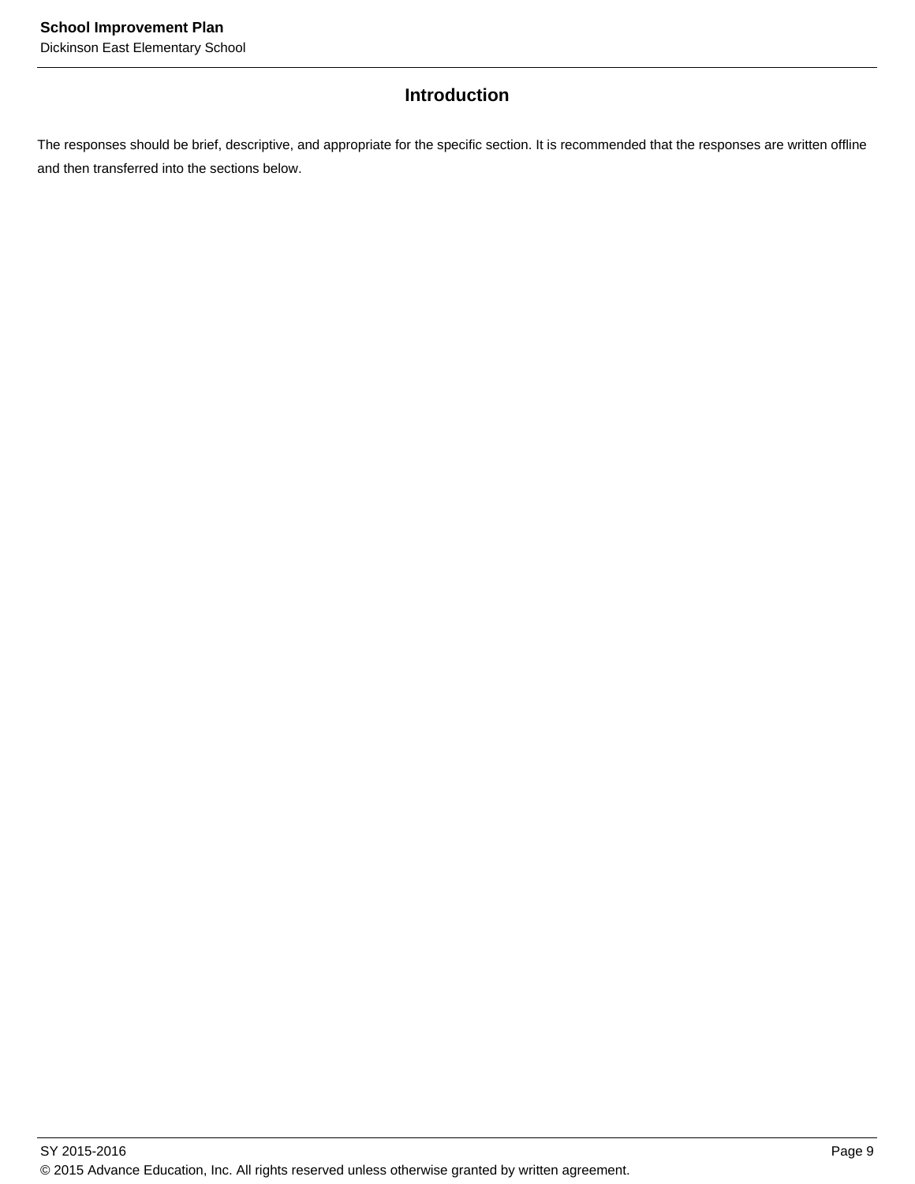## Introduction

The responses should be brief, descriptive, and appropriate for the specific section. It is recommended that the responses are written offline and then transferred into the sections below.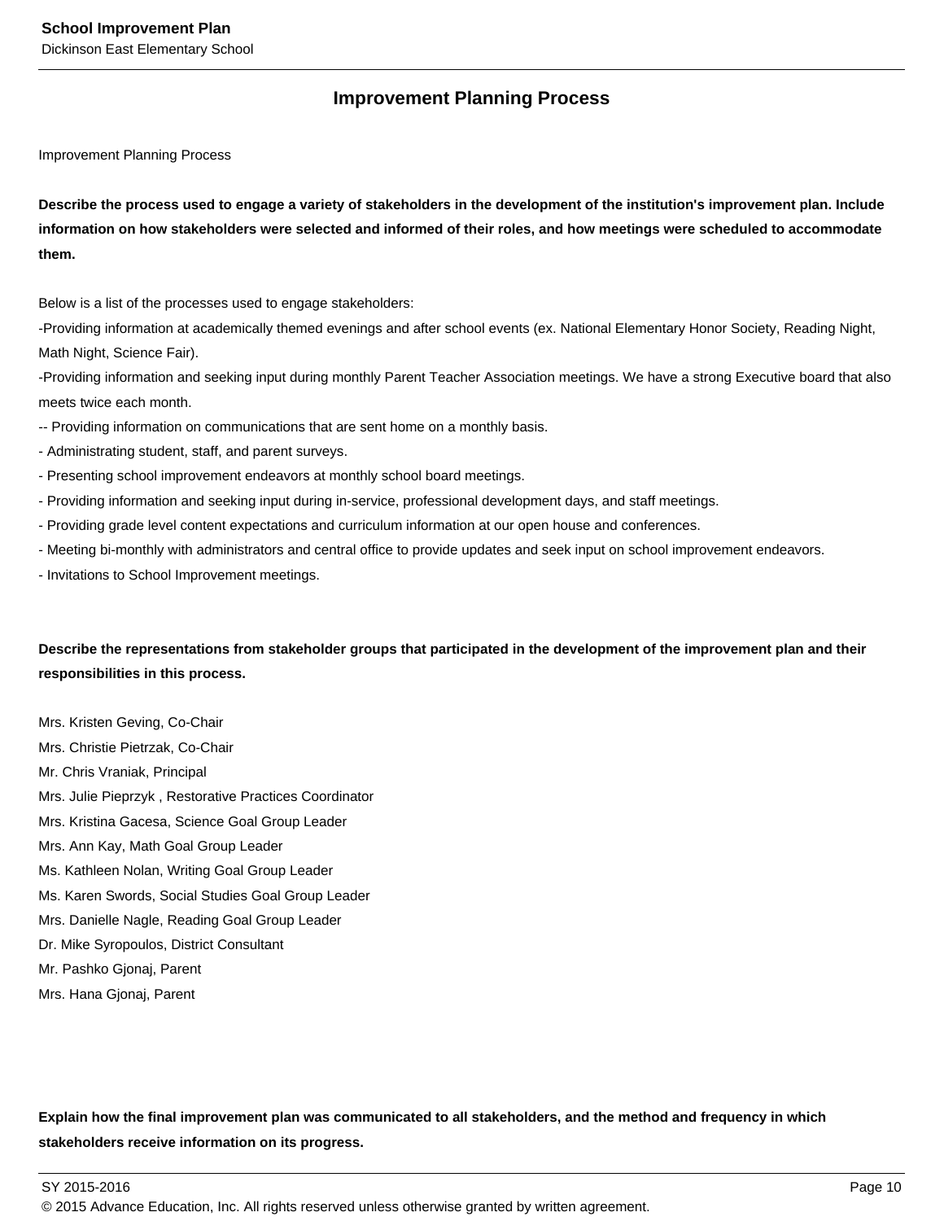## Improvement Planning Process

Improvement Planning Process

**Describe the process used to engage a variety of stakeholders in the development of the institution's improvement plan. Include information on how stakeholders were selected and informed of their roles, and how meetings were scheduled to accommodate them.**

Below is a list of the processes used to engage stakeholders:
-Providing information at academically themed evenings and after school events (ex. National Elementary Honor Society, Reading Night, Math Night, Science Fair).
-Providing information and seeking input during monthly Parent Teacher Association meetings. We have a strong Executive board that also meets twice each month.
-- Providing information on communications that are sent home on a monthly basis.
- Administrating student, staff, and parent surveys.
- Presenting school improvement endeavors at monthly school board meetings.
- Providing information and seeking input during in-service, professional development days, and staff meetings.
- Providing grade level content expectations and curriculum information at our open house and conferences.
- Meeting bi-monthly with administrators and central office to provide updates and seek input on school improvement endeavors.
- Invitations to School Improvement meetings.

**Describe the representations from stakeholder groups that participated in the development of the improvement plan and their responsibilities in this process.**

Mrs. Kristen Geving, Co-Chair
Mrs. Christie Pietrzak, Co-Chair
Mr. Chris Vraniak, Principal
Mrs. Julie Pieprzyk , Restorative Practices Coordinator
Mrs. Kristina Gacesa, Science Goal Group Leader
Mrs. Ann Kay, Math Goal Group Leader
Ms. Kathleen Nolan, Writing Goal Group Leader
Ms. Karen Swords, Social Studies Goal Group Leader
Mrs. Danielle Nagle, Reading Goal Group Leader
Dr. Mike Syropoulos, District Consultant
Mr. Pashko Gjonaj, Parent
Mrs. Hana Gjonaj, Parent

**Explain how the final improvement plan was communicated to all stakeholders, and the method and frequency in which stakeholders receive information on its progress.**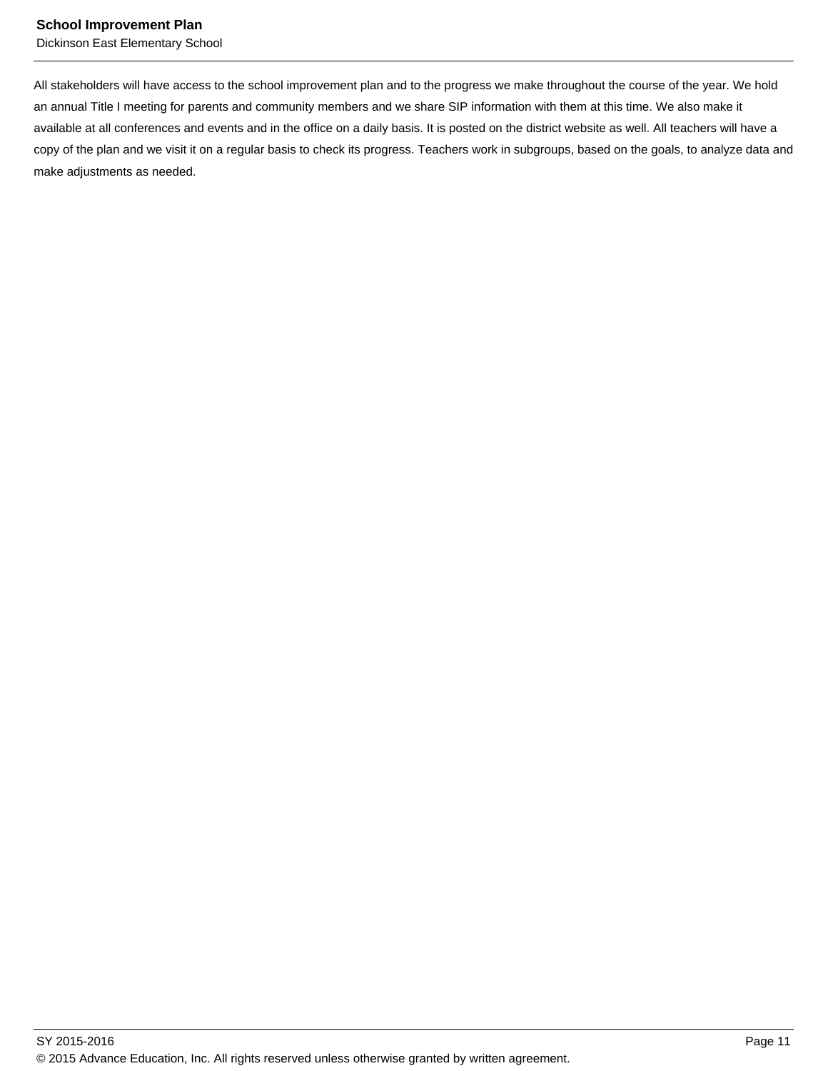All stakeholders will have access to the school improvement plan and to the progress we make throughout the course of the year. We hold an annual Title I meeting for parents and community members and we share SIP information with them at this time. We also make it available at all conferences and events and in the office on a daily basis. It is posted on the district website as well. All teachers will have a copy of the plan and we visit it on a regular basis to check its progress. Teachers work in subgroups, based on the goals, to analyze data and make adjustments as needed.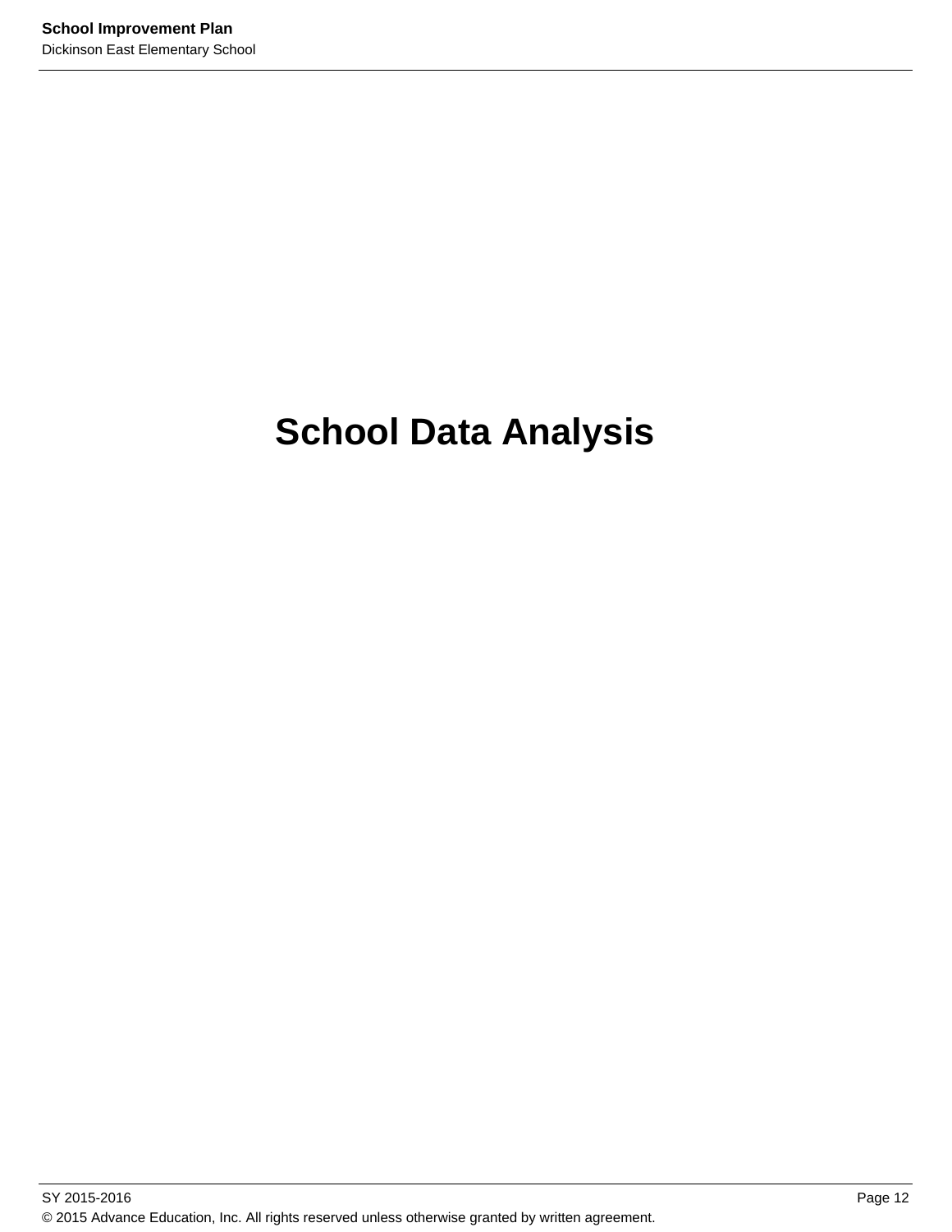# School Data Analysis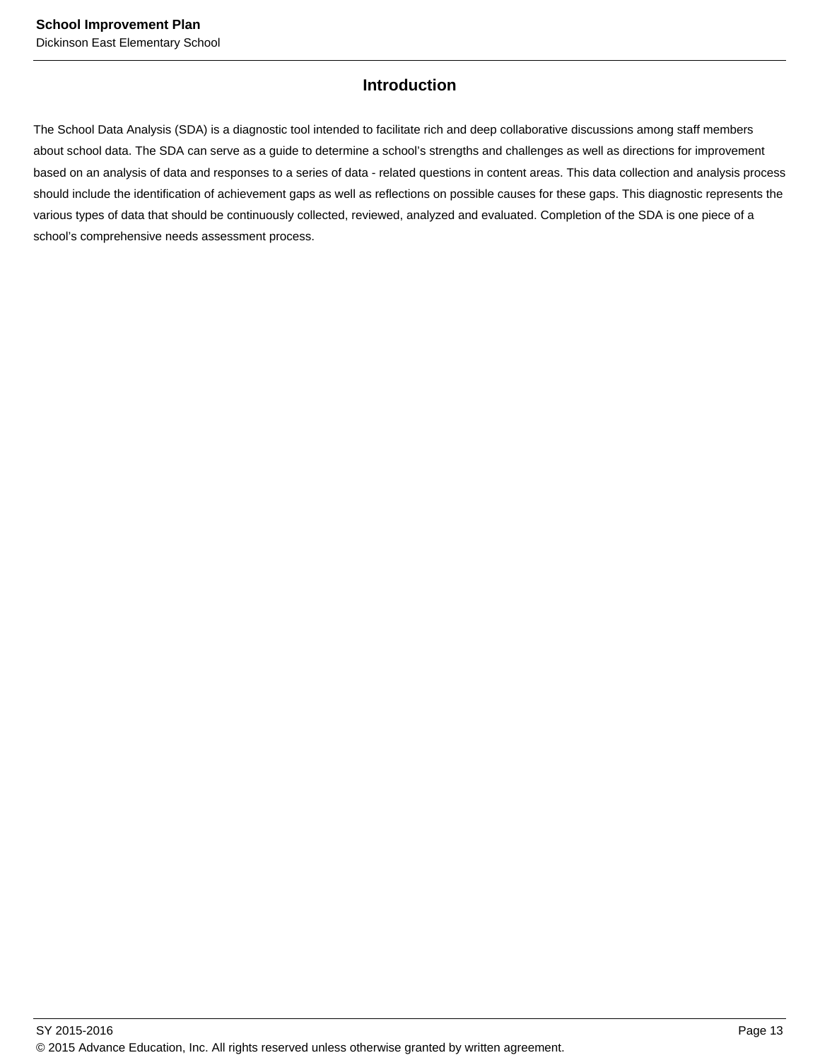## Introduction

The School Data Analysis (SDA) is a diagnostic tool intended to facilitate rich and deep collaborative discussions among staff members about school data. The SDA can serve as a guide to determine a school's strengths and challenges as well as directions for improvement based on an analysis of data and responses to a series of data - related questions in content areas. This data collection and analysis process should include the identification of achievement gaps as well as reflections on possible causes for these gaps. This diagnostic represents the various types of data that should be continuously collected, reviewed, analyzed and evaluated. Completion of the SDA is one piece of a school's comprehensive needs assessment process.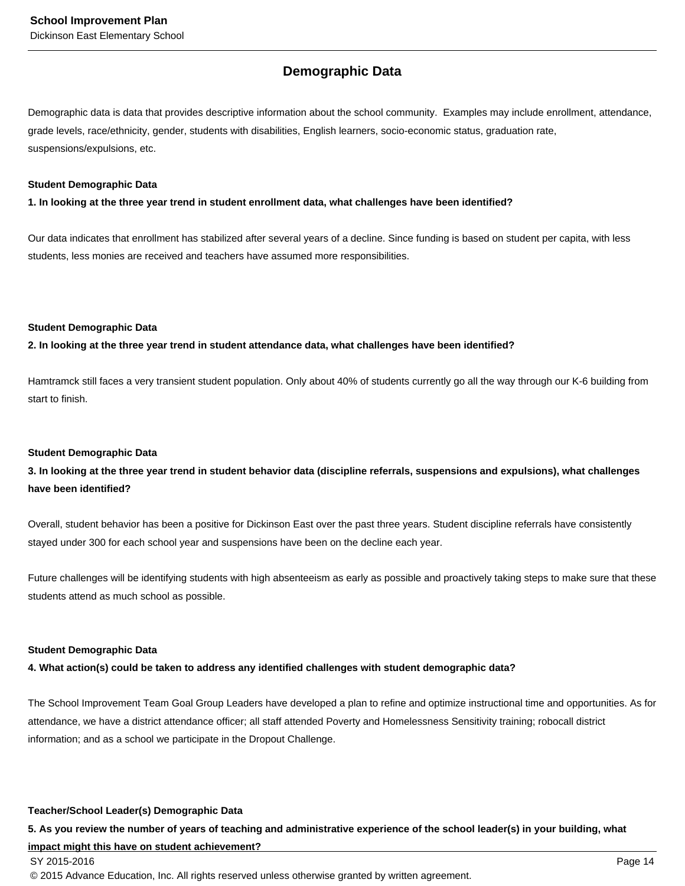## Demographic Data

Demographic data is data that provides descriptive information about the school community. Examples may include enrollment, attendance, grade levels, race/ethnicity, gender, students with disabilities, English learners, socio-economic status, graduation rate, suspensions/expulsions, etc.

**Student Demographic Data**

**1. In looking at the three year trend in student enrollment data, what challenges have been identified?**

Our data indicates that enrollment has stabilized after several years of a decline. Since funding is based on student per capita, with less students, less monies are received and teachers have assumed more responsibilities.

**Student Demographic Data**

**2. In looking at the three year trend in student attendance data, what challenges have been identified?**

Hamtramck still faces a very transient student population. Only about 40% of students currently go all the way through our K-6 building from start to finish.

**Student Demographic Data**

**3. In looking at the three year trend in student behavior data (discipline referrals, suspensions and expulsions), what challenges have been identified?**

Overall, student behavior has been a positive for Dickinson East over the past three years. Student discipline referrals have consistently stayed under 300 for each school year and suspensions have been on the decline each year.

Future challenges will be identifying students with high absenteeism as early as possible and proactively taking steps to make sure that these students attend as much school as possible.

**Student Demographic Data**

**4. What action(s) could be taken to address any identified challenges with student demographic data?**

The School Improvement Team Goal Group Leaders have developed a plan to refine and optimize instructional time and opportunities. As for attendance, we have a district attendance officer; all staff attended Poverty and Homelessness Sensitivity training; robocall district information; and as a school we participate in the Dropout Challenge.

**Teacher/School Leader(s) Demographic Data**

**5. As you review the number of years of teaching and administrative experience of the school leader(s) in your building, what impact might this have on student achievement?**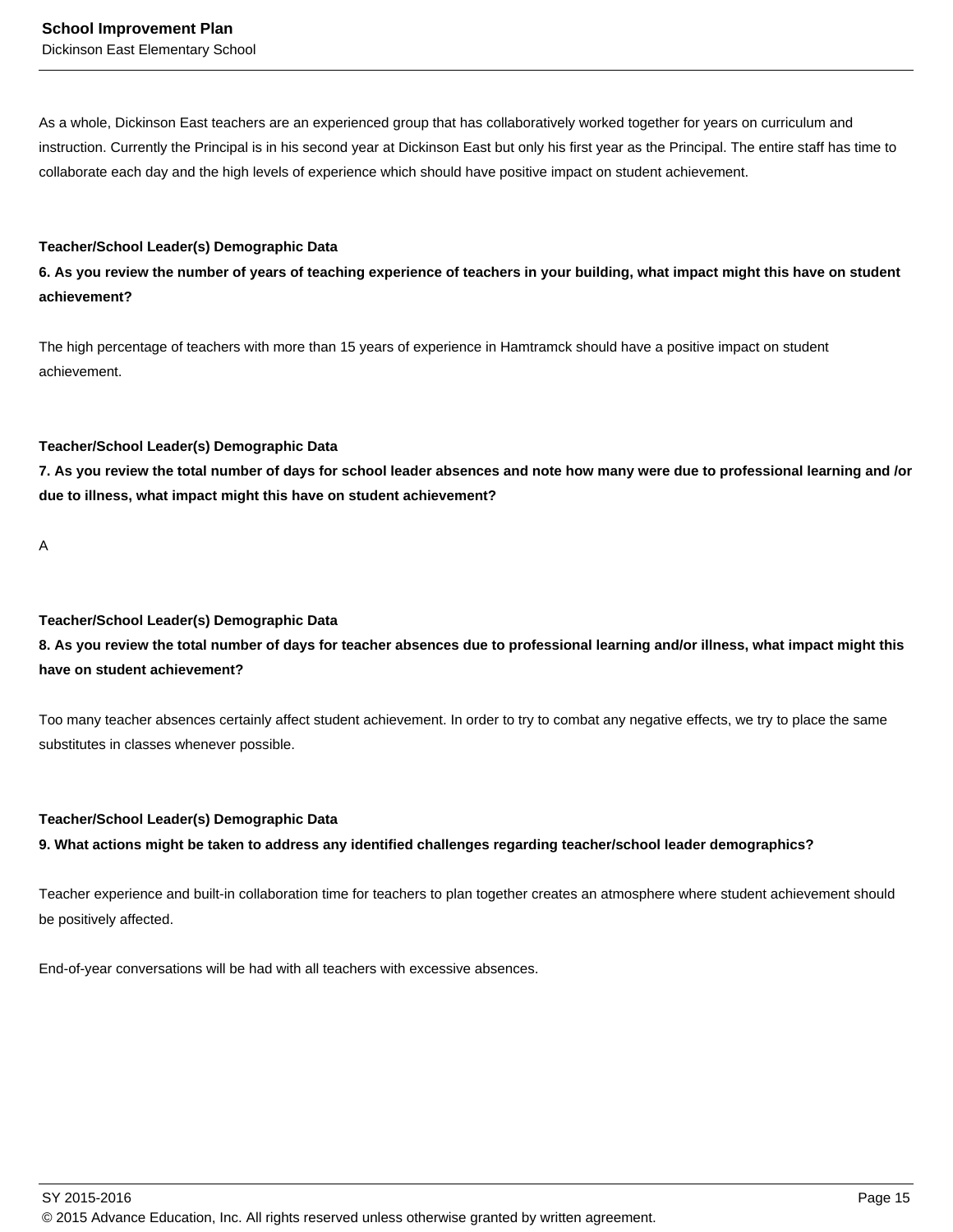As a whole, Dickinson East teachers are an experienced group that has collaboratively worked together for years on curriculum and instruction. Currently the Principal is in his second year at Dickinson East but only his first year as the Principal. The entire staff has time to collaborate each day and the high levels of experience which should have positive impact on student achievement.

**Teacher/School Leader(s) Demographic Data**

**6. As you review the number of years of teaching experience of teachers in your building, what impact might this have on student achievement?**

The high percentage of teachers with more than 15 years of experience in Hamtramck should have a positive impact on student achievement.

**Teacher/School Leader(s) Demographic Data**

**7. As you review the total number of days for school leader absences and note how many were due to professional learning and /or due to illness, what impact might this have on student achievement?**

A

**Teacher/School Leader(s) Demographic Data**

**8. As you review the total number of days for teacher absences due to professional learning and/or illness, what impact might this have on student achievement?**

Too many teacher absences certainly affect student achievement. In order to try to combat any negative effects, we try to place the same substitutes in classes whenever possible.

**Teacher/School Leader(s) Demographic Data**

**9. What actions might be taken to address any identified challenges regarding teacher/school leader demographics?**

Teacher experience and built-in collaboration time for teachers to plan together creates an atmosphere where student achievement should be positively affected.

End-of-year conversations will be had with all teachers with excessive absences.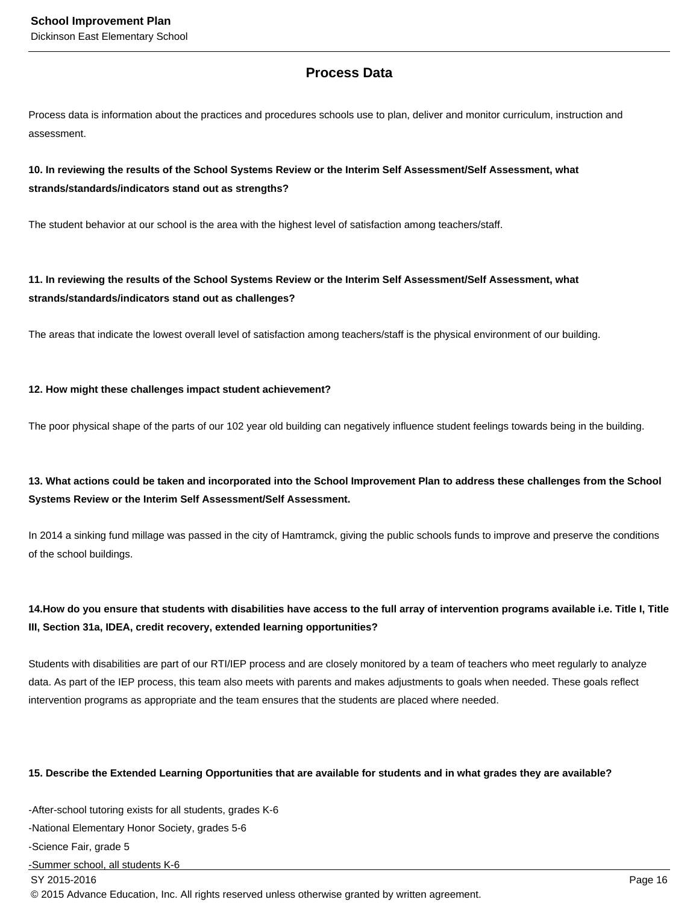## Process Data

Process data is information about the practices and procedures schools use to plan, deliver and monitor curriculum, instruction and assessment.

**10. In reviewing the results of the School Systems Review or the Interim Self Assessment/Self Assessment, what strands/standards/indicators stand out as strengths?**

The student behavior at our school is the area with the highest level of satisfaction among teachers/staff.

**11. In reviewing the results of the School Systems Review or the Interim Self Assessment/Self Assessment, what strands/standards/indicators stand out as challenges?**

The areas that indicate the lowest overall level of satisfaction among teachers/staff is the physical environment of our building.

**12. How might these challenges impact student achievement?**

The poor physical shape of the parts of our 102 year old building can negatively influence student feelings towards being in the building.

**13. What actions could be taken and incorporated into the School Improvement Plan to address these challenges from the School Systems Review or the Interim Self Assessment/Self Assessment.**

In 2014 a sinking fund millage was passed in the city of Hamtramck, giving the public schools funds to improve and preserve the conditions of the school buildings.

**14.How do you ensure that students with disabilities have access to the full array of intervention programs available i.e. Title I, Title III, Section 31a, IDEA, credit recovery, extended learning opportunities?**

Students with disabilities are part of our RTI/IEP process and are closely monitored by a team of teachers who meet regularly to analyze data. As part of the IEP process, this team also meets with parents and makes adjustments to goals when needed. These goals reflect intervention programs as appropriate and the team ensures that the students are placed where needed.

**15. Describe the Extended Learning Opportunities that are available for students and in what grades they are available?**

-After-school tutoring exists for all students, grades K-6
-National Elementary Honor Society, grades 5-6
-Science Fair, grade 5
-Summer school, all students K-6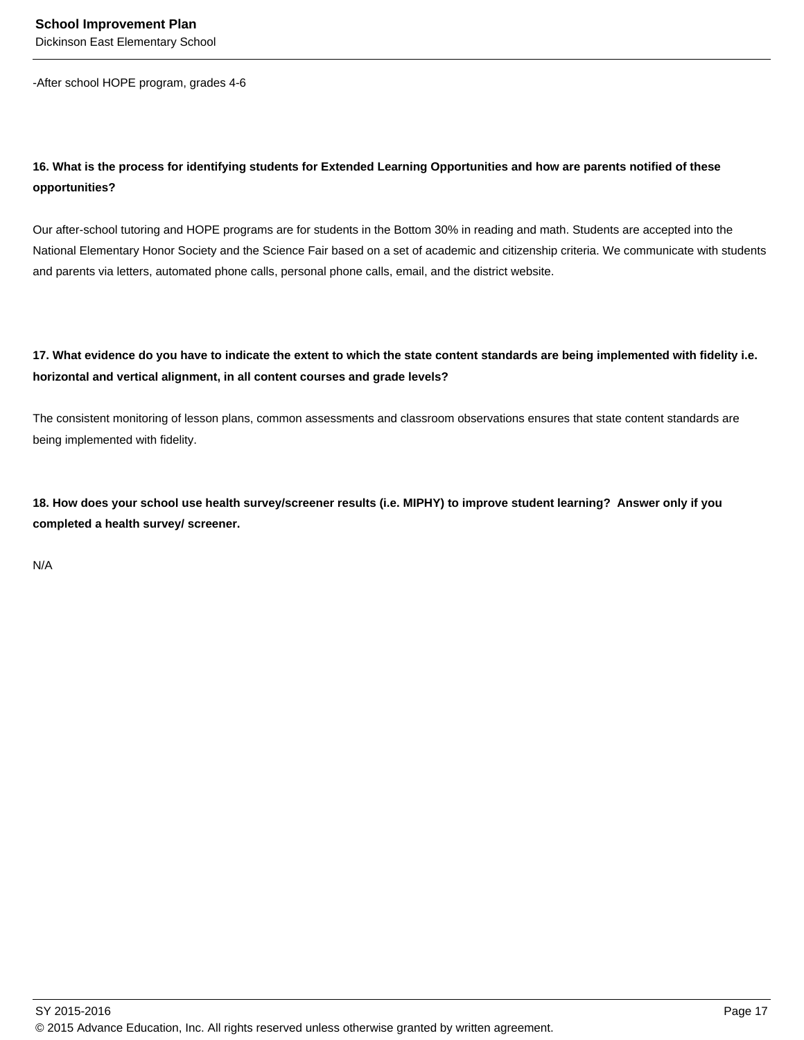-After school HOPE program, grades 4-6

**16. What is the process for identifying students for Extended Learning Opportunities and how are parents notified of these opportunities?**

Our after-school tutoring and HOPE programs are for students in the Bottom 30% in reading and math. Students are accepted into the National Elementary Honor Society and the Science Fair based on a set of academic and citizenship criteria. We communicate with students and parents via letters, automated phone calls, personal phone calls, email, and the district website.

**17. What evidence do you have to indicate the extent to which the state content standards are being implemented with fidelity i.e. horizontal and vertical alignment, in all content courses and grade levels?**

The consistent monitoring of lesson plans, common assessments and classroom observations ensures that state content standards are being implemented with fidelity.

**18. How does your school use health survey/screener results (i.e. MIPHY) to improve student learning? Answer only if you completed a health survey/ screener.**

N/A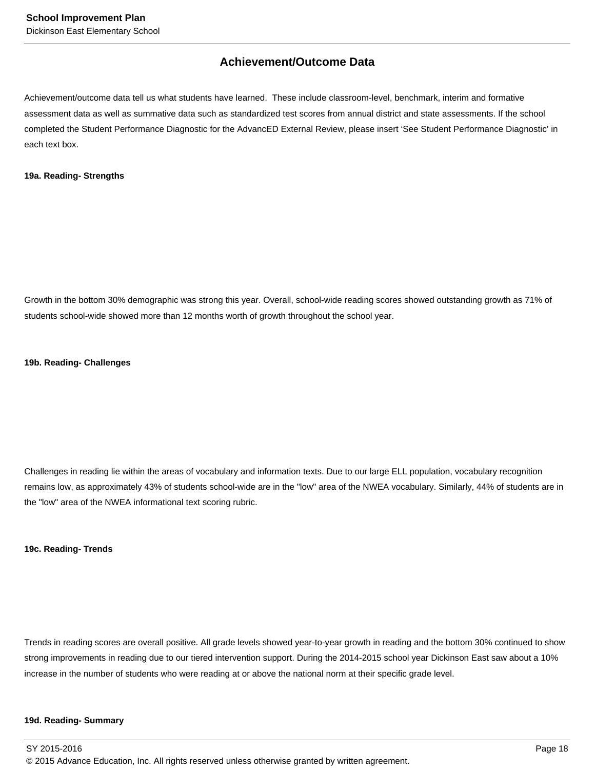## Achievement/Outcome Data

Achievement/outcome data tell us what students have learned. These include classroom-level, benchmark, interim and formative assessment data as well as summative data such as standardized test scores from annual district and state assessments. If the school completed the Student Performance Diagnostic for the AdvancED External Review, please insert 'See Student Performance Diagnostic' in each text box.

**19a. Reading- Strengths**

Growth in the bottom 30% demographic was strong this year. Overall, school-wide reading scores showed outstanding growth as 71% of students school-wide showed more than 12 months worth of growth throughout the school year.

**19b. Reading- Challenges**

Challenges in reading lie within the areas of vocabulary and information texts. Due to our large ELL population, vocabulary recognition remains low, as approximately 43% of students school-wide are in the "low" area of the NWEA vocabulary. Similarly, 44% of students are in the "low" area of the NWEA informational text scoring rubric.

**19c. Reading- Trends**

Trends in reading scores are overall positive. All grade levels showed year-to-year growth in reading and the bottom 30% continued to show strong improvements in reading due to our tiered intervention support. During the 2014-2015 school year Dickinson East saw about a 10% increase in the number of students who were reading at or above the national norm at their specific grade level.

**19d. Reading- Summary**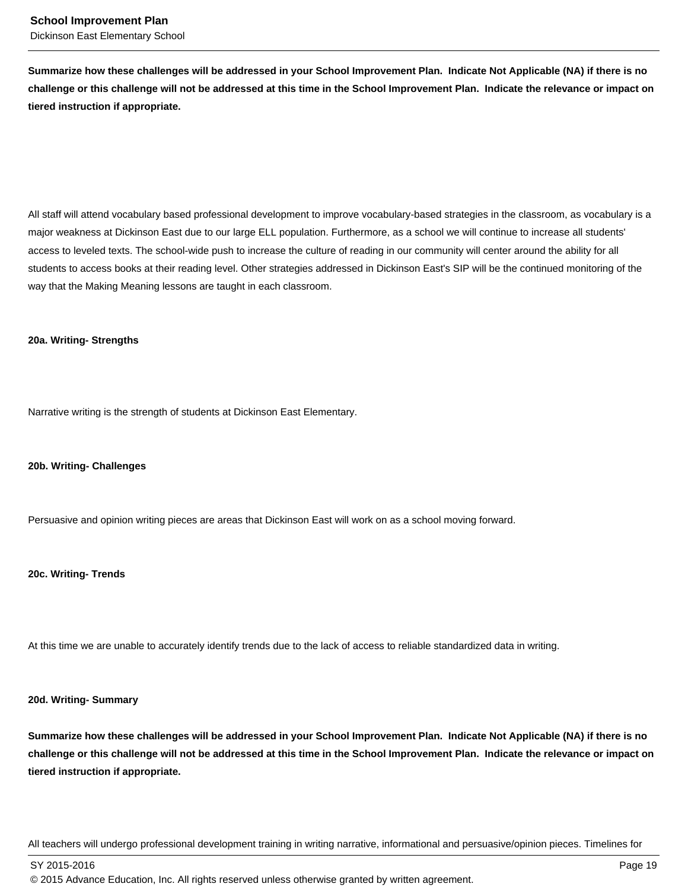**Summarize how these challenges will be addressed in your School Improvement Plan. Indicate Not Applicable (NA) if there is no challenge or this challenge will not be addressed at this time in the School Improvement Plan. Indicate the relevance or impact on tiered instruction if appropriate.**

All staff will attend vocabulary based professional development to improve vocabulary-based strategies in the classroom, as vocabulary is a major weakness at Dickinson East due to our large ELL population. Furthermore, as a school we will continue to increase all students' access to leveled texts. The school-wide push to increase the culture of reading in our community will center around the ability for all students to access books at their reading level. Other strategies addressed in Dickinson East's SIP will be the continued monitoring of the way that the Making Meaning lessons are taught in each classroom.

**20a. Writing- Strengths**

Narrative writing is the strength of students at Dickinson East Elementary.

**20b. Writing- Challenges**

Persuasive and opinion writing pieces are areas that Dickinson East will work on as a school moving forward.

**20c. Writing- Trends**

At this time we are unable to accurately identify trends due to the lack of access to reliable standardized data in writing.

**20d. Writing- Summary**

**Summarize how these challenges will be addressed in your School Improvement Plan. Indicate Not Applicable (NA) if there is no challenge or this challenge will not be addressed at this time in the School Improvement Plan. Indicate the relevance or impact on tiered instruction if appropriate.**

All teachers will undergo professional development training in writing narrative, informational and persuasive/opinion pieces. Timelines for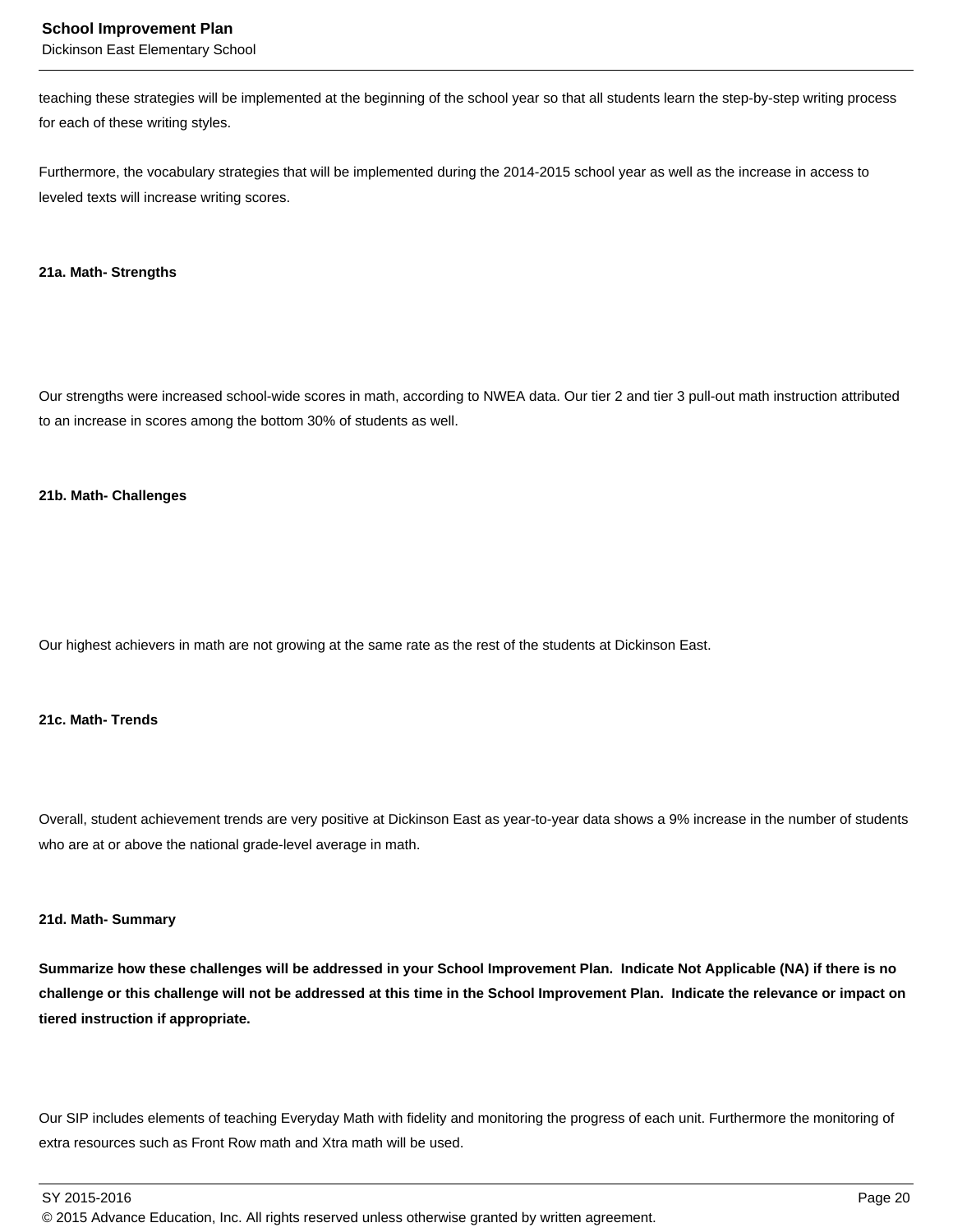teaching these strategies will be implemented at the beginning of the school year so that all students learn the step-by-step writing process for each of these writing styles.

Furthermore, the vocabulary strategies that will be implemented during the 2014-2015 school year as well as the increase in access to leveled texts will increase writing scores.

**21a. Math- Strengths**

Our strengths were increased school-wide scores in math, according to NWEA data. Our tier 2 and tier 3 pull-out math instruction attributed to an increase in scores among the bottom 30% of students as well.

**21b. Math- Challenges**

Our highest achievers in math are not growing at the same rate as the rest of the students at Dickinson East.

**21c. Math- Trends**

Overall, student achievement trends are very positive at Dickinson East as year-to-year data shows a 9% increase in the number of students who are at or above the national grade-level average in math.

**21d. Math- Summary**

**Summarize how these challenges will be addressed in your School Improvement Plan. Indicate Not Applicable (NA) if there is no challenge or this challenge will not be addressed at this time in the School Improvement Plan. Indicate the relevance or impact on tiered instruction if appropriate.**

Our SIP includes elements of teaching Everyday Math with fidelity and monitoring the progress of each unit. Furthermore the monitoring of extra resources such as Front Row math and Xtra math will be used.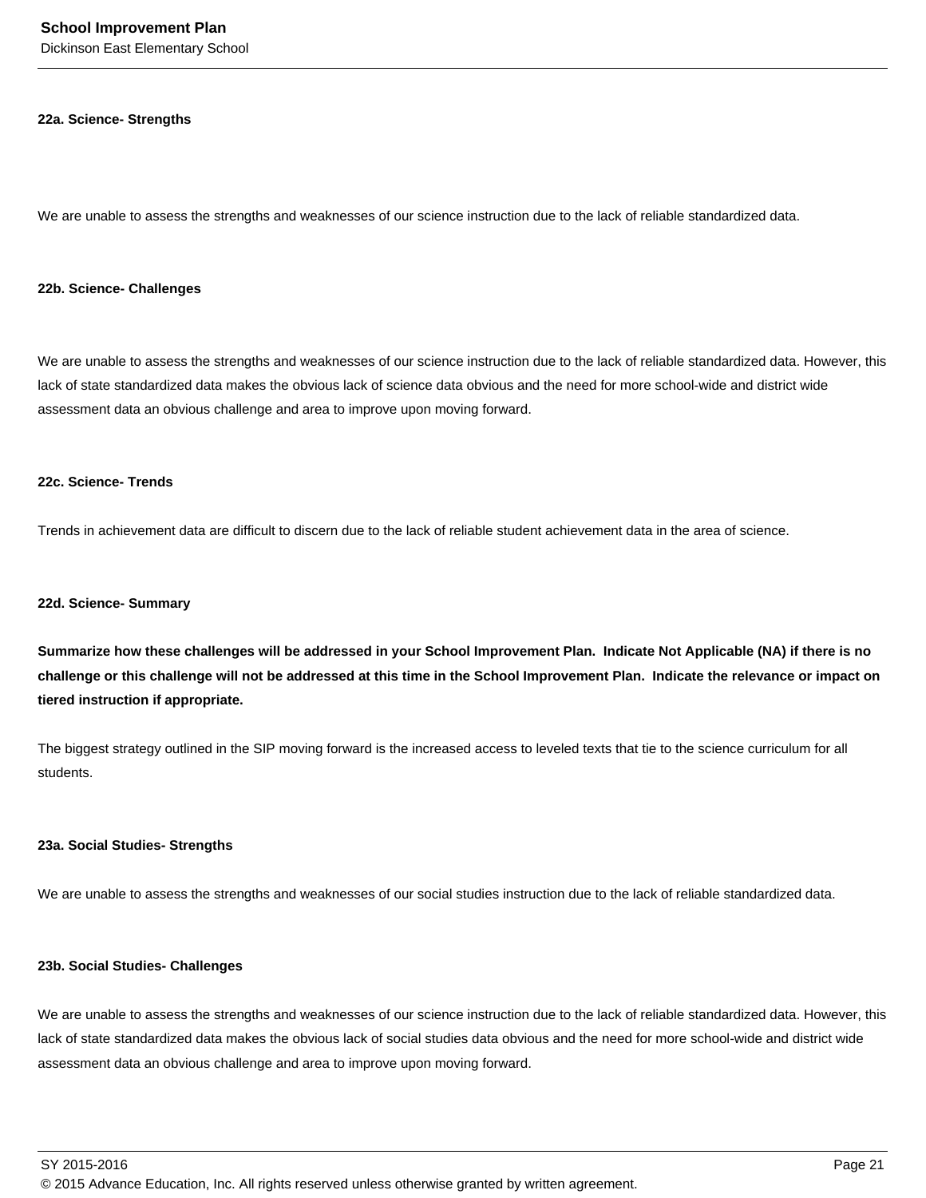**22a. Science- Strengths**

We are unable to assess the strengths and weaknesses of our science instruction due to the lack of reliable standardized data.

**22b. Science- Challenges**

We are unable to assess the strengths and weaknesses of our science instruction due to the lack of reliable standardized data. However, this lack of state standardized data makes the obvious lack of science data obvious and the need for more school-wide and district wide assessment data an obvious challenge and area to improve upon moving forward.

**22c. Science- Trends**

Trends in achievement data are difficult to discern due to the lack of reliable student achievement data in the area of science.

**22d. Science- Summary**

**Summarize how these challenges will be addressed in your School Improvement Plan. Indicate Not Applicable (NA) if there is no challenge or this challenge will not be addressed at this time in the School Improvement Plan. Indicate the relevance or impact on tiered instruction if appropriate.**

The biggest strategy outlined in the SIP moving forward is the increased access to leveled texts that tie to the science curriculum for all students.

**23a. Social Studies- Strengths**

We are unable to assess the strengths and weaknesses of our social studies instruction due to the lack of reliable standardized data.

**23b. Social Studies- Challenges**

We are unable to assess the strengths and weaknesses of our science instruction due to the lack of reliable standardized data. However, this lack of state standardized data makes the obvious lack of social studies data obvious and the need for more school-wide and district wide assessment data an obvious challenge and area to improve upon moving forward.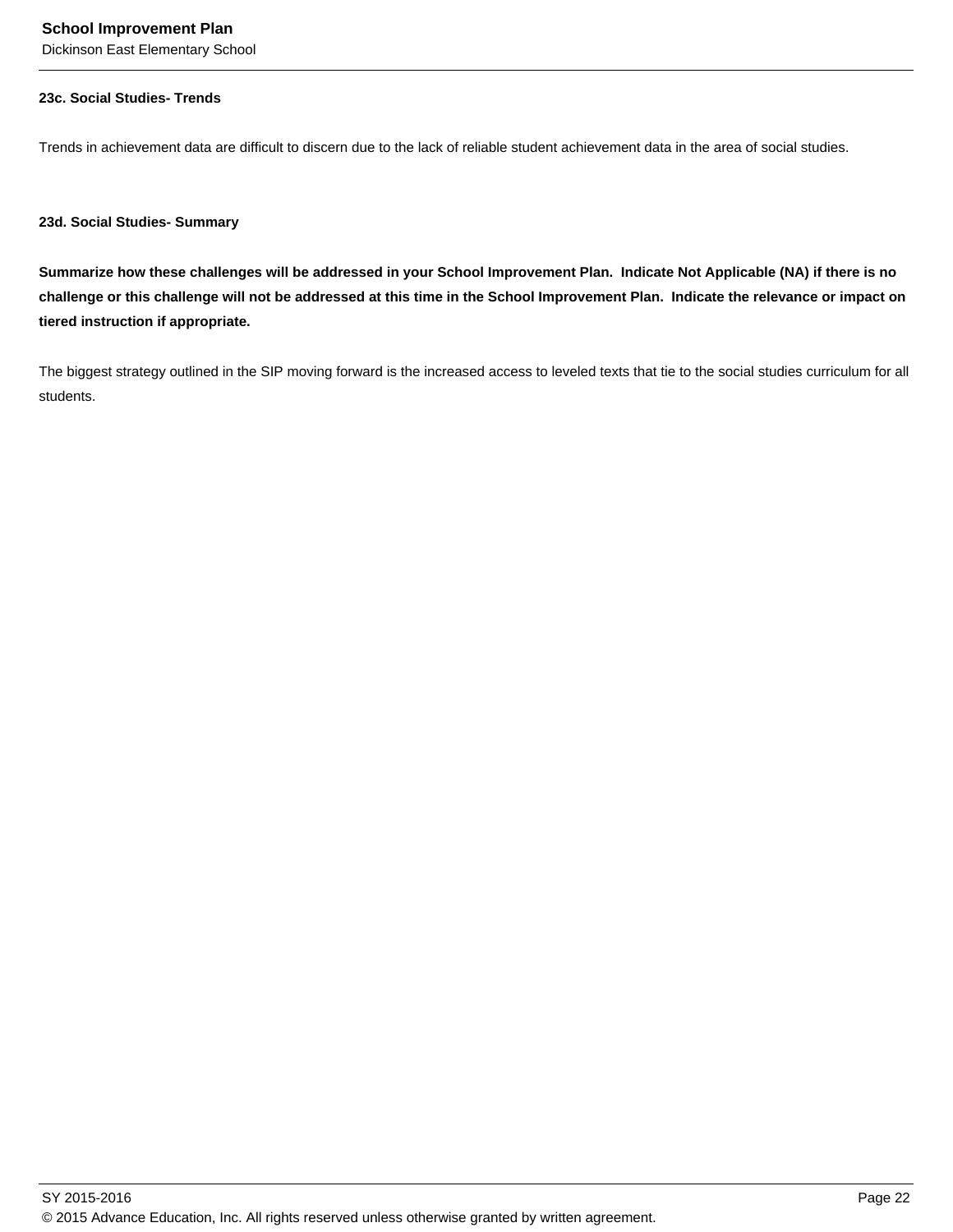### 23c. Social Studies- Trends

Trends in achievement data are difficult to discern due to the lack of reliable student achievement data in the area of social studies.

### 23d. Social Studies- Summary

**Summarize how these challenges will be addressed in your School Improvement Plan. Indicate Not Applicable (NA) if there is no challenge or this challenge will not be addressed at this time in the School Improvement Plan. Indicate the relevance or impact on tiered instruction if appropriate.**

The biggest strategy outlined in the SIP moving forward is the increased access to leveled texts that tie to the social studies curriculum for all students.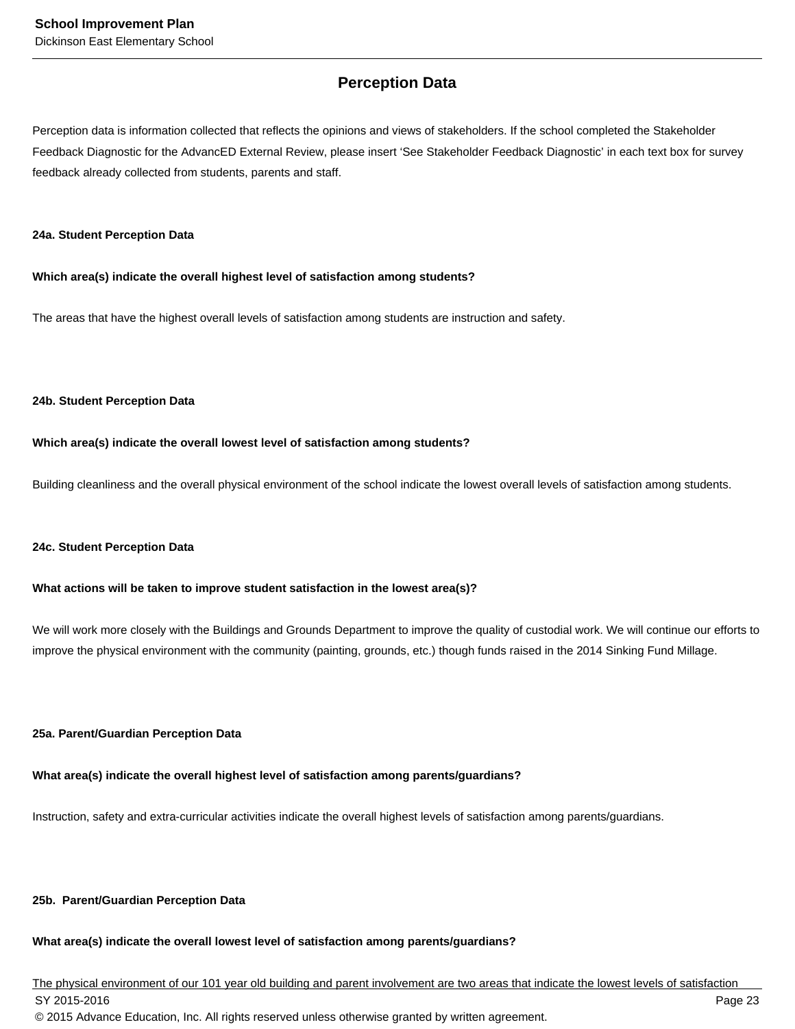## Perception Data

Perception data is information collected that reflects the opinions and views of stakeholders. If the school completed the Stakeholder Feedback Diagnostic for the AdvancED External Review, please insert 'See Stakeholder Feedback Diagnostic' in each text box for survey feedback already collected from students, parents and staff.

### 24a. Student Perception Data

**Which area(s) indicate the overall highest level of satisfaction among students?**

The areas that have the highest overall levels of satisfaction among students are instruction and safety.

### 24b. Student Perception Data

**Which area(s) indicate the overall lowest level of satisfaction among students?**

Building cleanliness and the overall physical environment of the school indicate the lowest overall levels of satisfaction among students.

### 24c. Student Perception Data

**What actions will be taken to improve student satisfaction in the lowest area(s)?**

We will work more closely with the Buildings and Grounds Department to improve the quality of custodial work. We will continue our efforts to improve the physical environment with the community (painting, grounds, etc.) though funds raised in the 2014 Sinking Fund Millage.

### 25a. Parent/Guardian Perception Data

**What area(s) indicate the overall highest level of satisfaction among parents/guardians?**

Instruction, safety and extra-curricular activities indicate the overall highest levels of satisfaction among parents/guardians.

### 25b. Parent/Guardian Perception Data

**What area(s) indicate the overall lowest level of satisfaction among parents/guardians?**

The physical environment of our 101 year old building and parent involvement are two areas that indicate the lowest levels of satisfaction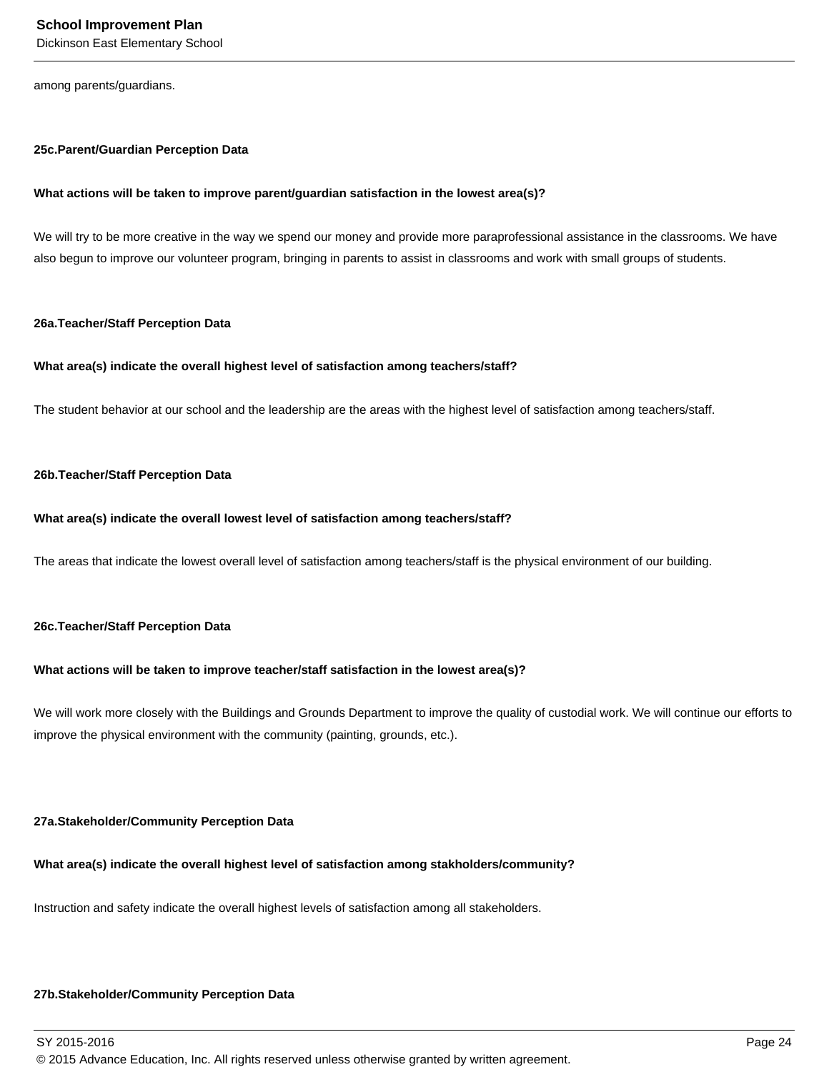among parents/guardians.

**25c.Parent/Guardian Perception Data**

**What actions will be taken to improve parent/guardian satisfaction in the lowest area(s)?**

We will try to be more creative in the way we spend our money and provide more paraprofessional assistance in the classrooms. We have also begun to improve our volunteer program, bringing in parents to assist in classrooms and work with small groups of students.

**26a.Teacher/Staff Perception Data**

**What area(s) indicate the overall highest level of satisfaction among teachers/staff?**

The student behavior at our school and the leadership are the areas with the highest level of satisfaction among teachers/staff.

**26b.Teacher/Staff Perception Data**

**What area(s) indicate the overall lowest level of satisfaction among teachers/staff?**

The areas that indicate the lowest overall level of satisfaction among teachers/staff is the physical environment of our building.

**26c.Teacher/Staff Perception Data**

**What actions will be taken to improve teacher/staff satisfaction in the lowest area(s)?**

We will work more closely with the Buildings and Grounds Department to improve the quality of custodial work. We will continue our efforts to improve the physical environment with the community (painting, grounds, etc.).

**27a.Stakeholder/Community Perception Data**

**What area(s) indicate the overall highest level of satisfaction among stakholders/community?**

Instruction and safety indicate the overall highest levels of satisfaction among all stakeholders.

**27b.Stakeholder/Community Perception Data**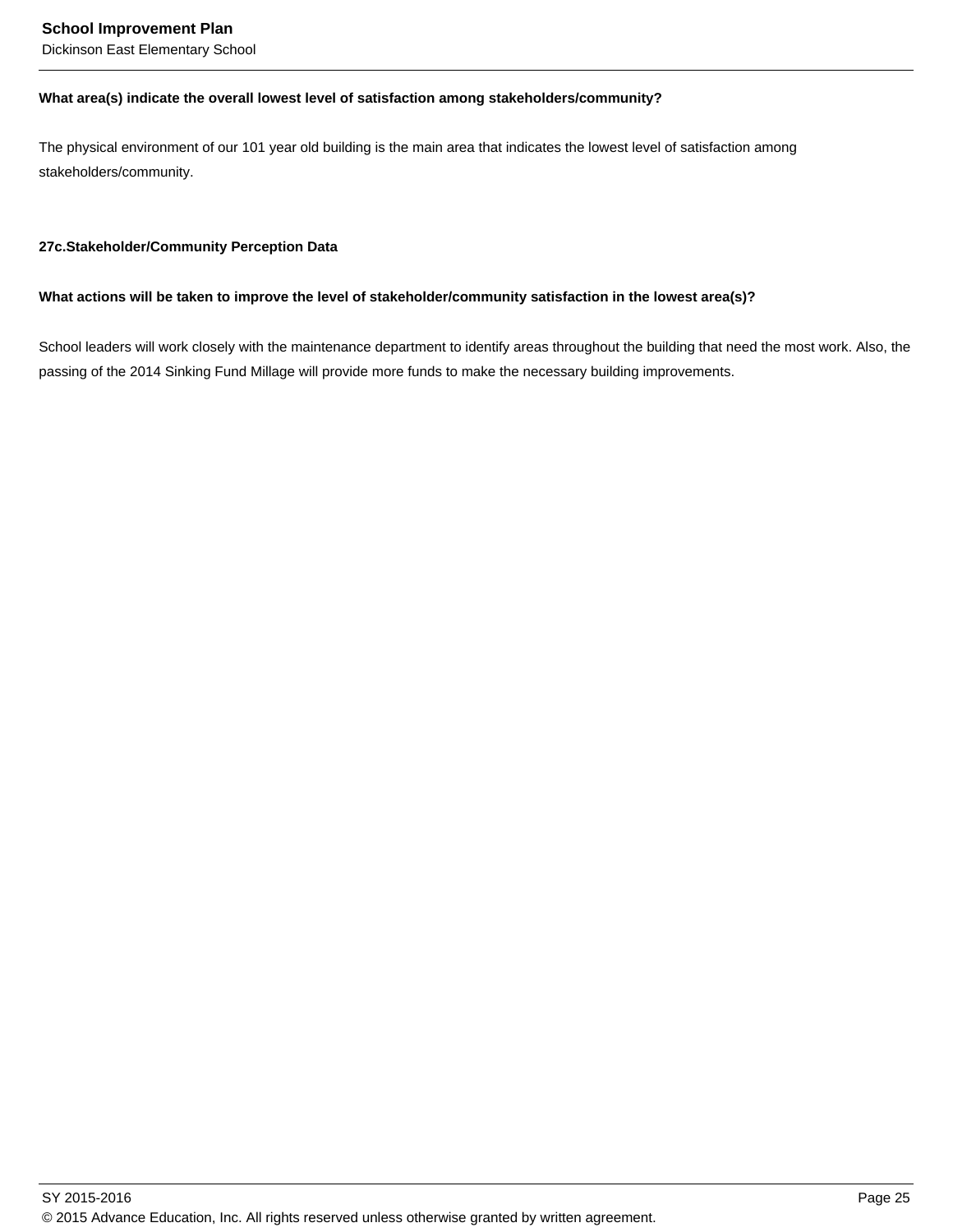**What area(s) indicate the overall lowest level of satisfaction among stakeholders/community?**

The physical environment of our 101 year old building is the main area that indicates the lowest level of satisfaction among stakeholders/community.

**27c.Stakeholder/Community Perception Data**

**What actions will be taken to improve the level of stakeholder/community satisfaction in the lowest area(s)?**

School leaders will work closely with the maintenance department to identify areas throughout the building that need the most work. Also, the passing of the 2014 Sinking Fund Millage will provide more funds to make the necessary building improvements.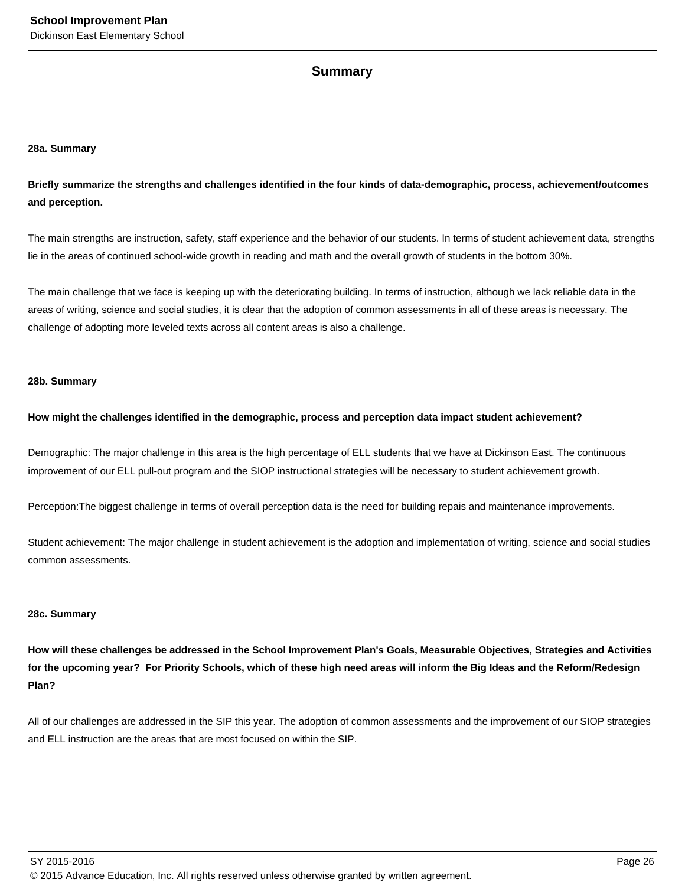## Summary

### 28a. Summary

**Briefly summarize the strengths and challenges identified in the four kinds of data-demographic, process, achievement/outcomes and perception.**

The main strengths are instruction, safety, staff experience and the behavior of our students. In terms of student achievement data, strengths lie in the areas of continued school-wide growth in reading and math and the overall growth of students in the bottom 30%.

The main challenge that we face is keeping up with the deteriorating building. In terms of instruction, although we lack reliable data in the areas of writing, science and social studies, it is clear that the adoption of common assessments in all of these areas is necessary. The challenge of adopting more leveled texts across all content areas is also a challenge.

### 28b. Summary

**How might the challenges identified in the demographic, process and perception data impact student achievement?**

Demographic: The major challenge in this area is the high percentage of ELL students that we have at Dickinson East. The continuous improvement of our ELL pull-out program and the SIOP instructional strategies will be necessary to student achievement growth.

Perception:The biggest challenge in terms of overall perception data is the need for building repais and maintenance improvements.

Student achievement: The major challenge in student achievement is the adoption and implementation of writing, science and social studies common assessments.

### 28c. Summary

**How will these challenges be addressed in the School Improvement Plan's Goals, Measurable Objectives, Strategies and Activities for the upcoming year? For Priority Schools, which of these high need areas will inform the Big Ideas and the Reform/Redesign Plan?**

All of our challenges are addressed in the SIP this year. The adoption of common assessments and the improvement of our SIOP strategies and ELL instruction are the areas that are most focused on within the SIP.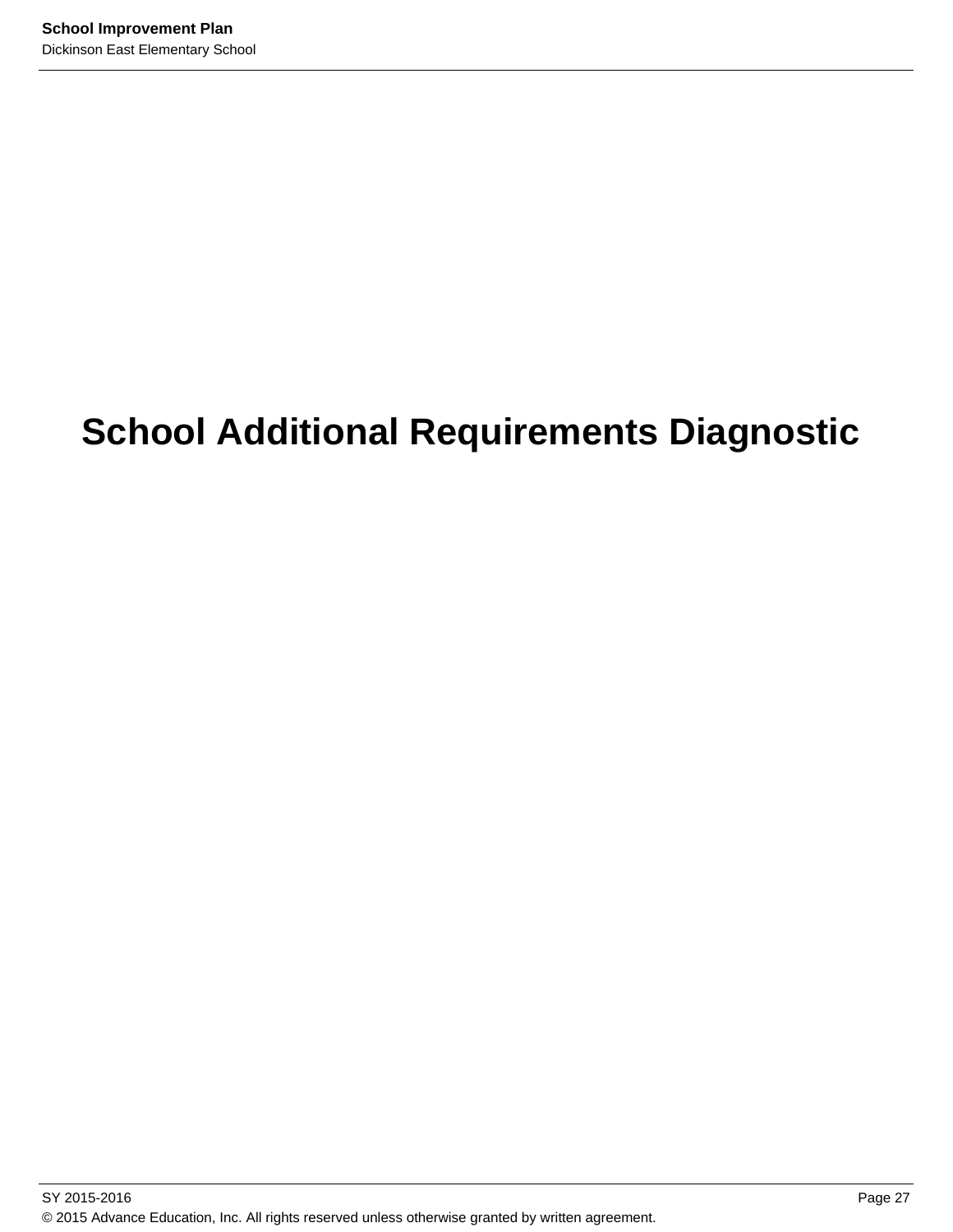# School Additional Requirements Diagnostic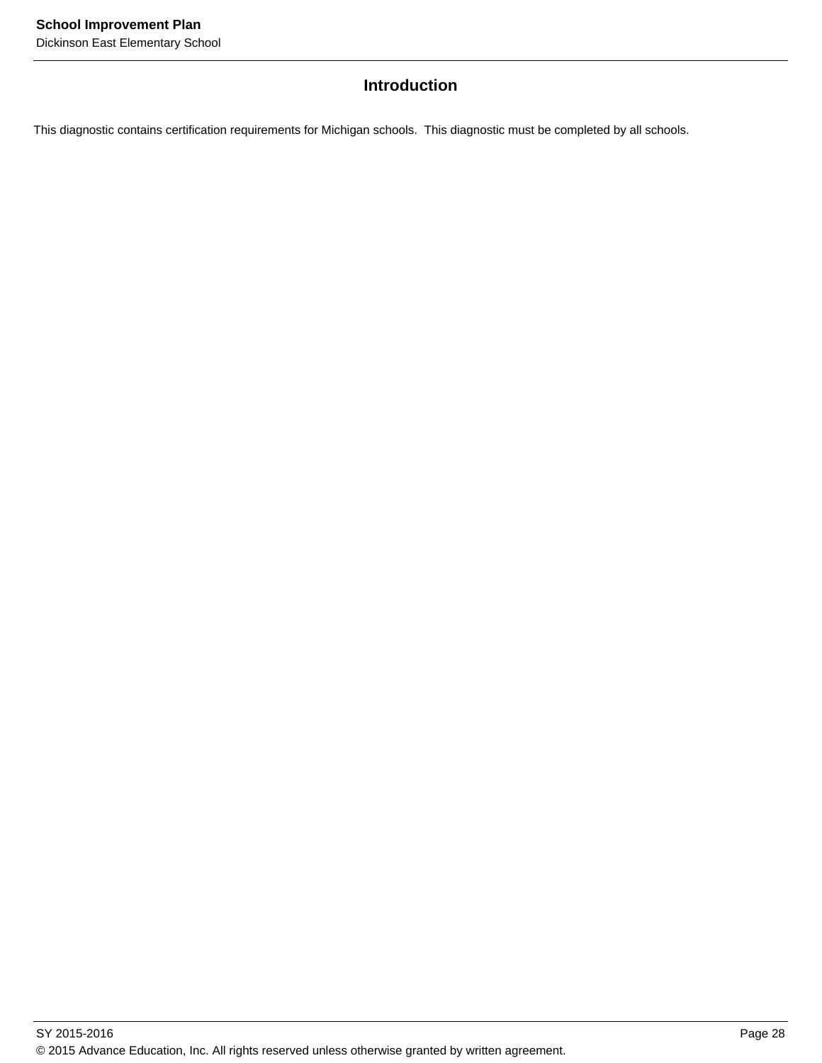## Introduction

This diagnostic contains certification requirements for Michigan schools. This diagnostic must be completed by all schools.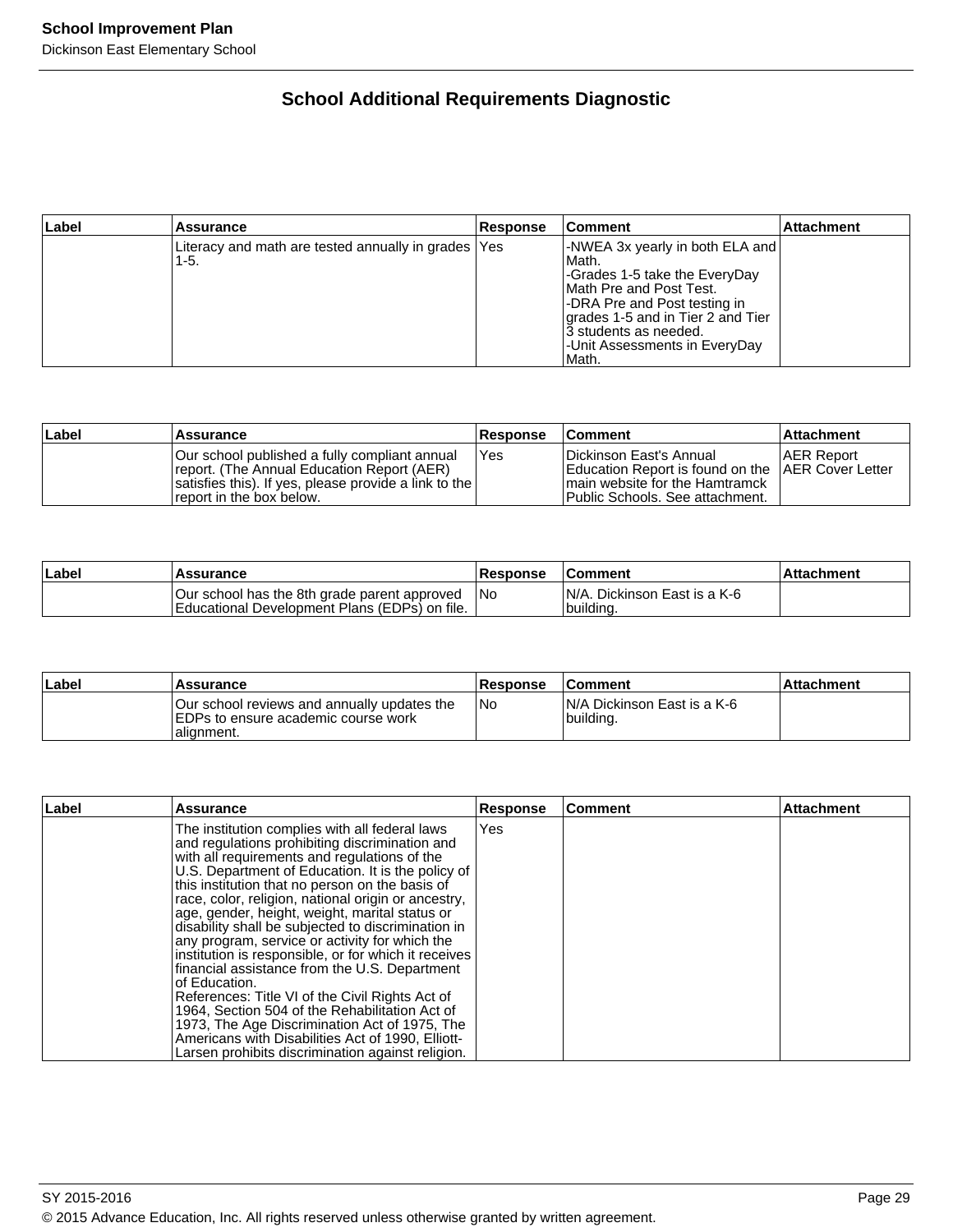## School Additional Requirements Diagnostic

| Label | Assurance | Response | Comment | Attachment |
|---|---|---|---|---|
| | Literacy and math are tested annually in grades 1-5. | Yes | -NWEA 3x yearly in both ELA and Math.<br>-Grades 1-5 take the EveryDay Math Pre and Post Test.<br>-DRA Pre and Post testing in grades 1-5 and in Tier 2 and Tier 3 students as needed.<br>-Unit Assessments in EveryDay Math. | |

| Label | Assurance | Response | Comment | Attachment |
|---|---|---|---|---|
| | Our school published a fully compliant annual report. (The Annual Education Report (AER) satisfies this). If yes, please provide a link to the report in the box below. | Yes | Dickinson East's Annual Education Report is found on the main website for the Hamtramck Public Schools. See attachment. | AER Report<br>AER Cover Letter |

| Label | Assurance | Response | Comment | Attachment |
|---|---|---|---|---|
| | Our school has the 8th grade parent approved Educational Development Plans (EDPs) on file. | No | N/A. Dickinson East is a K-6 building. | |

| Label | Assurance | Response | Comment | Attachment |
|---|---|---|---|---|
| | Our school reviews and annually updates the EDPs to ensure academic course work alignment. | No | N/A Dickinson East is a K-6 building. | |

| Label | Assurance | Response | Comment | Attachment |
|---|---|---|---|---|
| | The institution complies with all federal laws and regulations prohibiting discrimination and with all requirements and regulations of the U.S. Department of Education. It is the policy of this institution that no person on the basis of race, color, religion, national origin or ancestry, age, gender, height, weight, marital status or disability shall be subjected to discrimination in any program, service or activity for which the institution is responsible, or for which it receives financial assistance from the U.S. Department of Education.<br>References: Title VI of the Civil Rights Act of 1964, Section 504 of the Rehabilitation Act of 1973, The Age Discrimination Act of 1975, The Americans with Disabilities Act of 1990, Elliott-Larsen prohibits discrimination against religion. | Yes | | |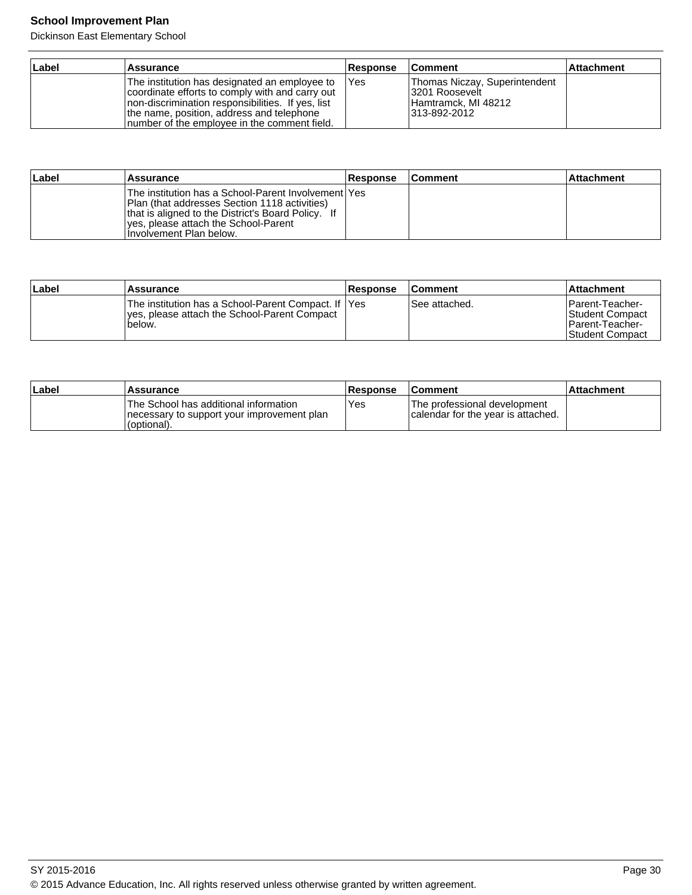| Label | Assurance | Response | Comment | Attachment |
|---|---|---|---|---|
| | The institution has designated an employee to coordinate efforts to comply with and carry out non-discrimination responsibilities. If yes, list the name, position, address and telephone number of the employee in the comment field. | Yes | Thomas Niczay, Superintendent<br>3201 Roosevelt<br>Hamtramck, MI 48212<br>313-892-2012 | |

| Label | Assurance | Response | Comment | Attachment |
|---|---|---|---|---|
| | The institution has a School-Parent Involvement Plan (that addresses Section 1118 activities) that is aligned to the District's Board Policy. If yes, please attach the School-Parent Involvement Plan below. | Yes | | |

| Label | Assurance | Response | Comment | Attachment |
|---|---|---|---|---|
| | The institution has a School-Parent Compact. If yes, please attach the School-Parent Compact below. | Yes | See attached. | Parent-Teacher-Student Compact<br>Parent-Teacher-Student Compact |

| Label | Assurance | Response | Comment | Attachment |
|---|---|---|---|---|
| | The School has additional information necessary to support your improvement plan (optional). | Yes | The professional development calendar for the year is attached. | |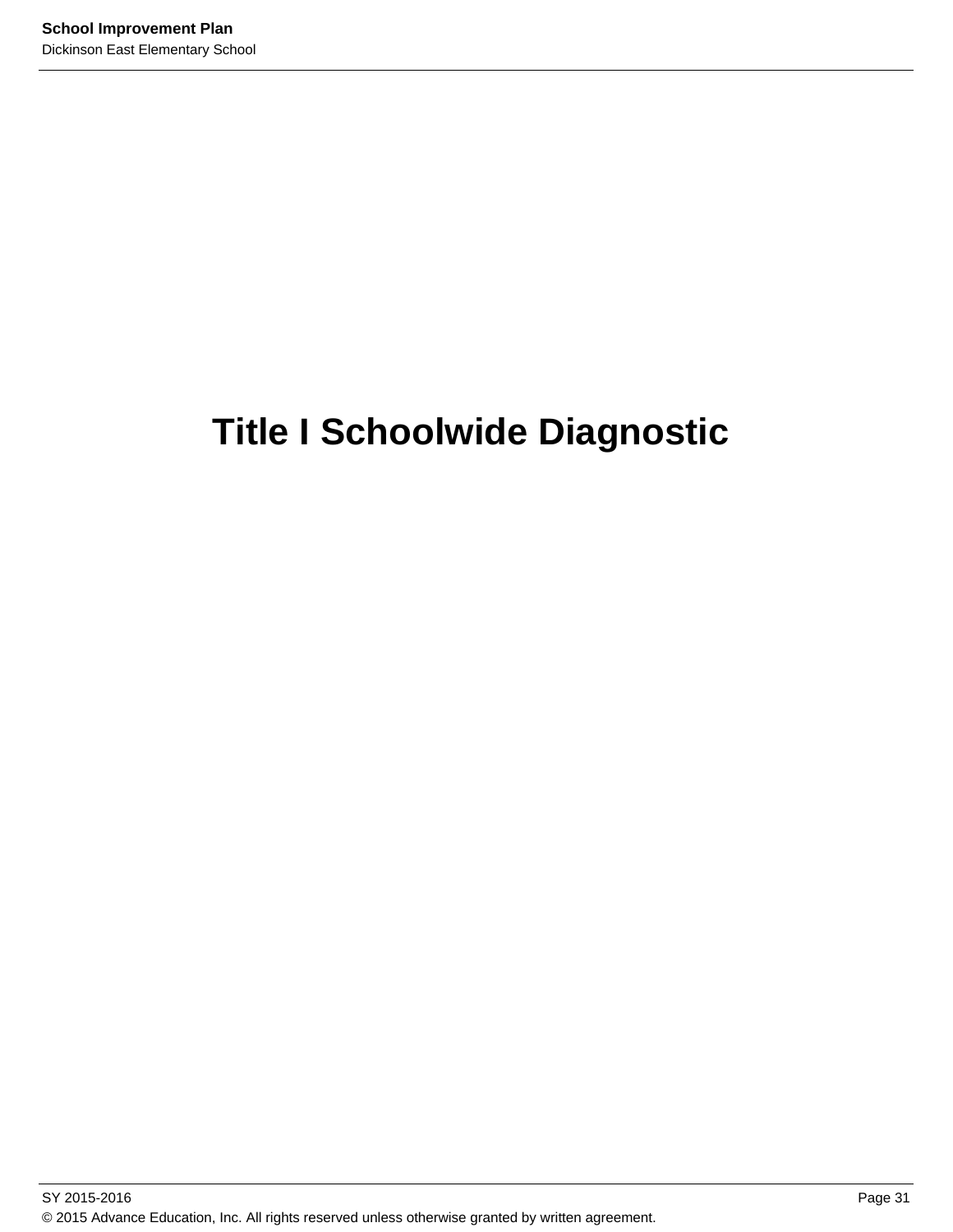# Title I Schoolwide Diagnostic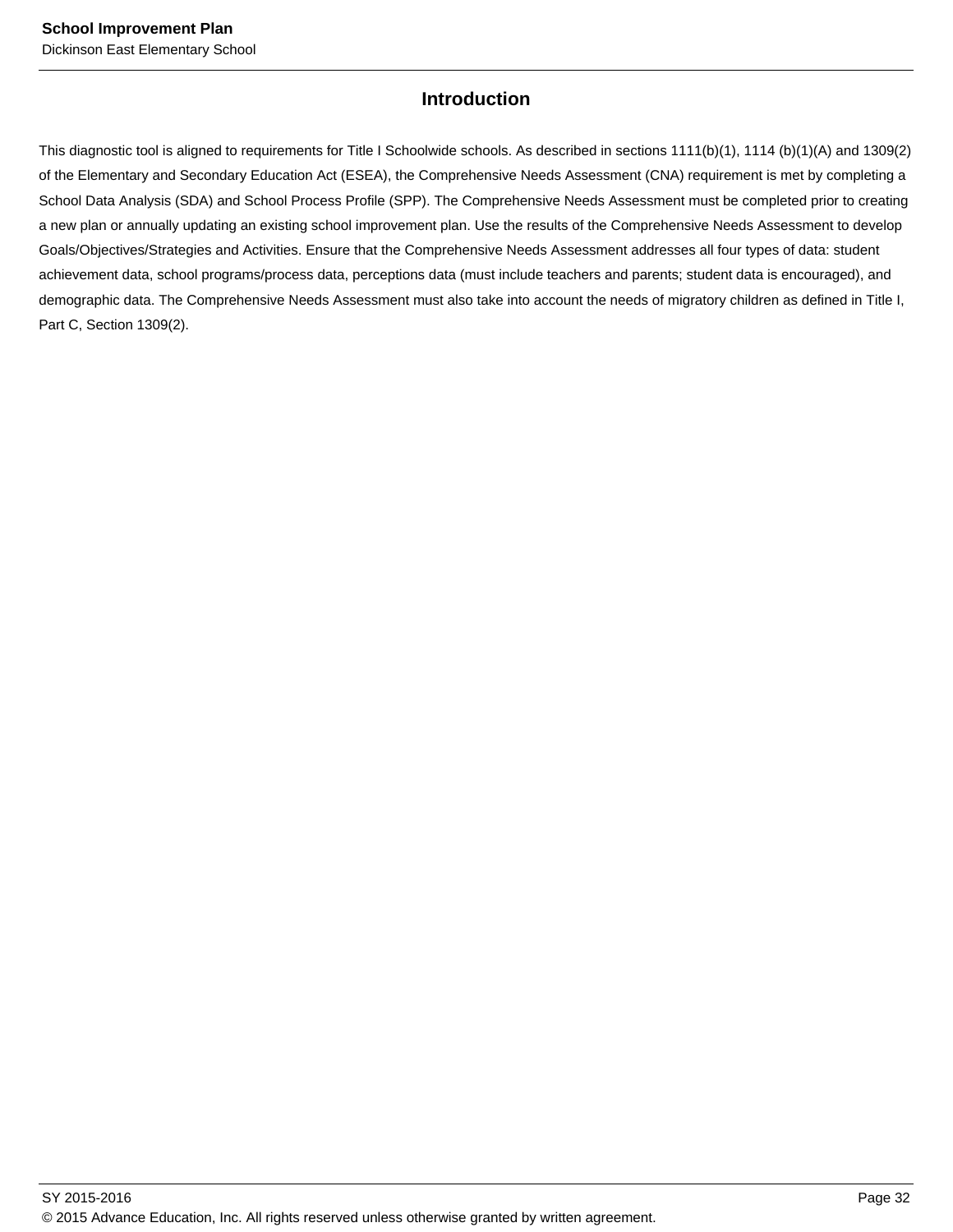## Introduction

This diagnostic tool is aligned to requirements for Title I Schoolwide schools. As described in sections 1111(b)(1), 1114 (b)(1)(A) and 1309(2) of the Elementary and Secondary Education Act (ESEA), the Comprehensive Needs Assessment (CNA) requirement is met by completing a School Data Analysis (SDA) and School Process Profile (SPP). The Comprehensive Needs Assessment must be completed prior to creating a new plan or annually updating an existing school improvement plan. Use the results of the Comprehensive Needs Assessment to develop Goals/Objectives/Strategies and Activities. Ensure that the Comprehensive Needs Assessment addresses all four types of data: student achievement data, school programs/process data, perceptions data (must include teachers and parents; student data is encouraged), and demographic data. The Comprehensive Needs Assessment must also take into account the needs of migratory children as defined in Title I, Part C, Section 1309(2).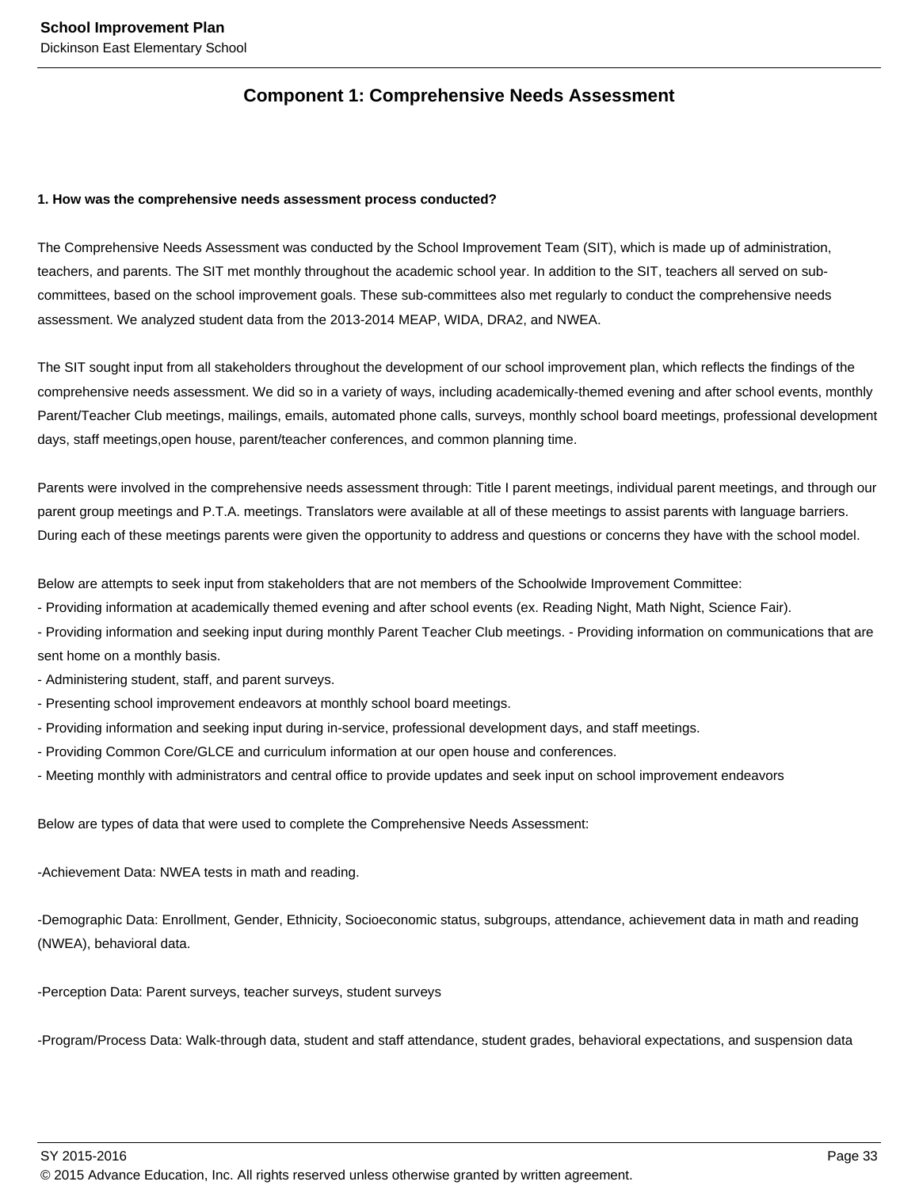## Component 1: Comprehensive Needs Assessment

**1. How was the comprehensive needs assessment process conducted?**

The Comprehensive Needs Assessment was conducted by the School Improvement Team (SIT), which is made up of administration, teachers, and parents. The SIT met monthly throughout the academic school year. In addition to the SIT, teachers all served on sub-committees, based on the school improvement goals. These sub-committees also met regularly to conduct the comprehensive needs assessment. We analyzed student data from the 2013-2014 MEAP, WIDA, DRA2, and NWEA.

The SIT sought input from all stakeholders throughout the development of our school improvement plan, which reflects the findings of the comprehensive needs assessment. We did so in a variety of ways, including academically-themed evening and after school events, monthly Parent/Teacher Club meetings, mailings, emails, automated phone calls, surveys, monthly school board meetings, professional development days, staff meetings,open house, parent/teacher conferences, and common planning time.

Parents were involved in the comprehensive needs assessment through: Title I parent meetings, individual parent meetings, and through our parent group meetings and P.T.A. meetings. Translators were available at all of these meetings to assist parents with language barriers. During each of these meetings parents were given the opportunity to address and questions or concerns they have with the school model.

Below are attempts to seek input from stakeholders that are not members of the Schoolwide Improvement Committee:
- Providing information at academically themed evening and after school events (ex. Reading Night, Math Night, Science Fair).
- Providing information and seeking input during monthly Parent Teacher Club meetings. - Providing information on communications that are sent home on a monthly basis.
- Administering student, staff, and parent surveys.
- Presenting school improvement endeavors at monthly school board meetings.
- Providing information and seeking input during in-service, professional development days, and staff meetings.
- Providing Common Core/GLCE and curriculum information at our open house and conferences.
- Meeting monthly with administrators and central office to provide updates and seek input on school improvement endeavors

Below are types of data that were used to complete the Comprehensive Needs Assessment:

-Achievement Data: NWEA tests in math and reading.

-Demographic Data: Enrollment, Gender, Ethnicity, Socioeconomic status, subgroups, attendance, achievement data in math and reading (NWEA), behavioral data.

-Perception Data: Parent surveys, teacher surveys, student surveys

-Program/Process Data: Walk-through data, student and staff attendance, student grades, behavioral expectations, and suspension data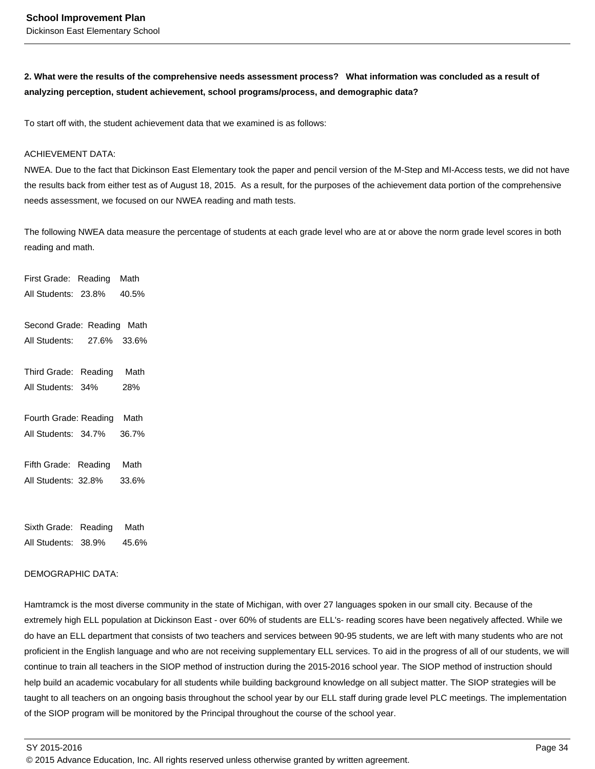**2. What were the results of the comprehensive needs assessment process? What information was concluded as a result of analyzing perception, student achievement, school programs/process, and demographic data?**

To start off with, the student achievement data that we examined is as follows:

ACHIEVEMENT DATA:
NWEA. Due to the fact that Dickinson East Elementary took the paper and pencil version of the M-Step and MI-Access tests, we did not have the results back from either test as of August 18, 2015. As a result, for the purposes of the achievement data portion of the comprehensive needs assessment, we focused on our NWEA reading and math tests.

The following NWEA data measure the percentage of students at each grade level who are at or above the norm grade level scores in both reading and math.

| First Grade: | Reading | Math |
|---|---|---|
| All Students: | 23.8% | 40.5% |

| Second Grade: | Reading | Math |
|---|---|---|
| All Students: | 27.6% | 33.6% |

| Third Grade: | Reading | Math |
|---|---|---|
| All Students: | 34% | 28% |

| Fourth Grade: | Reading | Math |
|---|---|---|
| All Students: | 34.7% | 36.7% |

| Fifth Grade: | Reading | Math |
|---|---|---|
| All Students: | 32.8% | 33.6% |

| Sixth Grade: | Reading | Math |
|---|---|---|
| All Students: | 38.9% | 45.6% |

DEMOGRAPHIC DATA:

Hamtramck is the most diverse community in the state of Michigan, with over 27 languages spoken in our small city. Because of the extremely high ELL population at Dickinson East - over 60% of students are ELL's- reading scores have been negatively affected. While we do have an ELL department that consists of two teachers and services between 90-95 students, we are left with many students who are not proficient in the English language and who are not receiving supplementary ELL services. To aid in the progress of all of our students, we will continue to train all teachers in the SIOP method of instruction during the 2015-2016 school year. The SIOP method of instruction should help build an academic vocabulary for all students while building background knowledge on all subject matter. The SIOP strategies will be taught to all teachers on an ongoing basis throughout the school year by our ELL staff during grade level PLC meetings. The implementation of the SIOP program will be monitored by the Principal throughout the course of the school year.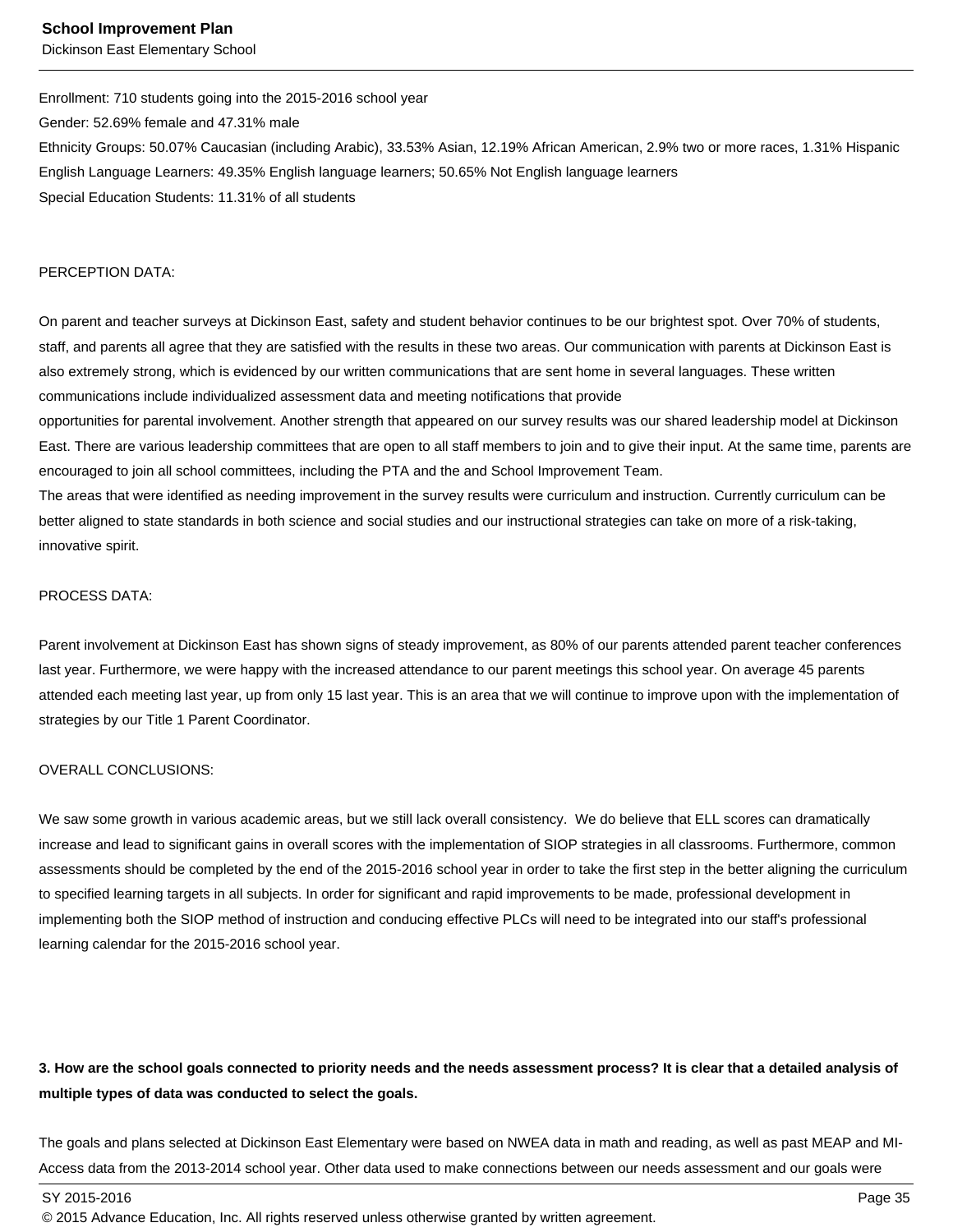Enrollment: 710 students going into the 2015-2016 school year

Gender: 52.69% female and 47.31% male

Ethnicity Groups: 50.07% Caucasian (including Arabic), 33.53% Asian, 12.19% African American, 2.9% two or more races, 1.31% Hispanic

English Language Learners: 49.35% English language learners; 50.65% Not English language learners

Special Education Students: 11.31% of all students

PERCEPTION DATA:

On parent and teacher surveys at Dickinson East, safety and student behavior continues to be our brightest spot. Over 70% of students, staff, and parents all agree that they are satisfied with the results in these two areas. Our communication with parents at Dickinson East is also extremely strong, which is evidenced by our written communications that are sent home in several languages. These written communications include individualized assessment data and meeting notifications that provide opportunities for parental involvement. Another strength that appeared on our survey results was our shared leadership model at Dickinson East. There are various leadership committees that are open to all staff members to join and to give their input. At the same time, parents are encouraged to join all school committees, including the PTA and the and School Improvement Team.

The areas that were identified as needing improvement in the survey results were curriculum and instruction. Currently curriculum can be better aligned to state standards in both science and social studies and our instructional strategies can take on more of a risk-taking, innovative spirit.

PROCESS DATA:

Parent involvement at Dickinson East has shown signs of steady improvement, as 80% of our parents attended parent teacher conferences last year. Furthermore, we were happy with the increased attendance to our parent meetings this school year. On average 45 parents attended each meeting last year, up from only 15 last year. This is an area that we will continue to improve upon with the implementation of strategies by our Title 1 Parent Coordinator.

OVERALL CONCLUSIONS:

We saw some growth in various academic areas, but we still lack overall consistency. We do believe that ELL scores can dramatically increase and lead to significant gains in overall scores with the implementation of SIOP strategies in all classrooms. Furthermore, common assessments should be completed by the end of the 2015-2016 school year in order to take the first step in the better aligning the curriculum to specified learning targets in all subjects. In order for significant and rapid improvements to be made, professional development in implementing both the SIOP method of instruction and conducing effective PLCs will need to be integrated into our staff's professional learning calendar for the 2015-2016 school year.

**3. How are the school goals connected to priority needs and the needs assessment process? It is clear that a detailed analysis of multiple types of data was conducted to select the goals.**

The goals and plans selected at Dickinson East Elementary were based on NWEA data in math and reading, as well as past MEAP and MI-Access data from the 2013-2014 school year. Other data used to make connections between our needs assessment and our goals were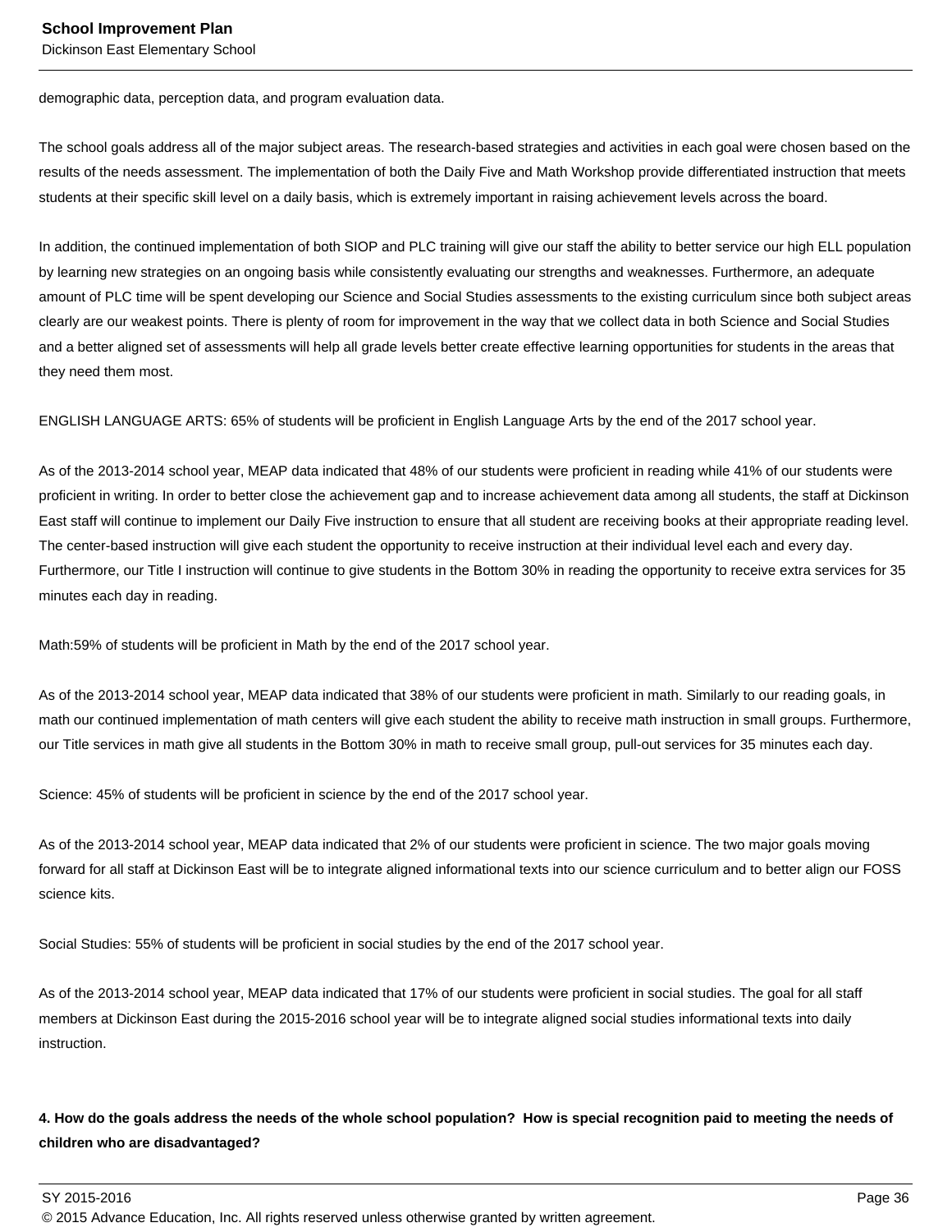demographic data, perception data, and program evaluation data.

The school goals address all of the major subject areas. The research-based strategies and activities in each goal were chosen based on the results of the needs assessment. The implementation of both the Daily Five and Math Workshop provide differentiated instruction that meets students at their specific skill level on a daily basis, which is extremely important in raising achievement levels across the board.

In addition, the continued implementation of both SIOP and PLC training will give our staff the ability to better service our high ELL population by learning new strategies on an ongoing basis while consistently evaluating our strengths and weaknesses. Furthermore, an adequate amount of PLC time will be spent developing our Science and Social Studies assessments to the existing curriculum since both subject areas clearly are our weakest points. There is plenty of room for improvement in the way that we collect data in both Science and Social Studies and a better aligned set of assessments will help all grade levels better create effective learning opportunities for students in the areas that they need them most.

ENGLISH LANGUAGE ARTS: 65% of students will be proficient in English Language Arts by the end of the 2017 school year.

As of the 2013-2014 school year, MEAP data indicated that 48% of our students were proficient in reading while 41% of our students were proficient in writing. In order to better close the achievement gap and to increase achievement data among all students, the staff at Dickinson East staff will continue to implement our Daily Five instruction to ensure that all student are receiving books at their appropriate reading level. The center-based instruction will give each student the opportunity to receive instruction at their individual level each and every day. Furthermore, our Title I instruction will continue to give students in the Bottom 30% in reading the opportunity to receive extra services for 35 minutes each day in reading.

Math:59% of students will be proficient in Math by the end of the 2017 school year.

As of the 2013-2014 school year, MEAP data indicated that 38% of our students were proficient in math. Similarly to our reading goals, in math our continued implementation of math centers will give each student the ability to receive math instruction in small groups. Furthermore, our Title services in math give all students in the Bottom 30% in math to receive small group, pull-out services for 35 minutes each day.

Science: 45% of students will be proficient in science by the end of the 2017 school year.

As of the 2013-2014 school year, MEAP data indicated that 2% of our students were proficient in science. The two major goals moving forward for all staff at Dickinson East will be to integrate aligned informational texts into our science curriculum and to better align our FOSS science kits.

Social Studies: 55% of students will be proficient in social studies by the end of the 2017 school year.

As of the 2013-2014 school year, MEAP data indicated that 17% of our students were proficient in social studies. The goal for all staff members at Dickinson East during the 2015-2016 school year will be to integrate aligned social studies informational texts into daily instruction.

**4. How do the goals address the needs of the whole school population? How is special recognition paid to meeting the needs of children who are disadvantaged?**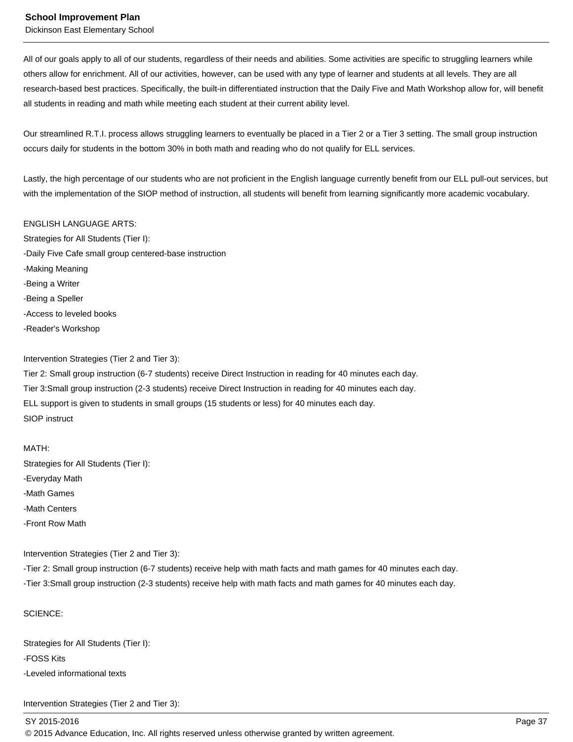All of our goals apply to all of our students, regardless of their needs and abilities. Some activities are specific to struggling learners while others allow for enrichment. All of our activities, however, can be used with any type of learner and students at all levels. They are all research-based best practices. Specifically, the built-in differentiated instruction that the Daily Five and Math Workshop allow for, will benefit all students in reading and math while meeting each student at their current ability level.

Our streamlined R.T.I. process allows struggling learners to eventually be placed in a Tier 2 or a Tier 3 setting. The small group instruction occurs daily for students in the bottom 30% in both math and reading who do not qualify for ELL services.

Lastly, the high percentage of our students who are not proficient in the English language currently benefit from our ELL pull-out services, but with the implementation of the SIOP method of instruction, all students will benefit from learning significantly more academic vocabulary.

ENGLISH LANGUAGE ARTS:
Strategies for All Students (Tier I):
-Daily Five Cafe small group centered-base instruction
-Making Meaning
-Being a Writer
-Being a Speller
-Access to leveled books
-Reader's Workshop

Intervention Strategies (Tier 2 and Tier 3):
Tier 2: Small group instruction (6-7 students) receive Direct Instruction in reading for 40 minutes each day.
Tier 3:Small group instruction (2-3 students) receive Direct Instruction in reading for 40 minutes each day.
ELL support is given to students in small groups (15 students or less) for 40 minutes each day.
SIOP instruct

MATH:
Strategies for All Students (Tier I):
-Everyday Math
-Math Games
-Math Centers
-Front Row Math

Intervention Strategies (Tier 2 and Tier 3):
-Tier 2: Small group instruction (6-7 students) receive help with math facts and math games for 40 minutes each day.
-Tier 3:Small group instruction (2-3 students) receive help with math facts and math games for 40 minutes each day.

SCIENCE:

Strategies for All Students (Tier I):
-FOSS Kits
-Leveled informational texts

Intervention Strategies (Tier 2 and Tier 3):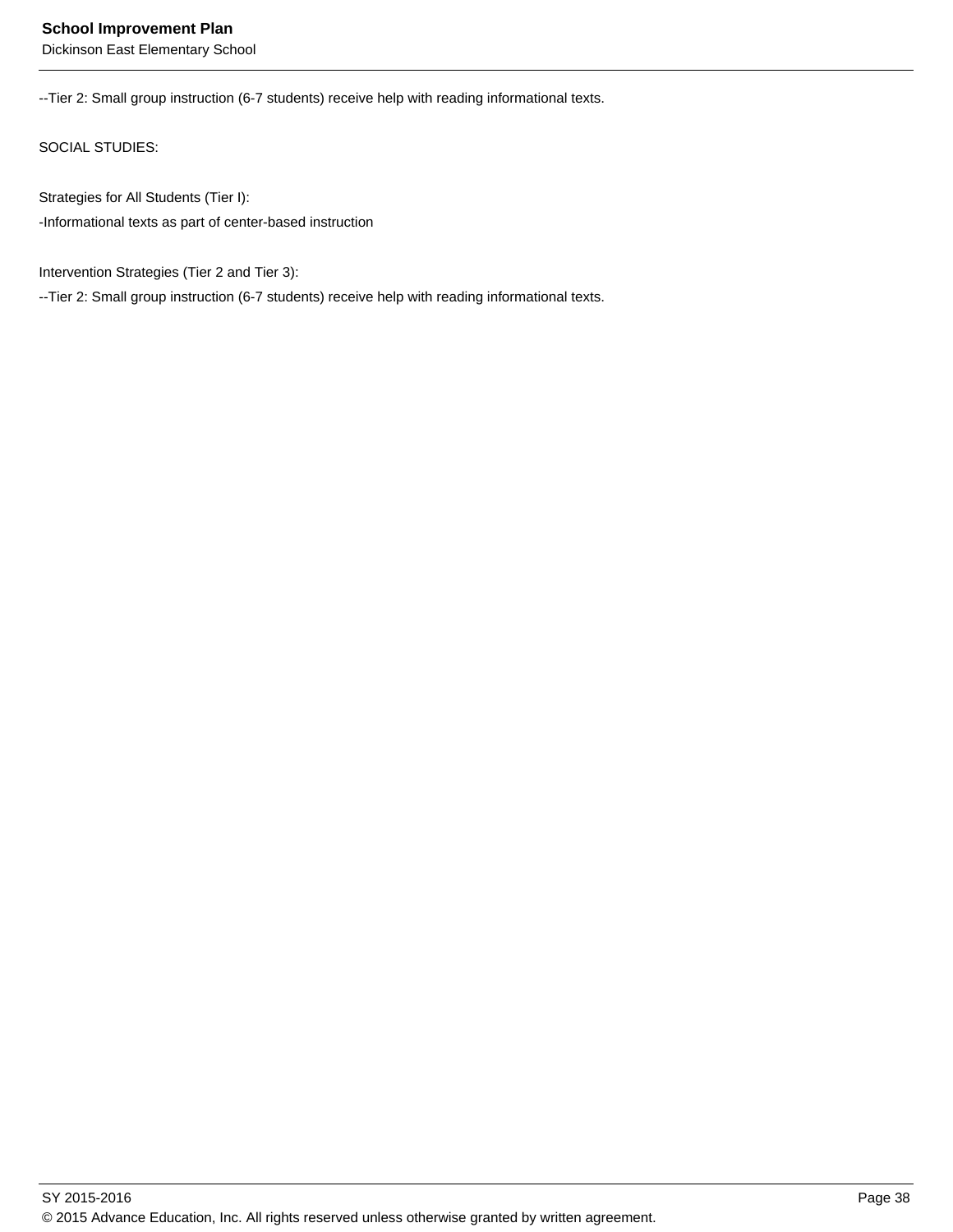--Tier 2: Small group instruction (6-7 students) receive help with reading informational texts.

SOCIAL STUDIES:

Strategies for All Students (Tier I):
-Informational texts as part of center-based instruction

Intervention Strategies (Tier 2 and Tier 3):
--Tier 2: Small group instruction (6-7 students) receive help with reading informational texts.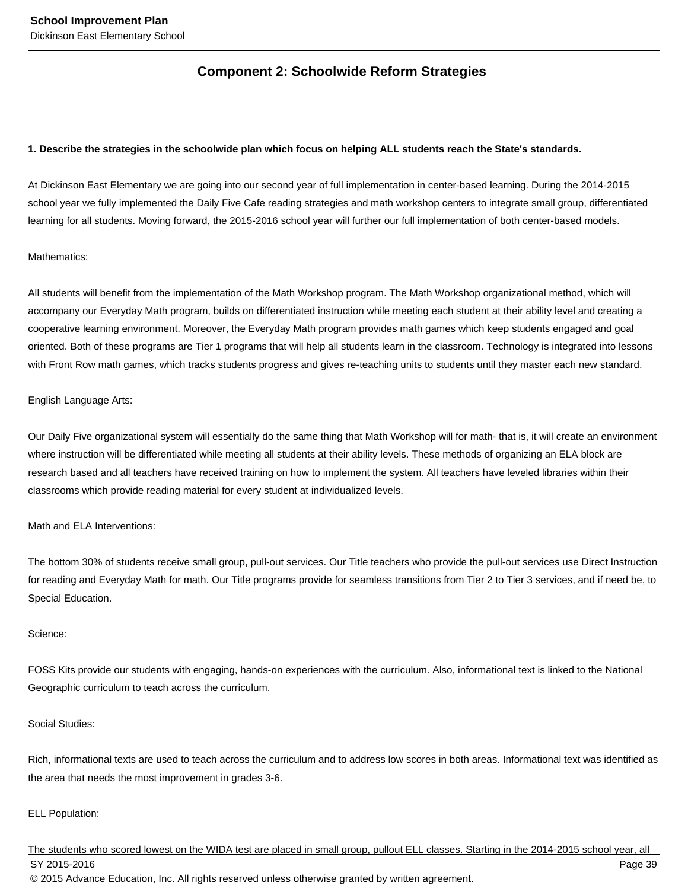## Component 2: Schoolwide Reform Strategies

**1. Describe the strategies in the schoolwide plan which focus on helping ALL students reach the State's standards.**

At Dickinson East Elementary we are going into our second year of full implementation in center-based learning. During the 2014-2015 school year we fully implemented the Daily Five Cafe reading strategies and math workshop centers to integrate small group, differentiated learning for all students. Moving forward, the 2015-2016 school year will further our full implementation of both center-based models.

Mathematics:

All students will benefit from the implementation of the Math Workshop program. The Math Workshop organizational method, which will accompany our Everyday Math program, builds on differentiated instruction while meeting each student at their ability level and creating a cooperative learning environment. Moreover, the Everyday Math program provides math games which keep students engaged and goal oriented. Both of these programs are Tier 1 programs that will help all students learn in the classroom. Technology is integrated into lessons with Front Row math games, which tracks students progress and gives re-teaching units to students until they master each new standard.

English Language Arts:

Our Daily Five organizational system will essentially do the same thing that Math Workshop will for math- that is, it will create an environment where instruction will be differentiated while meeting all students at their ability levels. These methods of organizing an ELA block are research based and all teachers have received training on how to implement the system. All teachers have leveled libraries within their classrooms which provide reading material for every student at individualized levels.

Math and ELA Interventions:

The bottom 30% of students receive small group, pull-out services. Our Title teachers who provide the pull-out services use Direct Instruction for reading and Everyday Math for math. Our Title programs provide for seamless transitions from Tier 2 to Tier 3 services, and if need be, to Special Education.

Science:

FOSS Kits provide our students with engaging, hands-on experiences with the curriculum. Also, informational text is linked to the National Geographic curriculum to teach across the curriculum.

Social Studies:

Rich, informational texts are used to teach across the curriculum and to address low scores in both areas. Informational text was identified as the area that needs the most improvement in grades 3-6.

ELL Population:

The students who scored lowest on the WIDA test are placed in small group, pullout ELL classes. Starting in the 2014-2015 school year, all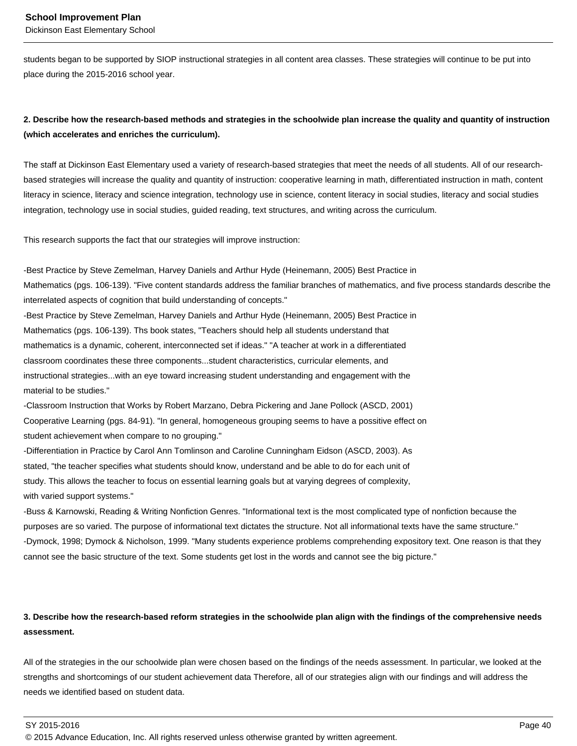students began to be supported by SIOP instructional strategies in all content area classes. These strategies will continue to be put into place during the 2015-2016 school year.

**2. Describe how the research-based methods and strategies in the schoolwide plan increase the quality and quantity of instruction (which accelerates and enriches the curriculum).**

The staff at Dickinson East Elementary used a variety of research-based strategies that meet the needs of all students. All of our research-based strategies will increase the quality and quantity of instruction: cooperative learning in math, differentiated instruction in math, content literacy in science, literacy and science integration, technology use in science, content literacy in social studies, literacy and social studies integration, technology use in social studies, guided reading, text structures, and writing across the curriculum.

This research supports the fact that our strategies will improve instruction:

-Best Practice by Steve Zemelman, Harvey Daniels and Arthur Hyde (Heinemann, 2005) Best Practice in Mathematics (pgs. 106-139). "Five content standards address the familiar branches of mathematics, and five process standards describe the interrelated aspects of cognition that build understanding of concepts."
-Best Practice by Steve Zemelman, Harvey Daniels and Arthur Hyde (Heinemann, 2005) Best Practice in Mathematics (pgs. 106-139). Ths book states, "Teachers should help all students understand that mathematics is a dynamic, coherent, interconnected set if ideas." "A teacher at work in a differentiated classroom coordinates these three components...student characteristics, curricular elements, and instructional strategies...with an eye toward increasing student understanding and engagement with the material to be studies."
-Classroom Instruction that Works by Robert Marzano, Debra Pickering and Jane Pollock (ASCD, 2001) Cooperative Learning (pgs. 84-91). "In general, homogeneous grouping seems to have a possitive effect on student achievement when compare to no grouping."
-Differentiation in Practice by Carol Ann Tomlinson and Caroline Cunningham Eidson (ASCD, 2003). As stated, "the teacher specifies what students should know, understand and be able to do for each unit of study. This allows the teacher to focus on essential learning goals but at varying degrees of complexity, with varied support systems."
-Buss & Karnowski, Reading & Writing Nonfiction Genres. "Informational text is the most complicated type of nonfiction because the purposes are so varied. The purpose of informational text dictates the structure. Not all informational texts have the same structure."
-Dymock, 1998; Dymock & Nicholson, 1999. "Many students experience problems comprehending expository text. One reason is that they cannot see the basic structure of the text. Some students get lost in the words and cannot see the big picture."

**3. Describe how the research-based reform strategies in the schoolwide plan align with the findings of the comprehensive needs assessment.**

All of the strategies in the our schoolwide plan were chosen based on the findings of the needs assessment. In particular, we looked at the strengths and shortcomings of our student achievement data Therefore, all of our strategies align with our findings and will address the needs we identified based on student data.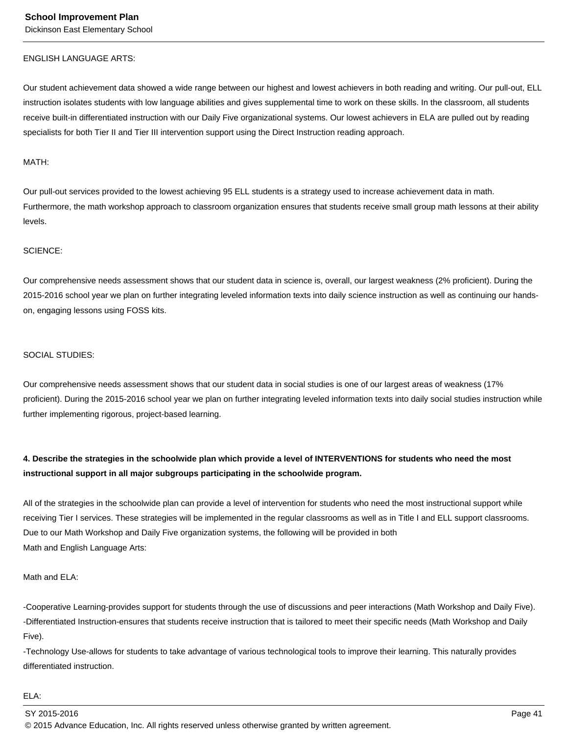ENGLISH LANGUAGE ARTS:

Our student achievement data showed a wide range between our highest and lowest achievers in both reading and writing. Our pull-out, ELL instruction isolates students with low language abilities and gives supplemental time to work on these skills. In the classroom, all students receive built-in differentiated instruction with our Daily Five organizational systems. Our lowest achievers in ELA are pulled out by reading specialists for both Tier II and Tier III intervention support using the Direct Instruction reading approach.

MATH:

Our pull-out services provided to the lowest achieving 95 ELL students is a strategy used to increase achievement data in math. Furthermore, the math workshop approach to classroom organization ensures that students receive small group math lessons at their ability levels.

SCIENCE:

Our comprehensive needs assessment shows that our student data in science is, overall, our largest weakness (2% proficient). During the 2015-2016 school year we plan on further integrating leveled information texts into daily science instruction as well as continuing our hands-on, engaging lessons using FOSS kits.

SOCIAL STUDIES:

Our comprehensive needs assessment shows that our student data in social studies is one of our largest areas of weakness (17% proficient). During the 2015-2016 school year we plan on further integrating leveled information texts into daily social studies instruction while further implementing rigorous, project-based learning.

**4. Describe the strategies in the schoolwide plan which provide a level of INTERVENTIONS for students who need the most instructional support in all major subgroups participating in the schoolwide program.**

All of the strategies in the schoolwide plan can provide a level of intervention for students who need the most instructional support while receiving Tier I services. These strategies will be implemented in the regular classrooms as well as in Title I and ELL support classrooms. Due to our Math Workshop and Daily Five organization systems, the following will be provided in both
Math and English Language Arts:

Math and ELA:

-Cooperative Learning-provides support for students through the use of discussions and peer interactions (Math Workshop and Daily Five).
-Differentiated Instruction-ensures that students receive instruction that is tailored to meet their specific needs (Math Workshop and Daily Five).
-Technology Use-allows for students to take advantage of various technological tools to improve their learning. This naturally provides differentiated instruction.

ELA: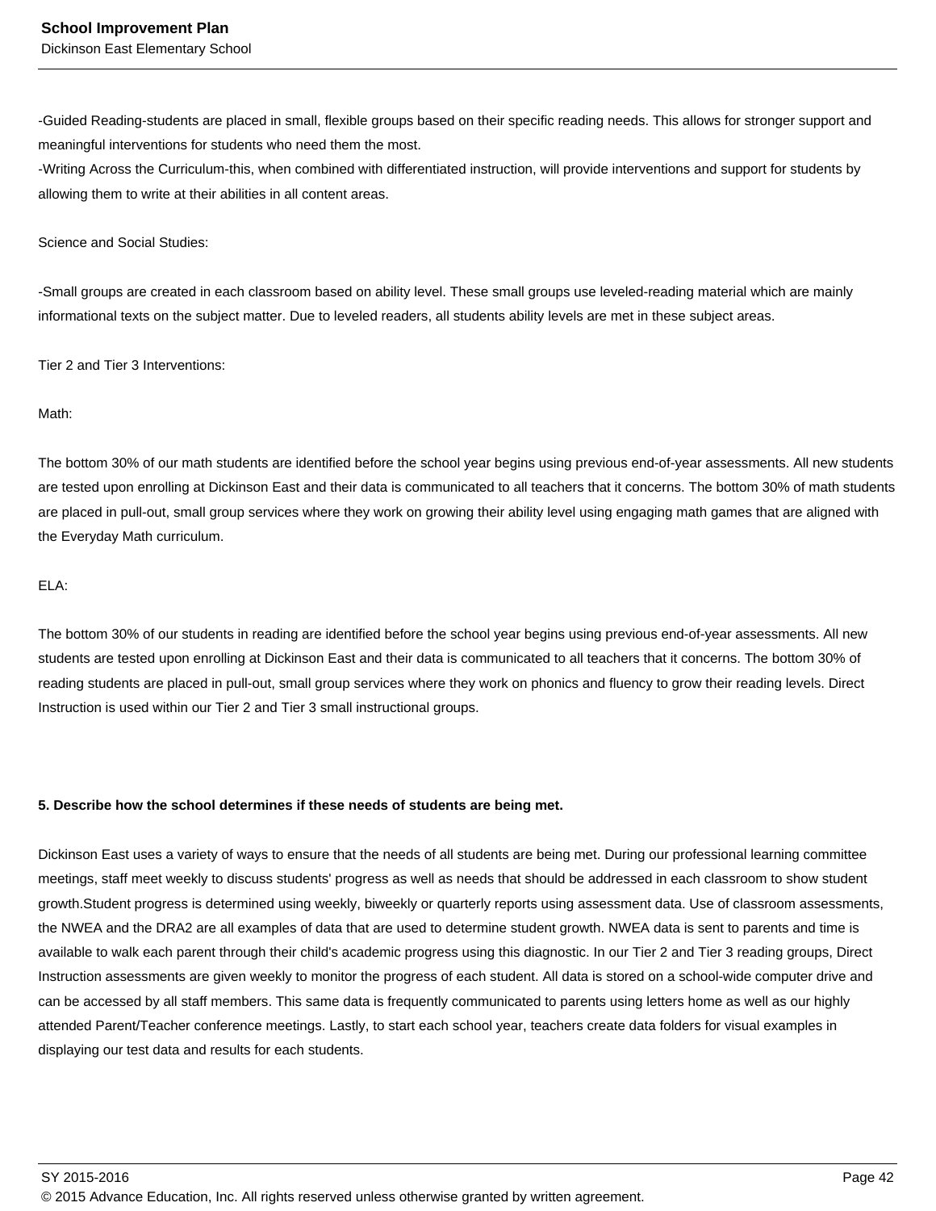-Guided Reading-students are placed in small, flexible groups based on their specific reading needs. This allows for stronger support and meaningful interventions for students who need them the most.
-Writing Across the Curriculum-this, when combined with differentiated instruction, will provide interventions and support for students by allowing them to write at their abilities in all content areas.

Science and Social Studies:

-Small groups are created in each classroom based on ability level. These small groups use leveled-reading material which are mainly informational texts on the subject matter. Due to leveled readers, all students ability levels are met in these subject areas.

Tier 2 and Tier 3 Interventions:

Math:

The bottom 30% of our math students are identified before the school year begins using previous end-of-year assessments. All new students are tested upon enrolling at Dickinson East and their data is communicated to all teachers that it concerns. The bottom 30% of math students are placed in pull-out, small group services where they work on growing their ability level using engaging math games that are aligned with the Everyday Math curriculum.

ELA:

The bottom 30% of our students in reading are identified before the school year begins using previous end-of-year assessments. All new students are tested upon enrolling at Dickinson East and their data is communicated to all teachers that it concerns. The bottom 30% of reading students are placed in pull-out, small group services where they work on phonics and fluency to grow their reading levels. Direct Instruction is used within our Tier 2 and Tier 3 small instructional groups.

**5. Describe how the school determines if these needs of students are being met.**

Dickinson East uses a variety of ways to ensure that the needs of all students are being met. During our professional learning committee meetings, staff meet weekly to discuss students' progress as well as needs that should be addressed in each classroom to show student growth.Student progress is determined using weekly, biweekly or quarterly reports using assessment data. Use of classroom assessments, the NWEA and the DRA2 are all examples of data that are used to determine student growth. NWEA data is sent to parents and time is available to walk each parent through their child's academic progress using this diagnostic. In our Tier 2 and Tier 3 reading groups, Direct Instruction assessments are given weekly to monitor the progress of each student. All data is stored on a school-wide computer drive and can be accessed by all staff members. This same data is frequently communicated to parents using letters home as well as our highly attended Parent/Teacher conference meetings. Lastly, to start each school year, teachers create data folders for visual examples in displaying our test data and results for each students.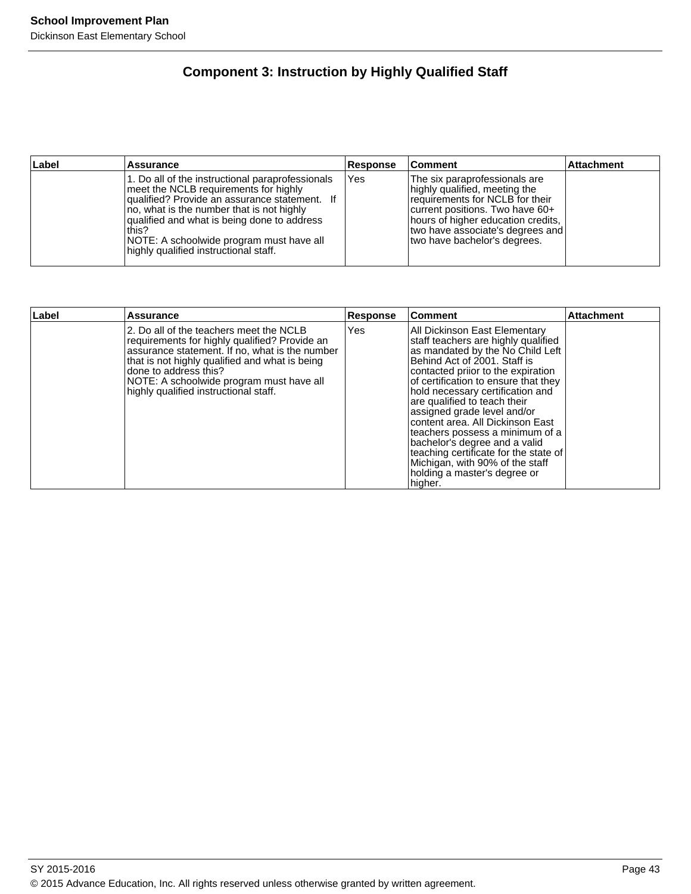## Component 3: Instruction by Highly Qualified Staff

| Label | Assurance | Response | Comment | Attachment |
|---|---|---|---|---|
| | 1. Do all of the instructional paraprofessionals meet the NCLB requirements for highly qualified? Provide an assurance statement. If no, what is the number that is not highly qualified and what is being done to address this?<br>NOTE: A schoolwide program must have all highly qualified instructional staff. | Yes | The six paraprofessionals are highly qualified, meeting the requirements for NCLB for their current positions. Two have 60+ hours of higher education credits, two have associate's degrees and two have bachelor's degrees. | |

| Label | Assurance | Response | Comment | Attachment |
|---|---|---|---|---|
| | 2. Do all of the teachers meet the NCLB requirements for highly qualified? Provide an assurance statement. If no, what is the number that is not highly qualified and what is being done to address this?<br>NOTE: A schoolwide program must have all highly qualified instructional staff. | Yes | All Dickinson East Elementary staff teachers are highly qualified as mandated by the No Child Left Behind Act of 2001. Staff is contacted priior to the expiration of certification to ensure that they hold necessary certification and are qualified to teach their assigned grade level and/or content area. All Dickinson East teachers possess a minimum of a bachelor's degree and a valid teaching certificate for the state of Michigan, with 90% of the staff holding a master's degree or higher. | |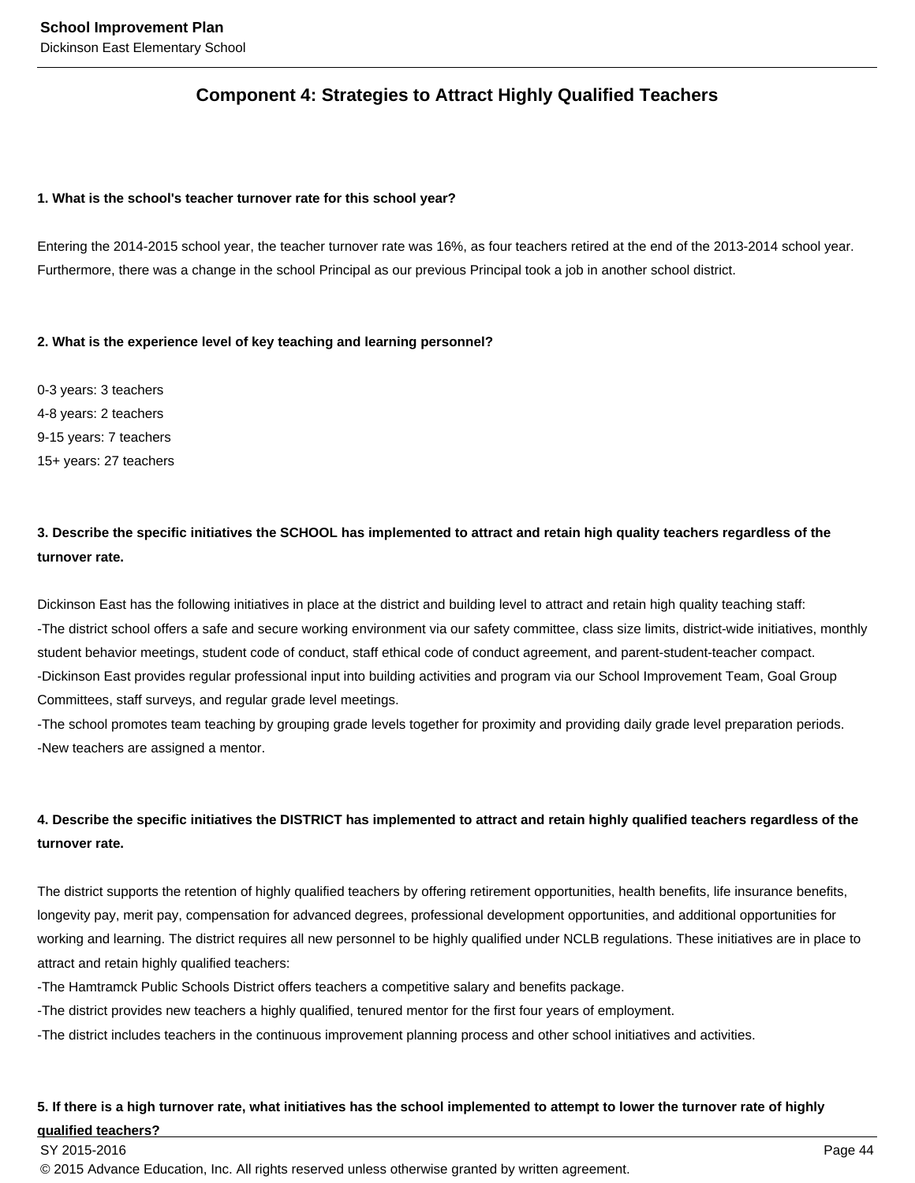## Component 4: Strategies to Attract Highly Qualified Teachers

**1. What is the school's teacher turnover rate for this school year?**

Entering the 2014-2015 school year, the teacher turnover rate was 16%, as four teachers retired at the end of the 2013-2014 school year. Furthermore, there was a change in the school Principal as our previous Principal took a job in another school district.

**2. What is the experience level of key teaching and learning personnel?**

0-3 years: 3 teachers
4-8 years: 2 teachers
9-15 years: 7 teachers
15+ years: 27 teachers

**3. Describe the specific initiatives the SCHOOL has implemented to attract and retain high quality teachers regardless of the turnover rate.**

Dickinson East has the following initiatives in place at the district and building level to attract and retain high quality teaching staff:
-The district school offers a safe and secure working environment via our safety committee, class size limits, district-wide initiatives, monthly student behavior meetings, student code of conduct, staff ethical code of conduct agreement, and parent-student-teacher compact.
-Dickinson East provides regular professional input into building activities and program via our School Improvement Team, Goal Group Committees, staff surveys, and regular grade level meetings.
-The school promotes team teaching by grouping grade levels together for proximity and providing daily grade level preparation periods.
-New teachers are assigned a mentor.

**4. Describe the specific initiatives the DISTRICT has implemented to attract and retain highly qualified teachers regardless of the turnover rate.**

The district supports the retention of highly qualified teachers by offering retirement opportunities, health benefits, life insurance benefits, longevity pay, merit pay, compensation for advanced degrees, professional development opportunities, and additional opportunities for working and learning. The district requires all new personnel to be highly qualified under NCLB regulations. These initiatives are in place to attract and retain highly qualified teachers:
-The Hamtramck Public Schools District offers teachers a competitive salary and benefits package.
-The district provides new teachers a highly qualified, tenured mentor for the first four years of employment.
-The district includes teachers in the continuous improvement planning process and other school initiatives and activities.

**5. If there is a high turnover rate, what initiatives has the school implemented to attempt to lower the turnover rate of highly qualified teachers?**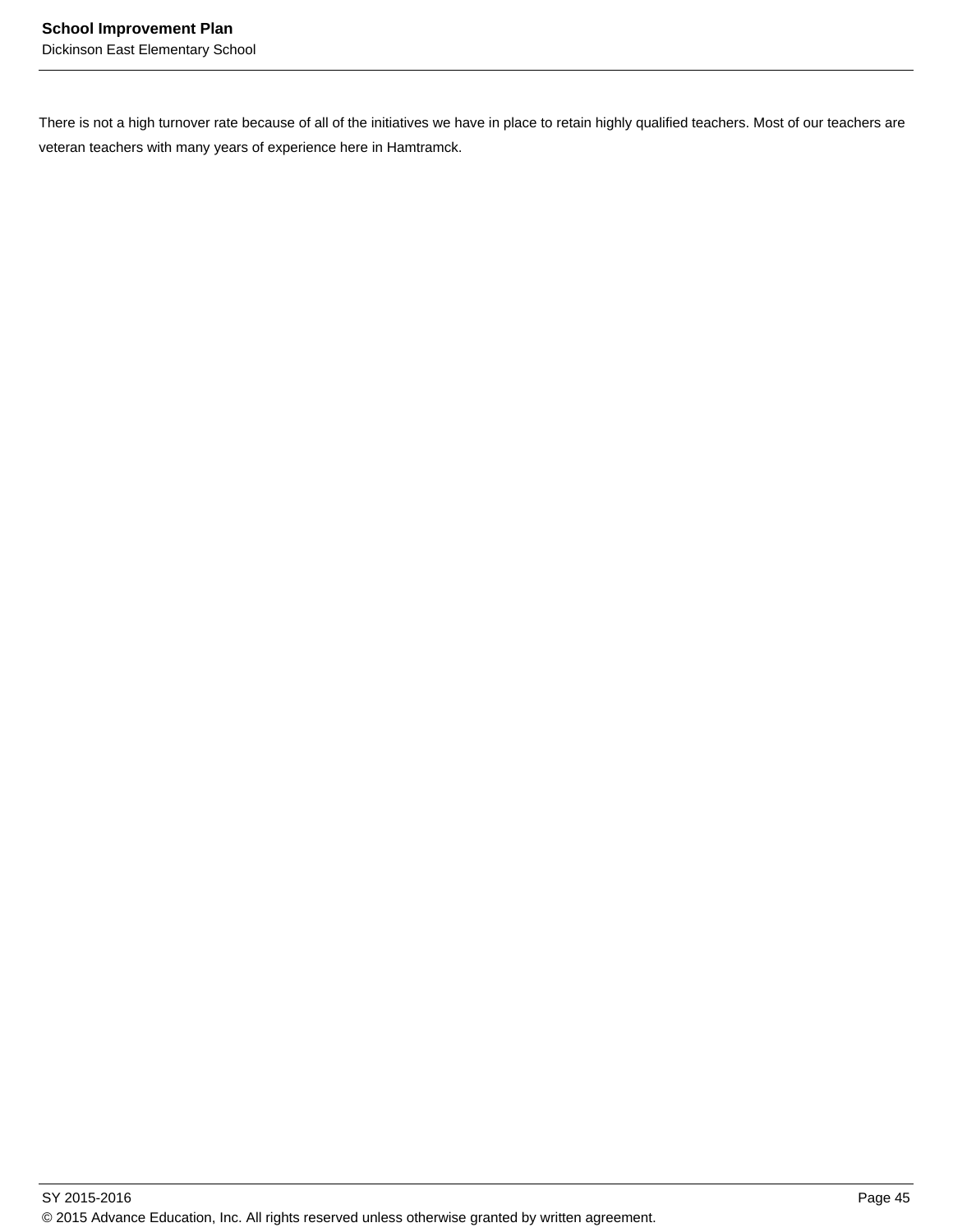There is not a high turnover rate because of all of the initiatives we have in place to retain highly qualified teachers. Most of our teachers are veteran teachers with many years of experience here in Hamtramck.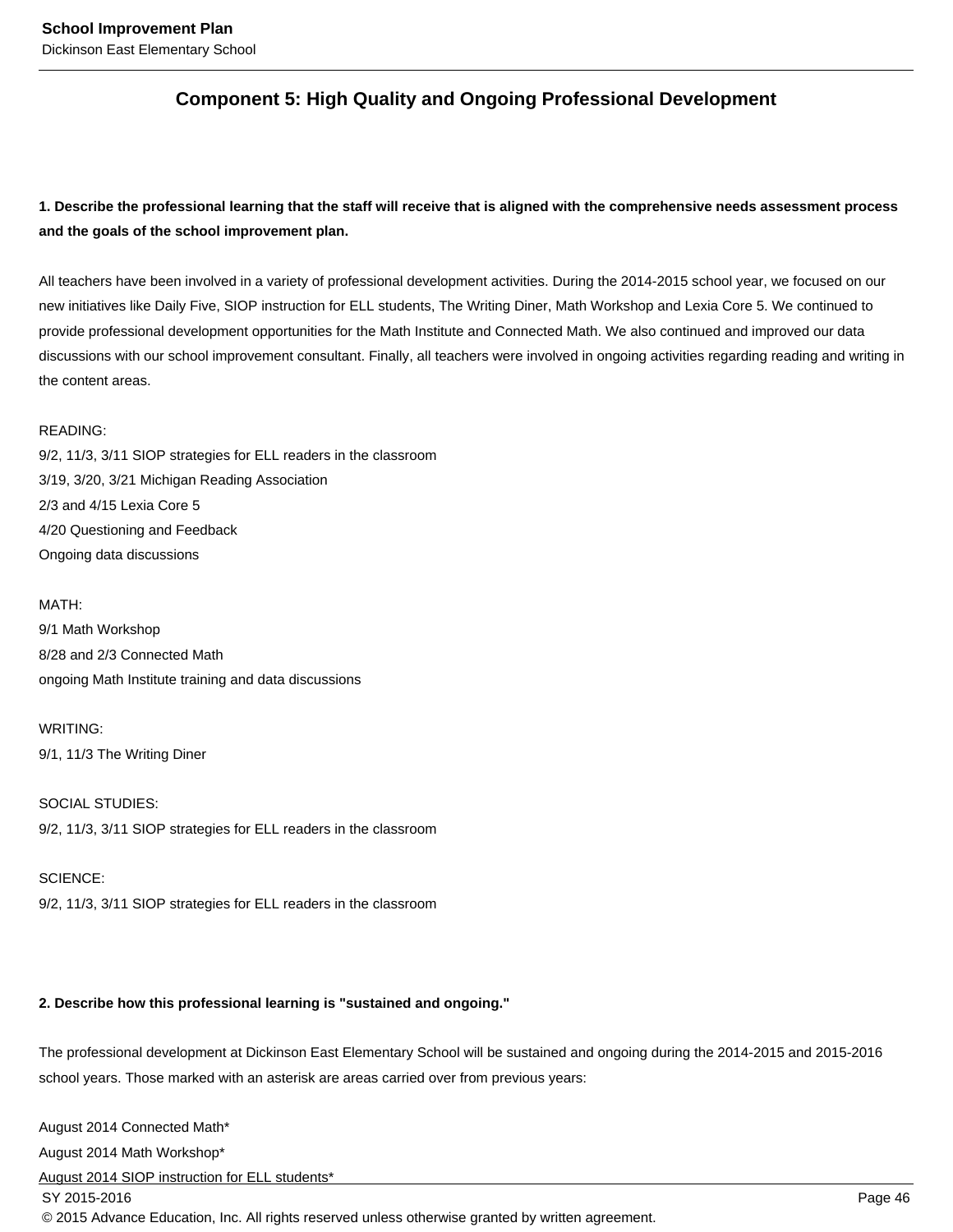## Component 5: High Quality and Ongoing Professional Development

**1. Describe the professional learning that the staff will receive that is aligned with the comprehensive needs assessment process and the goals of the school improvement plan.**

All teachers have been involved in a variety of professional development activities. During the 2014-2015 school year, we focused on our new initiatives like Daily Five, SIOP instruction for ELL students, The Writing Diner, Math Workshop and Lexia Core 5. We continued to provide professional development opportunities for the Math Institute and Connected Math. We also continued and improved our data discussions with our school improvement consultant. Finally, all teachers were involved in ongoing activities regarding reading and writing in the content areas.

READING:
9/2, 11/3, 3/11 SIOP strategies for ELL readers in the classroom
3/19, 3/20, 3/21 Michigan Reading Association
2/3 and 4/15 Lexia Core 5
4/20 Questioning and Feedback
Ongoing data discussions

MATH:
9/1 Math Workshop
8/28 and 2/3 Connected Math
ongoing Math Institute training and data discussions

WRITING:
9/1, 11/3 The Writing Diner

SOCIAL STUDIES:
9/2, 11/3, 3/11 SIOP strategies for ELL readers in the classroom

SCIENCE:
9/2, 11/3, 3/11 SIOP strategies for ELL readers in the classroom

**2. Describe how this professional learning is "sustained and ongoing."**

The professional development at Dickinson East Elementary School will be sustained and ongoing during the 2014-2015 and 2015-2016 school years. Those marked with an asterisk are areas carried over from previous years:

August 2014 Connected Math*
August 2014 Math Workshop*
August 2014 SIOP instruction for ELL students*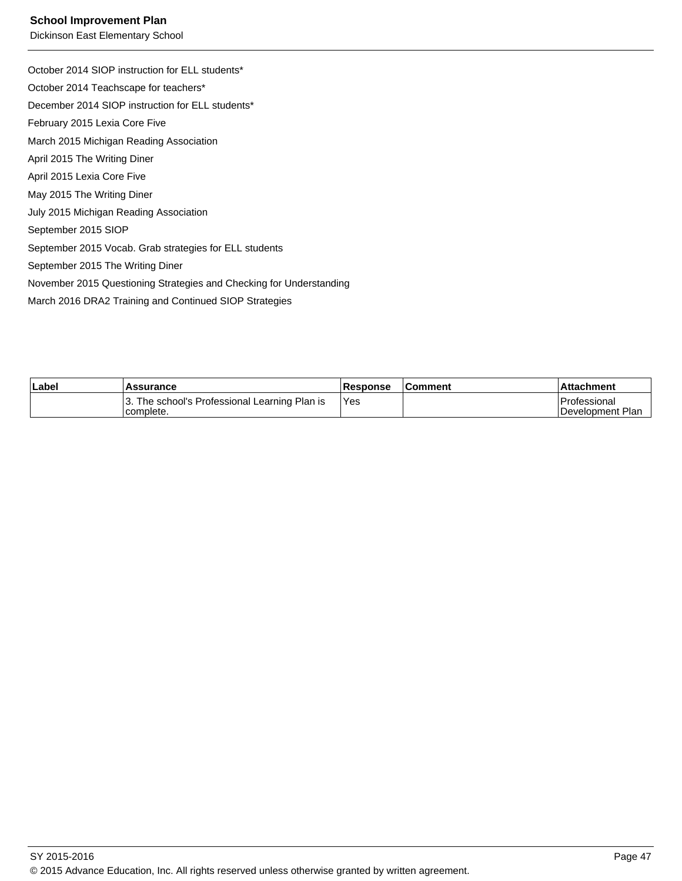October 2014 SIOP instruction for ELL students*

October 2014 Teachscape for teachers*

December 2014 SIOP instruction for ELL students*

February 2015 Lexia Core Five

March 2015 Michigan Reading Association

April 2015 The Writing Diner

April 2015 Lexia Core Five

May 2015 The Writing Diner

July 2015 Michigan Reading Association

September 2015 SIOP

September 2015 Vocab. Grab strategies for ELL students

September 2015 The Writing Diner

November 2015 Questioning Strategies and Checking for Understanding

March 2016 DRA2 Training and Continued SIOP Strategies

| Label | Assurance | Response | Comment | Attachment |
| --- | --- | --- | --- | --- |
| | 3. The school's Professional Learning Plan is complete. | Yes | | Professional Development Plan |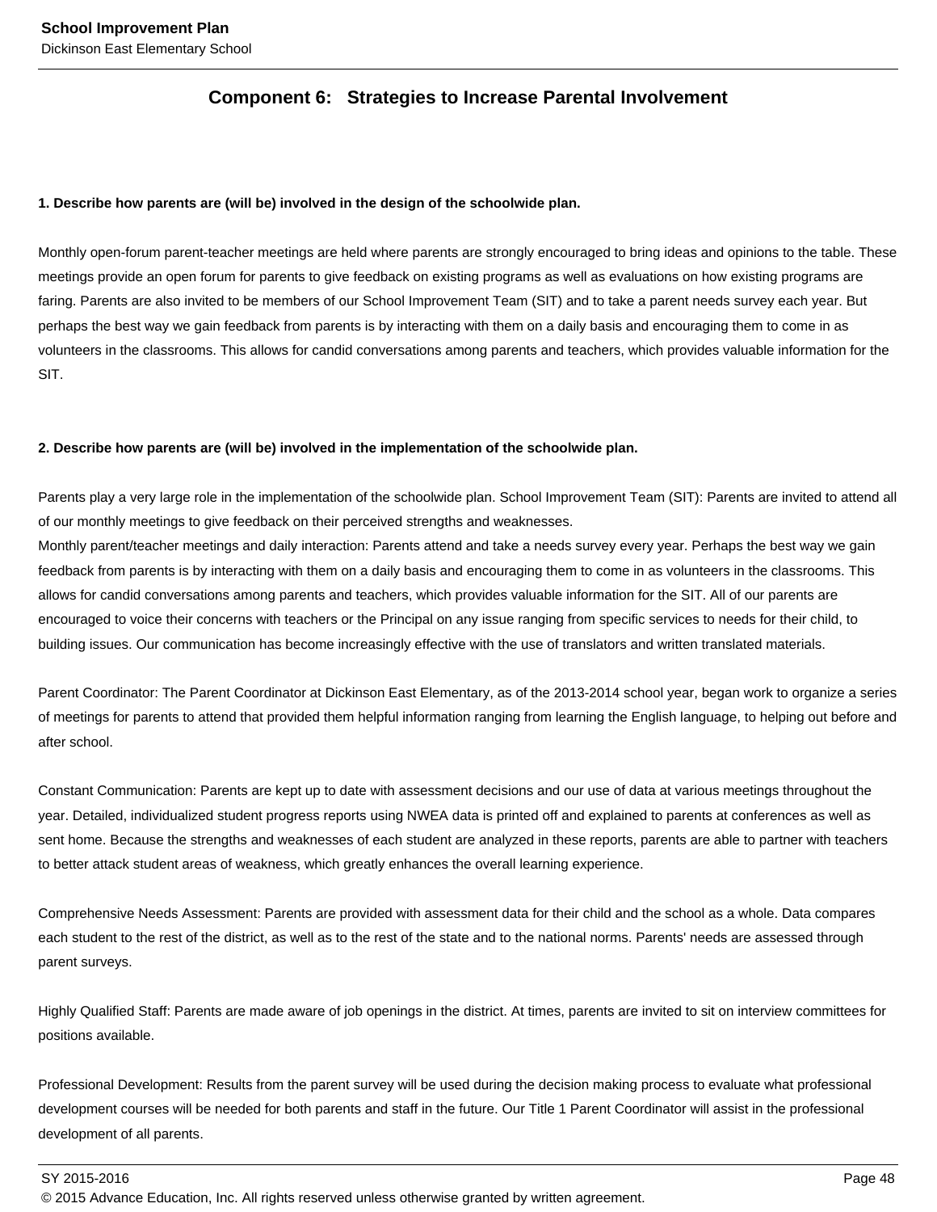## Component 6: Strategies to Increase Parental Involvement

**1. Describe how parents are (will be) involved in the design of the schoolwide plan.**

Monthly open-forum parent-teacher meetings are held where parents are strongly encouraged to bring ideas and opinions to the table. These meetings provide an open forum for parents to give feedback on existing programs as well as evaluations on how existing programs are faring. Parents are also invited to be members of our School Improvement Team (SIT) and to take a parent needs survey each year. But perhaps the best way we gain feedback from parents is by interacting with them on a daily basis and encouraging them to come in as volunteers in the classrooms. This allows for candid conversations among parents and teachers, which provides valuable information for the SIT.

**2. Describe how parents are (will be) involved in the implementation of the schoolwide plan.**

Parents play a very large role in the implementation of the schoolwide plan. School Improvement Team (SIT): Parents are invited to attend all of our monthly meetings to give feedback on their perceived strengths and weaknesses.
Monthly parent/teacher meetings and daily interaction: Parents attend and take a needs survey every year. Perhaps the best way we gain feedback from parents is by interacting with them on a daily basis and encouraging them to come in as volunteers in the classrooms. This allows for candid conversations among parents and teachers, which provides valuable information for the SIT. All of our parents are encouraged to voice their concerns with teachers or the Principal on any issue ranging from specific services to needs for their child, to building issues. Our communication has become increasingly effective with the use of translators and written translated materials.

Parent Coordinator: The Parent Coordinator at Dickinson East Elementary, as of the 2013-2014 school year, began work to organize a series of meetings for parents to attend that provided them helpful information ranging from learning the English language, to helping out before and after school.

Constant Communication: Parents are kept up to date with assessment decisions and our use of data at various meetings throughout the year. Detailed, individualized student progress reports using NWEA data is printed off and explained to parents at conferences as well as sent home. Because the strengths and weaknesses of each student are analyzed in these reports, parents are able to partner with teachers to better attack student areas of weakness, which greatly enhances the overall learning experience.

Comprehensive Needs Assessment: Parents are provided with assessment data for their child and the school as a whole. Data compares each student to the rest of the district, as well as to the rest of the state and to the national norms. Parents' needs are assessed through parent surveys.

Highly Qualified Staff: Parents are made aware of job openings in the district. At times, parents are invited to sit on interview committees for positions available.

Professional Development: Results from the parent survey will be used during the decision making process to evaluate what professional development courses will be needed for both parents and staff in the future. Our Title 1 Parent Coordinator will assist in the professional development of all parents.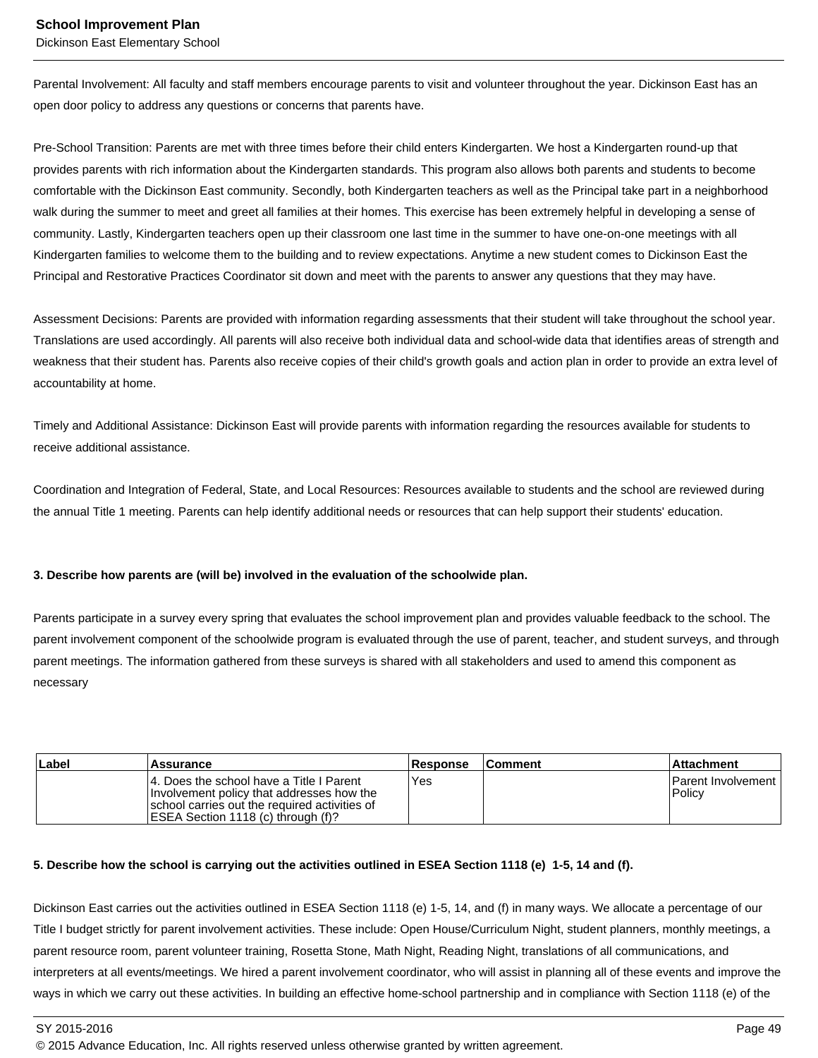Parental Involvement: All faculty and staff members encourage parents to visit and volunteer throughout the year. Dickinson East has an open door policy to address any questions or concerns that parents have.

Pre-School Transition: Parents are met with three times before their child enters Kindergarten. We host a Kindergarten round-up that provides parents with rich information about the Kindergarten standards. This program also allows both parents and students to become comfortable with the Dickinson East community. Secondly, both Kindergarten teachers as well as the Principal take part in a neighborhood walk during the summer to meet and greet all families at their homes. This exercise has been extremely helpful in developing a sense of community. Lastly, Kindergarten teachers open up their classroom one last time in the summer to have one-on-one meetings with all Kindergarten families to welcome them to the building and to review expectations. Anytime a new student comes to Dickinson East the Principal and Restorative Practices Coordinator sit down and meet with the parents to answer any questions that they may have.

Assessment Decisions: Parents are provided with information regarding assessments that their student will take throughout the school year. Translations are used accordingly. All parents will also receive both individual data and school-wide data that identifies areas of strength and weakness that their student has. Parents also receive copies of their child's growth goals and action plan in order to provide an extra level of accountability at home.

Timely and Additional Assistance: Dickinson East will provide parents with information regarding the resources available for students to receive additional assistance.

Coordination and Integration of Federal, State, and Local Resources: Resources available to students and the school are reviewed during the annual Title 1 meeting. Parents can help identify additional needs or resources that can help support their students' education.

**3. Describe how parents are (will be) involved in the evaluation of the schoolwide plan.**

Parents participate in a survey every spring that evaluates the school improvement plan and provides valuable feedback to the school. The parent involvement component of the schoolwide program is evaluated through the use of parent, teacher, and student surveys, and through parent meetings. The information gathered from these surveys is shared with all stakeholders and used to amend this component as necessary

| Label | Assurance | Response | Comment | Attachment |
|---|---|---|---|---|
| | 4. Does the school have a Title I Parent Involvement policy that addresses how the school carries out the required activities of ESEA Section 1118 (c) through (f)? | Yes | | Parent Involvement Policy |

**5. Describe how the school is carrying out the activities outlined in ESEA Section 1118 (e) 1-5, 14 and (f).**

Dickinson East carries out the activities outlined in ESEA Section 1118 (e) 1-5, 14, and (f) in many ways. We allocate a percentage of our Title I budget strictly for parent involvement activities. These include: Open House/Curriculum Night, student planners, monthly meetings, a parent resource room, parent volunteer training, Rosetta Stone, Math Night, Reading Night, translations of all communications, and interpreters at all events/meetings. We hired a parent involvement coordinator, who will assist in planning all of these events and improve the ways in which we carry out these activities. In building an effective home-school partnership and in compliance with Section 1118 (e) of the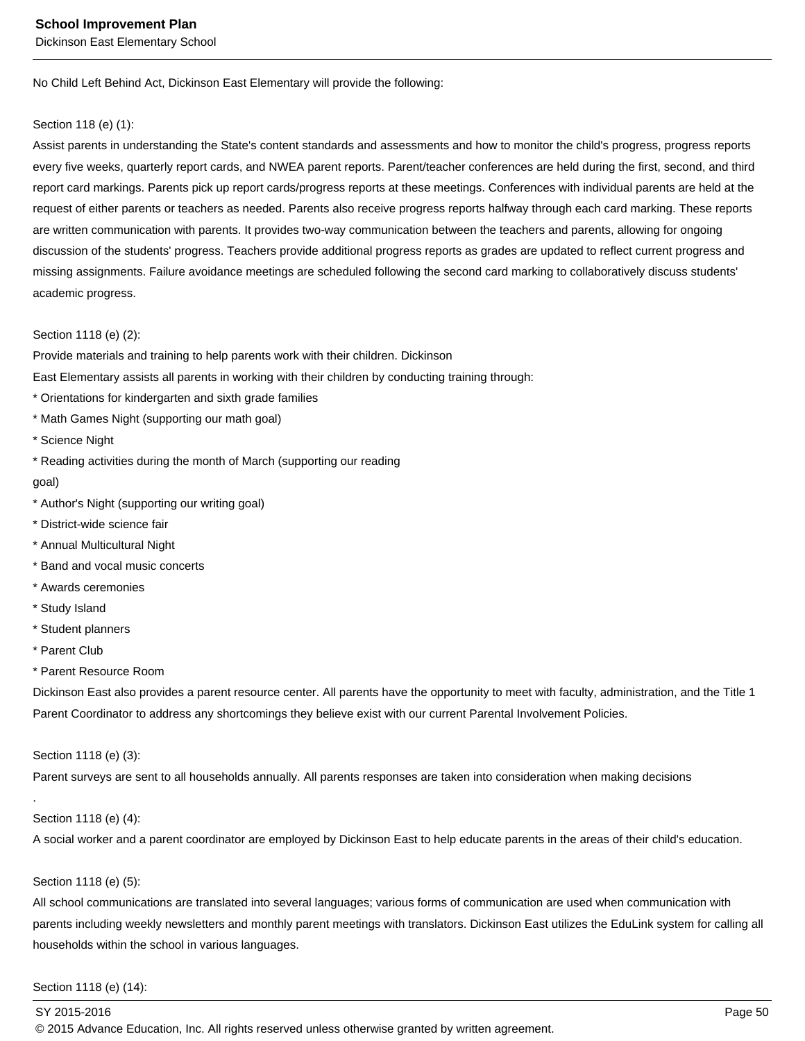No Child Left Behind Act, Dickinson East Elementary will provide the following:

Section 118 (e) (1):
Assist parents in understanding the State's content standards and assessments and how to monitor the child's progress, progress reports every five weeks, quarterly report cards, and NWEA parent reports. Parent/teacher conferences are held during the first, second, and third report card markings. Parents pick up report cards/progress reports at these meetings. Conferences with individual parents are held at the request of either parents or teachers as needed. Parents also receive progress reports halfway through each card marking. These reports are written communication with parents. It provides two-way communication between the teachers and parents, allowing for ongoing discussion of the students' progress. Teachers provide additional progress reports as grades are updated to reflect current progress and missing assignments. Failure avoidance meetings are scheduled following the second card marking to collaboratively discuss students' academic progress.

Section 1118 (e) (2):
Provide materials and training to help parents work with their children. Dickinson
East Elementary assists all parents in working with their children by conducting training through:

* Orientations for kindergarten and sixth grade families
* Math Games Night (supporting our math goal)
* Science Night
* Reading activities during the month of March (supporting our reading goal)
* Author's Night (supporting our writing goal)
* District-wide science fair
* Annual Multicultural Night
* Band and vocal music concerts
* Awards ceremonies
* Study Island
* Student planners
* Parent Club
* Parent Resource Room

Dickinson East also provides a parent resource center. All parents have the opportunity to meet with faculty, administration, and the Title 1 Parent Coordinator to address any shortcomings they believe exist with our current Parental Involvement Policies.

Section 1118 (e) (3):
Parent surveys are sent to all households annually. All parents responses are taken into consideration when making decisions
.
Section 1118 (e) (4):
A social worker and a parent coordinator are employed by Dickinson East to help educate parents in the areas of their child's education.

Section 1118 (e) (5):
All school communications are translated into several languages; various forms of communication are used when communication with parents including weekly newsletters and monthly parent meetings with translators. Dickinson East utilizes the EduLink system for calling all households within the school in various languages.

Section 1118 (e) (14):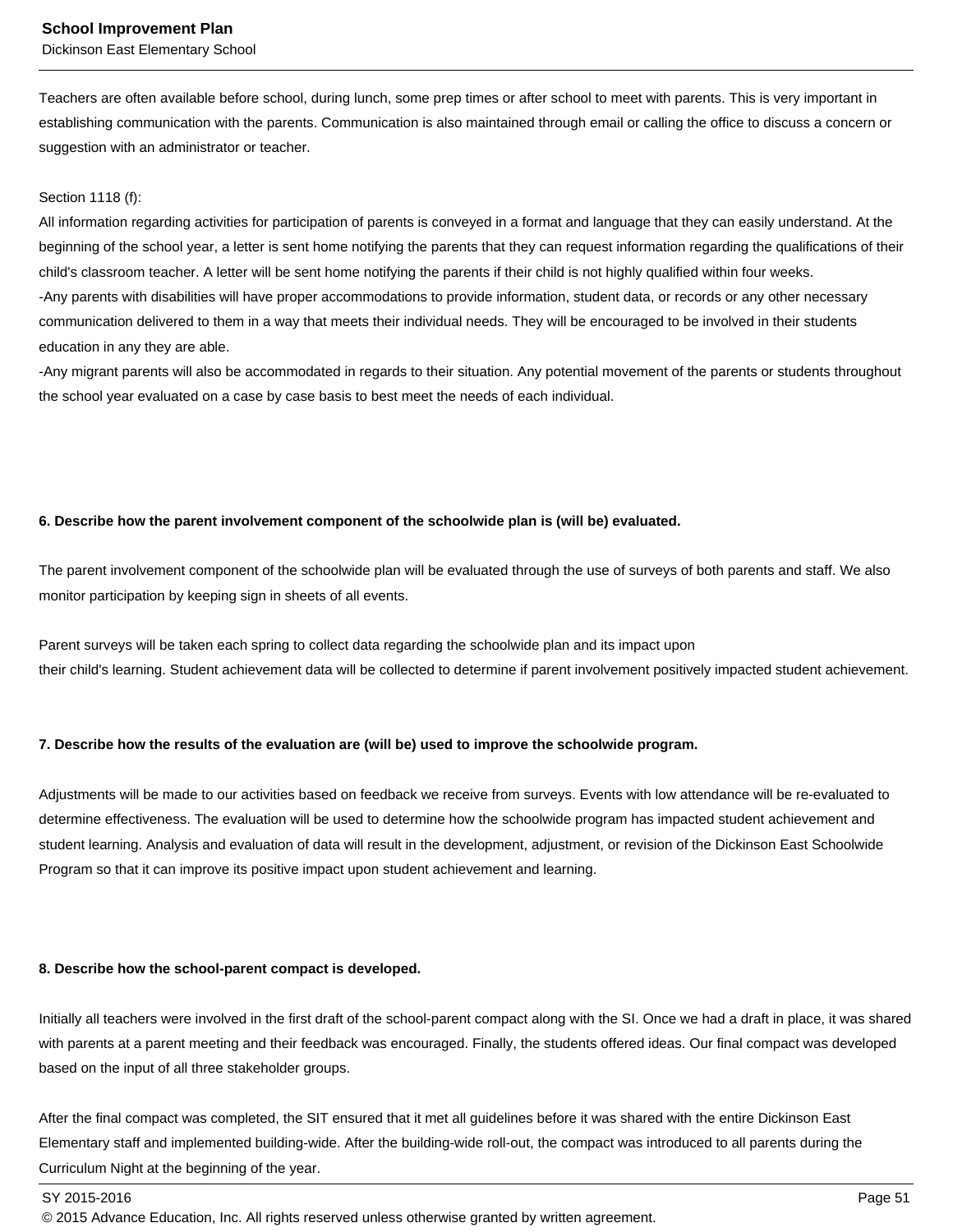Teachers are often available before school, during lunch, some prep times or after school to meet with parents. This is very important in establishing communication with the parents. Communication is also maintained through email or calling the office to discuss a concern or suggestion with an administrator or teacher.

Section 1118 (f):
All information regarding activities for participation of parents is conveyed in a format and language that they can easily understand. At the beginning of the school year, a letter is sent home notifying the parents that they can request information regarding the qualifications of their child's classroom teacher. A letter will be sent home notifying the parents if their child is not highly qualified within four weeks.
-Any parents with disabilities will have proper accommodations to provide information, student data, or records or any other necessary communication delivered to them in a way that meets their individual needs. They will be encouraged to be involved in their students education in any they are able.
-Any migrant parents will also be accommodated in regards to their situation. Any potential movement of the parents or students throughout the school year evaluated on a case by case basis to best meet the needs of each individual.

**6. Describe how the parent involvement component of the schoolwide plan is (will be) evaluated.**

The parent involvement component of the schoolwide plan will be evaluated through the use of surveys of both parents and staff. We also monitor participation by keeping sign in sheets of all events.

Parent surveys will be taken each spring to collect data regarding the schoolwide plan and its impact upon their child's learning. Student achievement data will be collected to determine if parent involvement positively impacted student achievement.

**7. Describe how the results of the evaluation are (will be) used to improve the schoolwide program.**

Adjustments will be made to our activities based on feedback we receive from surveys. Events with low attendance will be re-evaluated to determine effectiveness. The evaluation will be used to determine how the schoolwide program has impacted student achievement and student learning. Analysis and evaluation of data will result in the development, adjustment, or revision of the Dickinson East Schoolwide Program so that it can improve its positive impact upon student achievement and learning.

**8. Describe how the school-parent compact is developed.**

Initially all teachers were involved in the first draft of the school-parent compact along with the SI. Once we had a draft in place, it was shared with parents at a parent meeting and their feedback was encouraged. Finally, the students offered ideas. Our final compact was developed based on the input of all three stakeholder groups.

After the final compact was completed, the SIT ensured that it met all guidelines before it was shared with the entire Dickinson East Elementary staff and implemented building-wide. After the building-wide roll-out, the compact was introduced to all parents during the Curriculum Night at the beginning of the year.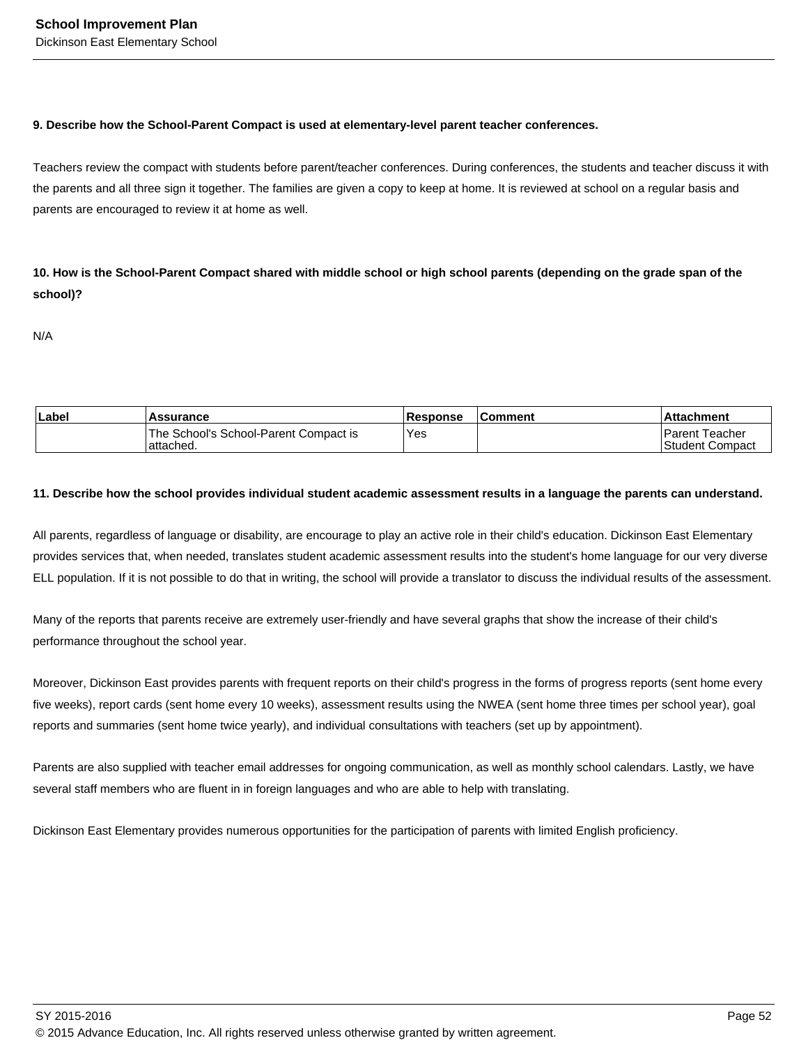**9. Describe how the School-Parent Compact is used at elementary-level parent teacher conferences.**

Teachers review the compact with students before parent/teacher conferences. During conferences, the students and teacher discuss it with the parents and all three sign it together. The families are given a copy to keep at home. It is reviewed at school on a regular basis and parents are encouraged to review it at home as well.

**10. How is the School-Parent Compact shared with middle school or high school parents (depending on the grade span of the school)?**

N/A

| Label | Assurance | Response | Comment | Attachment |
|---|---|---|---|---|
| | The School's School-Parent Compact is attached. | Yes | | Parent Teacher Student Compact |

**11. Describe how the school provides individual student academic assessment results in a language the parents can understand.**

All parents, regardless of language or disability, are encourage to play an active role in their child's education. Dickinson East Elementary provides services that, when needed, translates student academic assessment results into the student's home language for our very diverse ELL population. If it is not possible to do that in writing, the school will provide a translator to discuss the individual results of the assessment.

Many of the reports that parents receive are extremely user-friendly and have several graphs that show the increase of their child's performance throughout the school year.

Moreover, Dickinson East provides parents with frequent reports on their child's progress in the forms of progress reports (sent home every five weeks), report cards (sent home every 10 weeks), assessment results using the NWEA (sent home three times per school year), goal reports and summaries (sent home twice yearly), and individual consultations with teachers (set up by appointment).

Parents are also supplied with teacher email addresses for ongoing communication, as well as monthly school calendars. Lastly, we have several staff members who are fluent in in foreign languages and who are able to help with translating.

Dickinson East Elementary provides numerous opportunities for the participation of parents with limited English proficiency.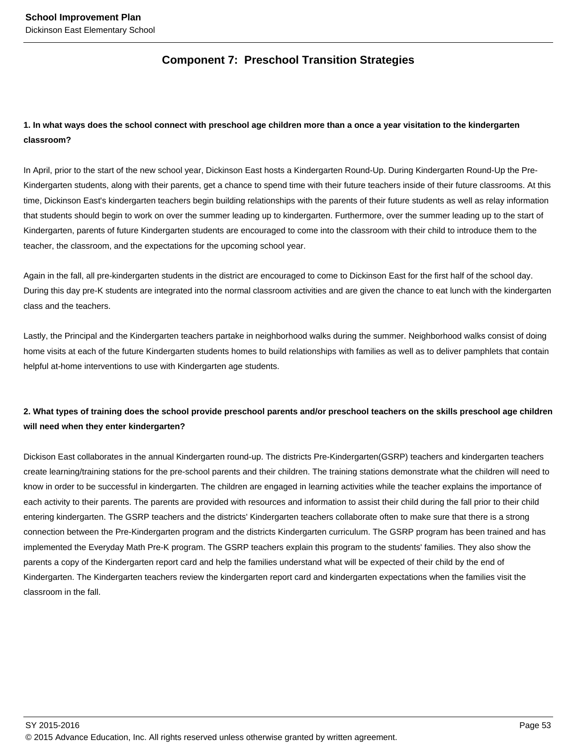## Component 7: Preschool Transition Strategies

**1. In what ways does the school connect with preschool age children more than a once a year visitation to the kindergarten classroom?**

In April, prior to the start of the new school year, Dickinson East hosts a Kindergarten Round-Up. During Kindergarten Round-Up the Pre-Kindergarten students, along with their parents, get a chance to spend time with their future teachers inside of their future classrooms. At this time, Dickinson East's kindergarten teachers begin building relationships with the parents of their future students as well as relay information that students should begin to work on over the summer leading up to kindergarten. Furthermore, over the summer leading up to the start of Kindergarten, parents of future Kindergarten students are encouraged to come into the classroom with their child to introduce them to the teacher, the classroom, and the expectations for the upcoming school year.

Again in the fall, all pre-kindergarten students in the district are encouraged to come to Dickinson East for the first half of the school day. During this day pre-K students are integrated into the normal classroom activities and are given the chance to eat lunch with the kindergarten class and the teachers.

Lastly, the Principal and the Kindergarten teachers partake in neighborhood walks during the summer. Neighborhood walks consist of doing home visits at each of the future Kindergarten students homes to build relationships with families as well as to deliver pamphlets that contain helpful at-home interventions to use with Kindergarten age students.

**2. What types of training does the school provide preschool parents and/or preschool teachers on the skills preschool age children will need when they enter kindergarten?**

Dickison East collaborates in the annual Kindergarten round-up. The districts Pre-Kindergarten(GSRP) teachers and kindergarten teachers create learning/training stations for the pre-school parents and their children. The training stations demonstrate what the children will need to know in order to be successful in kindergarten. The children are engaged in learning activities while the teacher explains the importance of each activity to their parents. The parents are provided with resources and information to assist their child during the fall prior to their child entering kindergarten. The GSRP teachers and the districts' Kindergarten teachers collaborate often to make sure that there is a strong connection between the Pre-Kindergarten program and the districts Kindergarten curriculum. The GSRP program has been trained and has implemented the Everyday Math Pre-K program. The GSRP teachers explain this program to the students' families. They also show the parents a copy of the Kindergarten report card and help the families understand what will be expected of their child by the end of Kindergarten. The Kindergarten teachers review the kindergarten report card and kindergarten expectations when the families visit the classroom in the fall.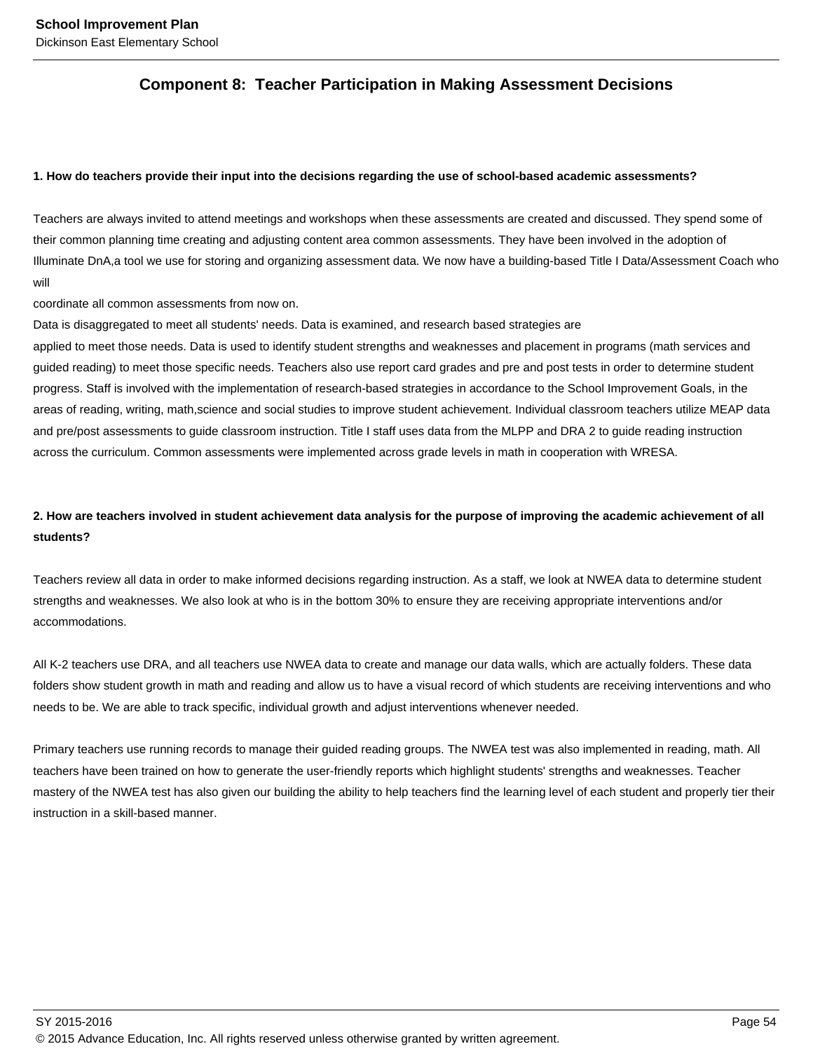## Component 8: Teacher Participation in Making Assessment Decisions

**1. How do teachers provide their input into the decisions regarding the use of school-based academic assessments?**

Teachers are always invited to attend meetings and workshops when these assessments are created and discussed. They spend some of their common planning time creating and adjusting content area common assessments. They have been involved in the adoption of Illuminate DnA,a tool we use for storing and organizing assessment data. We now have a building-based Title I Data/Assessment Coach who will
coordinate all common assessments from now on.
Data is disaggregated to meet all students' needs. Data is examined, and research based strategies are
applied to meet those needs. Data is used to identify student strengths and weaknesses and placement in programs (math services and guided reading) to meet those specific needs. Teachers also use report card grades and pre and post tests in order to determine student progress. Staff is involved with the implementation of research-based strategies in accordance to the School Improvement Goals, in the areas of reading, writing, math,science and social studies to improve student achievement. Individual classroom teachers utilize MEAP data and pre/post assessments to guide classroom instruction. Title I staff uses data from the MLPP and DRA 2 to guide reading instruction across the curriculum. Common assessments were implemented across grade levels in math in cooperation with WRESA.

**2. How are teachers involved in student achievement data analysis for the purpose of improving the academic achievement of all students?**

Teachers review all data in order to make informed decisions regarding instruction. As a staff, we look at NWEA data to determine student strengths and weaknesses. We also look at who is in the bottom 30% to ensure they are receiving appropriate interventions and/or accommodations.

All K-2 teachers use DRA, and all teachers use NWEA data to create and manage our data walls, which are actually folders. These data folders show student growth in math and reading and allow us to have a visual record of which students are receiving interventions and who needs to be. We are able to track specific, individual growth and adjust interventions whenever needed.

Primary teachers use running records to manage their guided reading groups. The NWEA test was also implemented in reading, math. All teachers have been trained on how to generate the user-friendly reports which highlight students' strengths and weaknesses. Teacher mastery of the NWEA test has also given our building the ability to help teachers find the learning level of each student and properly tier their instruction in a skill-based manner.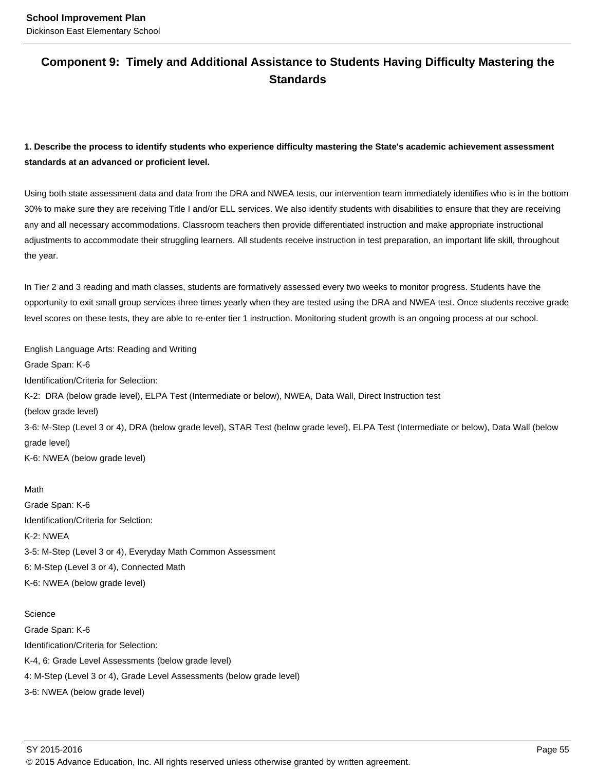## Component 9: Timely and Additional Assistance to Students Having Difficulty Mastering the Standards

**1. Describe the process to identify students who experience difficulty mastering the State's academic achievement assessment standards at an advanced or proficient level.**

Using both state assessment data and data from the DRA and NWEA tests, our intervention team immediately identifies who is in the bottom 30% to make sure they are receiving Title I and/or ELL services. We also identify students with disabilities to ensure that they are receiving any and all necessary accommodations. Classroom teachers then provide differentiated instruction and make appropriate instructional adjustments to accommodate their struggling learners. All students receive instruction in test preparation, an important life skill, throughout the year.

In Tier 2 and 3 reading and math classes, students are formatively assessed every two weeks to monitor progress. Students have the opportunity to exit small group services three times yearly when they are tested using the DRA and NWEA test. Once students receive grade level scores on these tests, they are able to re-enter tier 1 instruction. Monitoring student growth is an ongoing process at our school.

English Language Arts: Reading and Writing
Grade Span: K-6
Identification/Criteria for Selection:
K-2: DRA (below grade level), ELPA Test (Intermediate or below), NWEA, Data Wall, Direct Instruction test (below grade level)
3-6: M-Step (Level 3 or 4), DRA (below grade level), STAR Test (below grade level), ELPA Test (Intermediate or below), Data Wall (below grade level)
K-6: NWEA (below grade level)

Math
Grade Span: K-6
Identification/Criteria for Selction:
K-2: NWEA
3-5: M-Step (Level 3 or 4), Everyday Math Common Assessment
6: M-Step (Level 3 or 4), Connected Math
K-6: NWEA (below grade level)

Science
Grade Span: K-6
Identification/Criteria for Selection:
K-4, 6: Grade Level Assessments (below grade level)
4: M-Step (Level 3 or 4), Grade Level Assessments (below grade level)
3-6: NWEA (below grade level)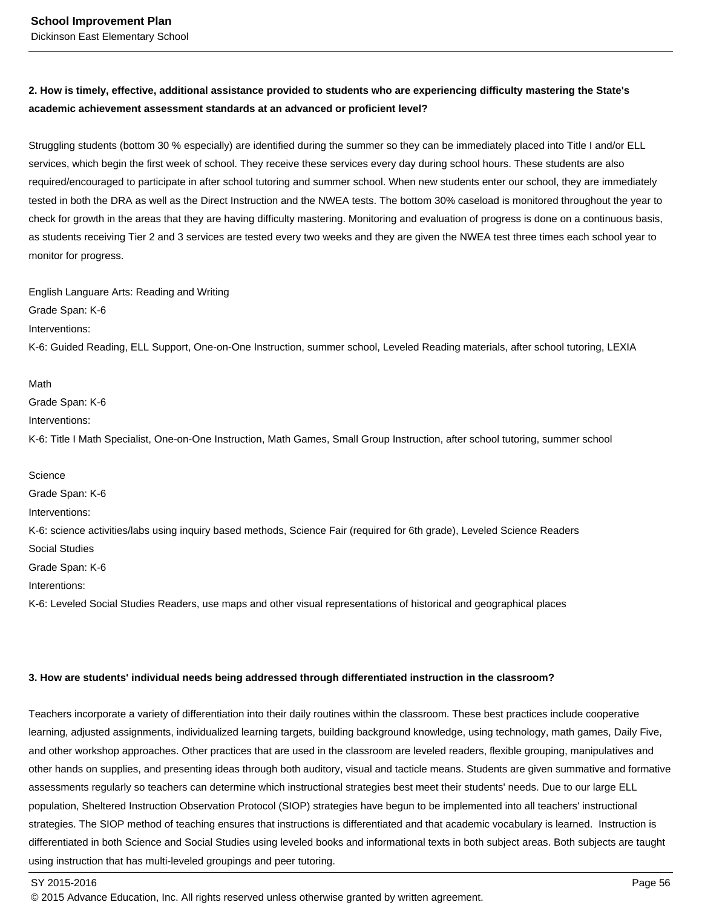**2. How is timely, effective, additional assistance provided to students who are experiencing difficulty mastering the State's academic achievement assessment standards at an advanced or proficient level?**

Struggling students (bottom 30 % especially) are identified during the summer so they can be immediately placed into Title I and/or ELL services, which begin the first week of school. They receive these services every day during school hours. These students are also required/encouraged to participate in after school tutoring and summer school. When new students enter our school, they are immediately tested in both the DRA as well as the Direct Instruction and the NWEA tests. The bottom 30% caseload is monitored throughout the year to check for growth in the areas that they are having difficulty mastering. Monitoring and evaluation of progress is done on a continuous basis, as students receiving Tier 2 and 3 services are tested every two weeks and they are given the NWEA test three times each school year to monitor for progress.

English Languare Arts: Reading and Writing
Grade Span: K-6
Interventions:
K-6: Guided Reading, ELL Support, One-on-One Instruction, summer school, Leveled Reading materials, after school tutoring, LEXIA

Math
Grade Span: K-6
Interventions:
K-6: Title I Math Specialist, One-on-One Instruction, Math Games, Small Group Instruction, after school tutoring, summer school

Science
Grade Span: K-6
Interventions:
K-6: science activities/labs using inquiry based methods, Science Fair (required for 6th grade), Leveled Science Readers
Social Studies
Grade Span: K-6
Interentions:
K-6: Leveled Social Studies Readers, use maps and other visual representations of historical and geographical places

**3. How are students' individual needs being addressed through differentiated instruction in the classroom?**

Teachers incorporate a variety of differentiation into their daily routines within the classroom. These best practices include cooperative learning, adjusted assignments, individualized learning targets, building background knowledge, using technology, math games, Daily Five, and other workshop approaches. Other practices that are used in the classroom are leveled readers, flexible grouping, manipulatives and other hands on supplies, and presenting ideas through both auditory, visual and tacticle means. Students are given summative and formative assessments regularly so teachers can determine which instructional strategies best meet their students' needs. Due to our large ELL population, Sheltered Instruction Observation Protocol (SIOP) strategies have begun to be implemented into all teachers' instructional strategies. The SIOP method of teaching ensures that instructions is differentiated and that academic vocabulary is learned. Instruction is differentiated in both Science and Social Studies using leveled books and informational texts in both subject areas. Both subjects are taught using instruction that has multi-leveled groupings and peer tutoring.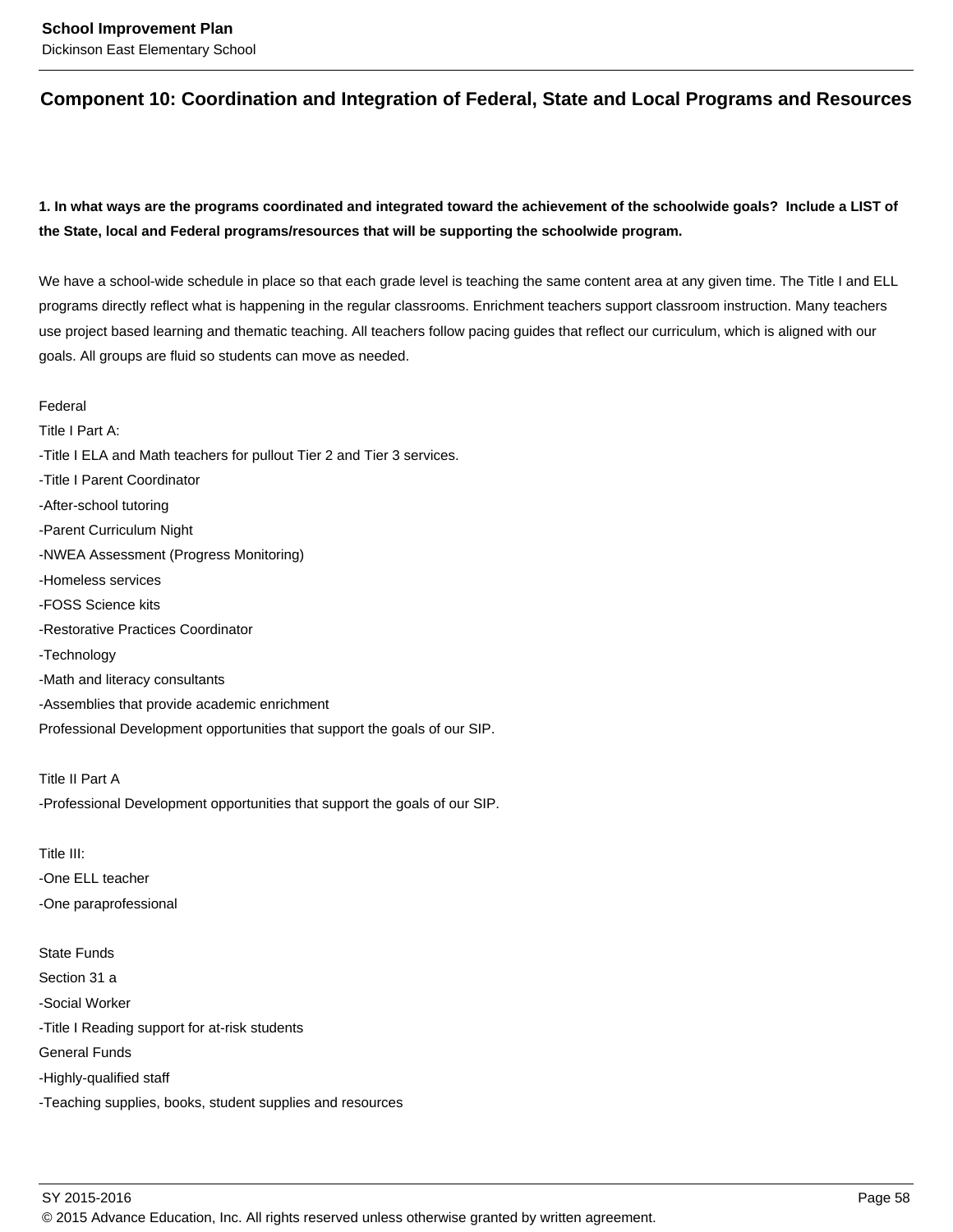## Component 10: Coordination and Integration of Federal, State and Local Programs and Resources

**1. In what ways are the programs coordinated and integrated toward the achievement of the schoolwide goals? Include a LIST of the State, local and Federal programs/resources that will be supporting the schoolwide program.**

We have a school-wide schedule in place so that each grade level is teaching the same content area at any given time. The Title I and ELL programs directly reflect what is happening in the regular classrooms. Enrichment teachers support classroom instruction. Many teachers use project based learning and thematic teaching. All teachers follow pacing guides that reflect our curriculum, which is aligned with our goals. All groups are fluid so students can move as needed.

Federal
Title I Part A:
-Title I ELA and Math teachers for pullout Tier 2 and Tier 3 services.
-Title I Parent Coordinator
-After-school tutoring
-Parent Curriculum Night
-NWEA Assessment (Progress Monitoring)
-Homeless services
-FOSS Science kits
-Restorative Practices Coordinator
-Technology
-Math and literacy consultants
-Assemblies that provide academic enrichment
Professional Development opportunities that support the goals of our SIP.

Title II Part A
-Professional Development opportunities that support the goals of our SIP.

Title III:
-One ELL teacher
-One paraprofessional

State Funds
Section 31 a
-Social Worker
-Title I Reading support for at-risk students
General Funds
-Highly-qualified staff
-Teaching supplies, books, student supplies and resources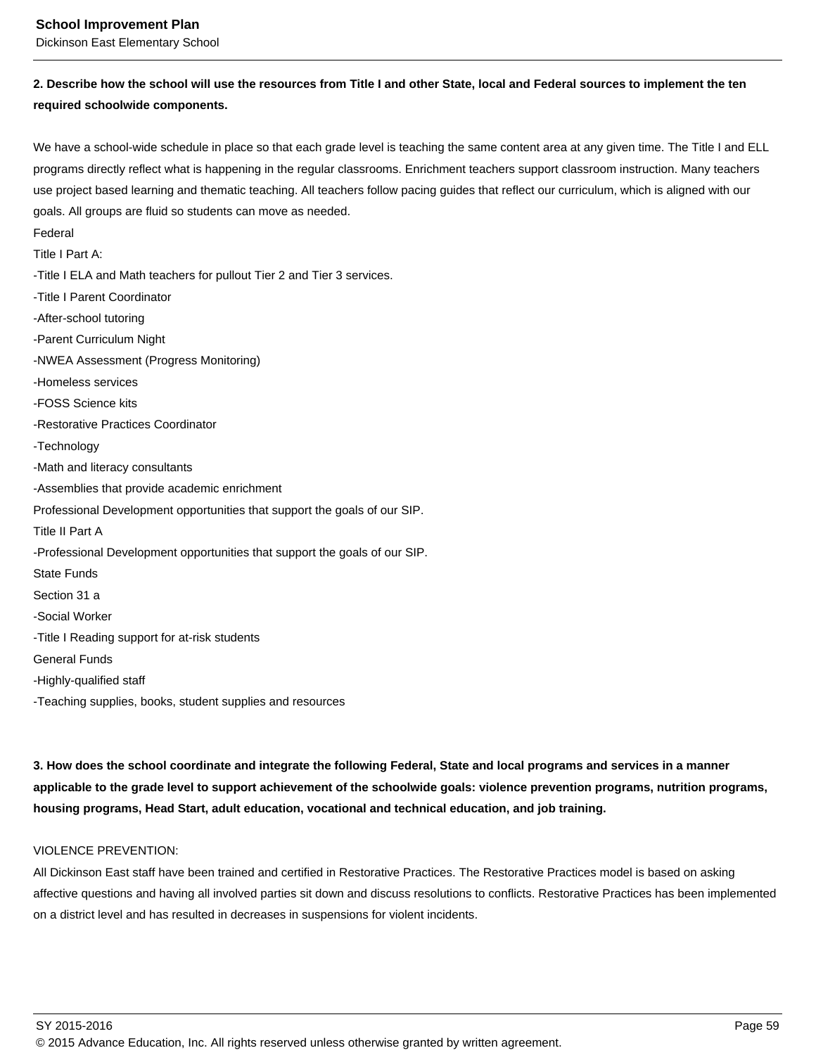**2. Describe how the school will use the resources from Title I and other State, local and Federal sources to implement the ten required schoolwide components.**

We have a school-wide schedule in place so that each grade level is teaching the same content area at any given time. The Title I and ELL programs directly reflect what is happening in the regular classrooms. Enrichment teachers support classroom instruction. Many teachers use project based learning and thematic teaching. All teachers follow pacing guides that reflect our curriculum, which is aligned with our goals. All groups are fluid so students can move as needed.

Federal

Title I Part A:

-Title I ELA and Math teachers for pullout Tier 2 and Tier 3 services.

-Title I Parent Coordinator

-After-school tutoring

-Parent Curriculum Night

-NWEA Assessment (Progress Monitoring)

-Homeless services

-FOSS Science kits

-Restorative Practices Coordinator

-Technology

-Math and literacy consultants

-Assemblies that provide academic enrichment

Professional Development opportunities that support the goals of our SIP.

Title II Part A

-Professional Development opportunities that support the goals of our SIP.

State Funds

Section 31 a

-Social Worker

-Title I Reading support for at-risk students

General Funds

-Highly-qualified staff

-Teaching supplies, books, student supplies and resources

**3. How does the school coordinate and integrate the following Federal, State and local programs and services in a manner applicable to the grade level to support achievement of the schoolwide goals: violence prevention programs, nutrition programs, housing programs, Head Start, adult education, vocational and technical education, and job training.**

VIOLENCE PREVENTION:

All Dickinson East staff have been trained and certified in Restorative Practices. The Restorative Practices model is based on asking affective questions and having all involved parties sit down and discuss resolutions to conflicts. Restorative Practices has been implemented on a district level and has resulted in decreases in suspensions for violent incidents.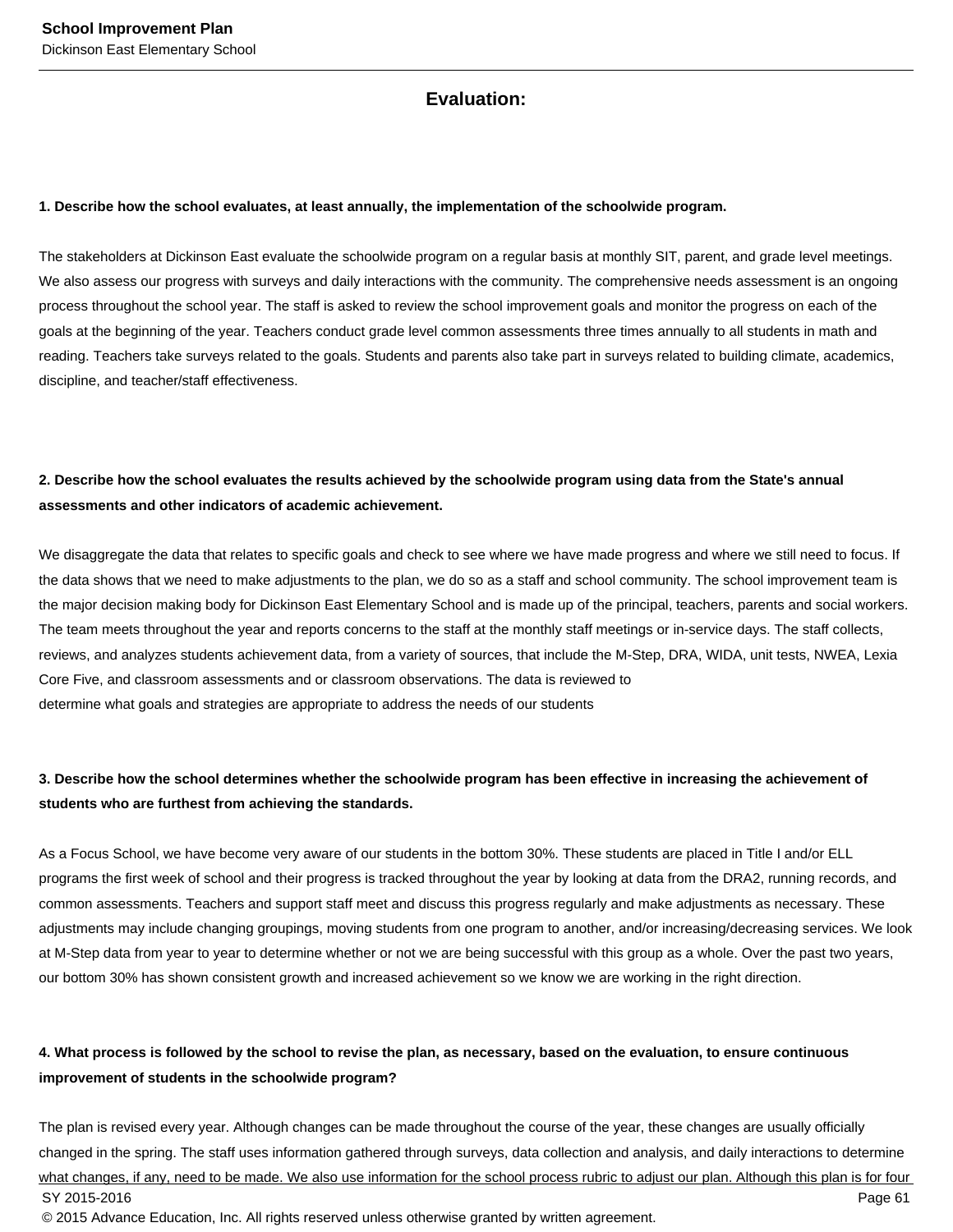## Evaluation:

**1. Describe how the school evaluates, at least annually, the implementation of the schoolwide program.**

The stakeholders at Dickinson East evaluate the schoolwide program on a regular basis at monthly SIT, parent, and grade level meetings. We also assess our progress with surveys and daily interactions with the community. The comprehensive needs assessment is an ongoing process throughout the school year. The staff is asked to review the school improvement goals and monitor the progress on each of the goals at the beginning of the year. Teachers conduct grade level common assessments three times annually to all students in math and reading. Teachers take surveys related to the goals. Students and parents also take part in surveys related to building climate, academics, discipline, and teacher/staff effectiveness.

**2. Describe how the school evaluates the results achieved by the schoolwide program using data from the State's annual assessments and other indicators of academic achievement.**

We disaggregate the data that relates to specific goals and check to see where we have made progress and where we still need to focus. If the data shows that we need to make adjustments to the plan, we do so as a staff and school community. The school improvement team is the major decision making body for Dickinson East Elementary School and is made up of the principal, teachers, parents and social workers. The team meets throughout the year and reports concerns to the staff at the monthly staff meetings or in-service days. The staff collects, reviews, and analyzes students achievement data, from a variety of sources, that include the M-Step, DRA, WIDA, unit tests, NWEA, Lexia Core Five, and classroom assessments and or classroom observations. The data is reviewed to
determine what goals and strategies are appropriate to address the needs of our students

**3. Describe how the school determines whether the schoolwide program has been effective in increasing the achievement of students who are furthest from achieving the standards.**

As a Focus School, we have become very aware of our students in the bottom 30%. These students are placed in Title I and/or ELL programs the first week of school and their progress is tracked throughout the year by looking at data from the DRA2, running records, and common assessments. Teachers and support staff meet and discuss this progress regularly and make adjustments as necessary. These adjustments may include changing groupings, moving students from one program to another, and/or increasing/decreasing services. We look at M-Step data from year to year to determine whether or not we are being successful with this group as a whole. Over the past two years, our bottom 30% has shown consistent growth and increased achievement so we know we are working in the right direction.

**4. What process is followed by the school to revise the plan, as necessary, based on the evaluation, to ensure continuous improvement of students in the schoolwide program?**

The plan is revised every year. Although changes can be made throughout the course of the year, these changes are usually officially changed in the spring. The staff uses information gathered through surveys, data collection and analysis, and daily interactions to determine what changes, if any, need to be made. We also use information for the school process rubric to adjust our plan. Although this plan is for four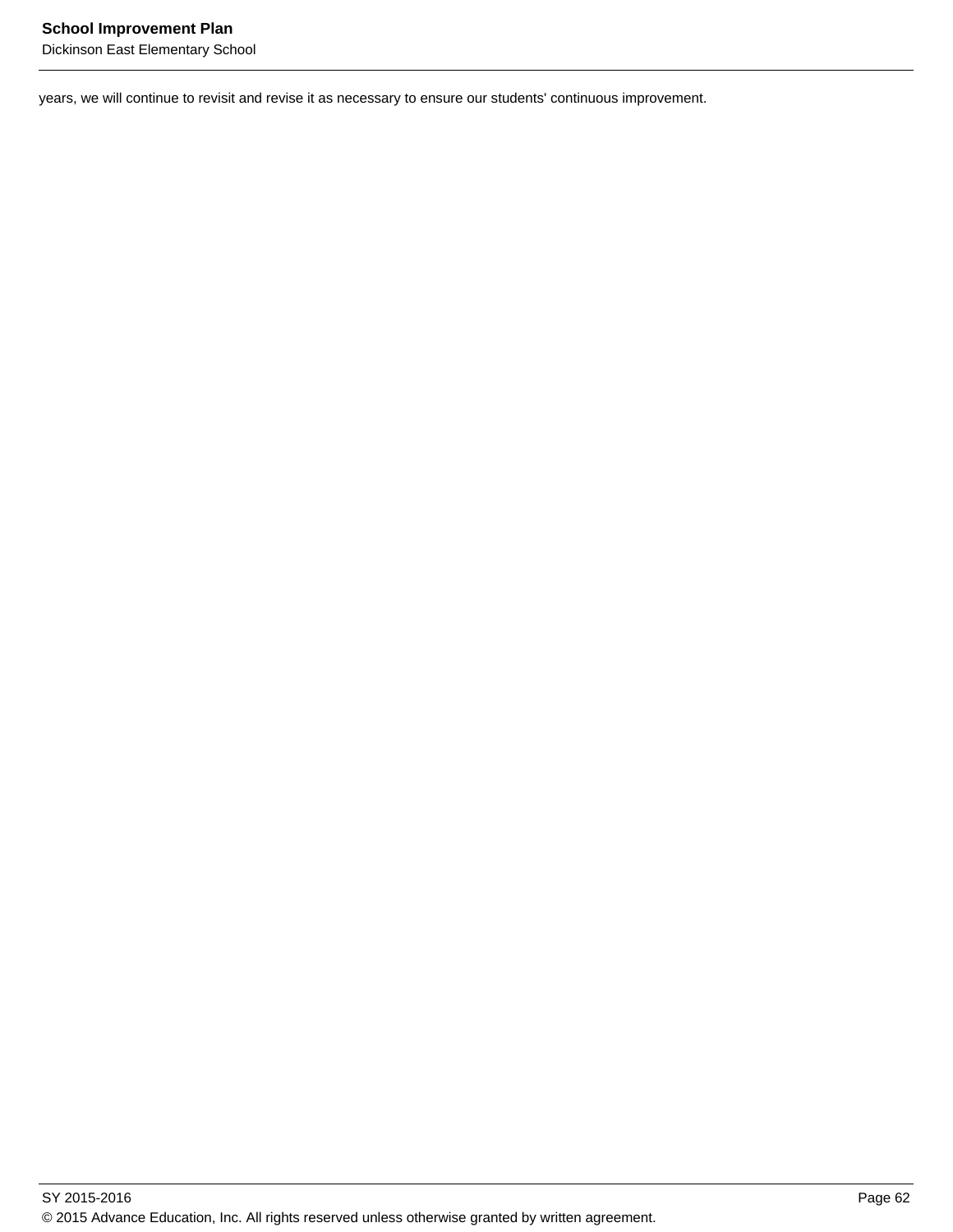years, we will continue to revisit and revise it as necessary to ensure our students' continuous improvement.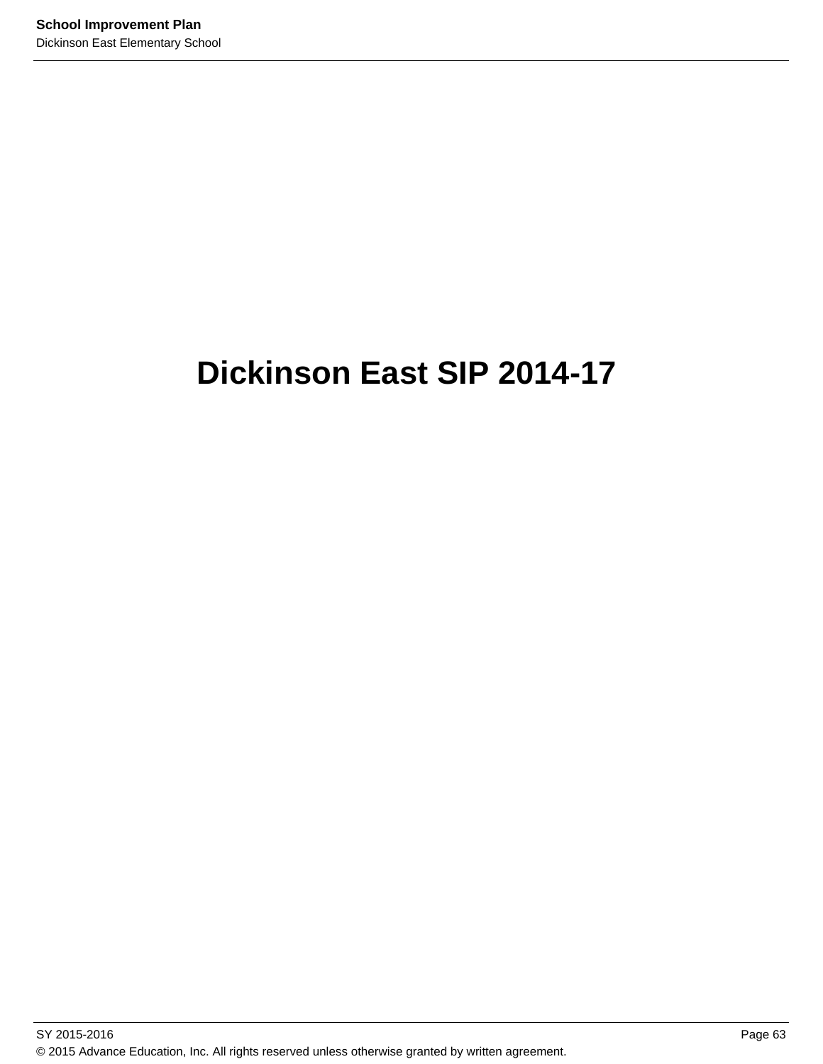# Dickinson East SIP 2014-17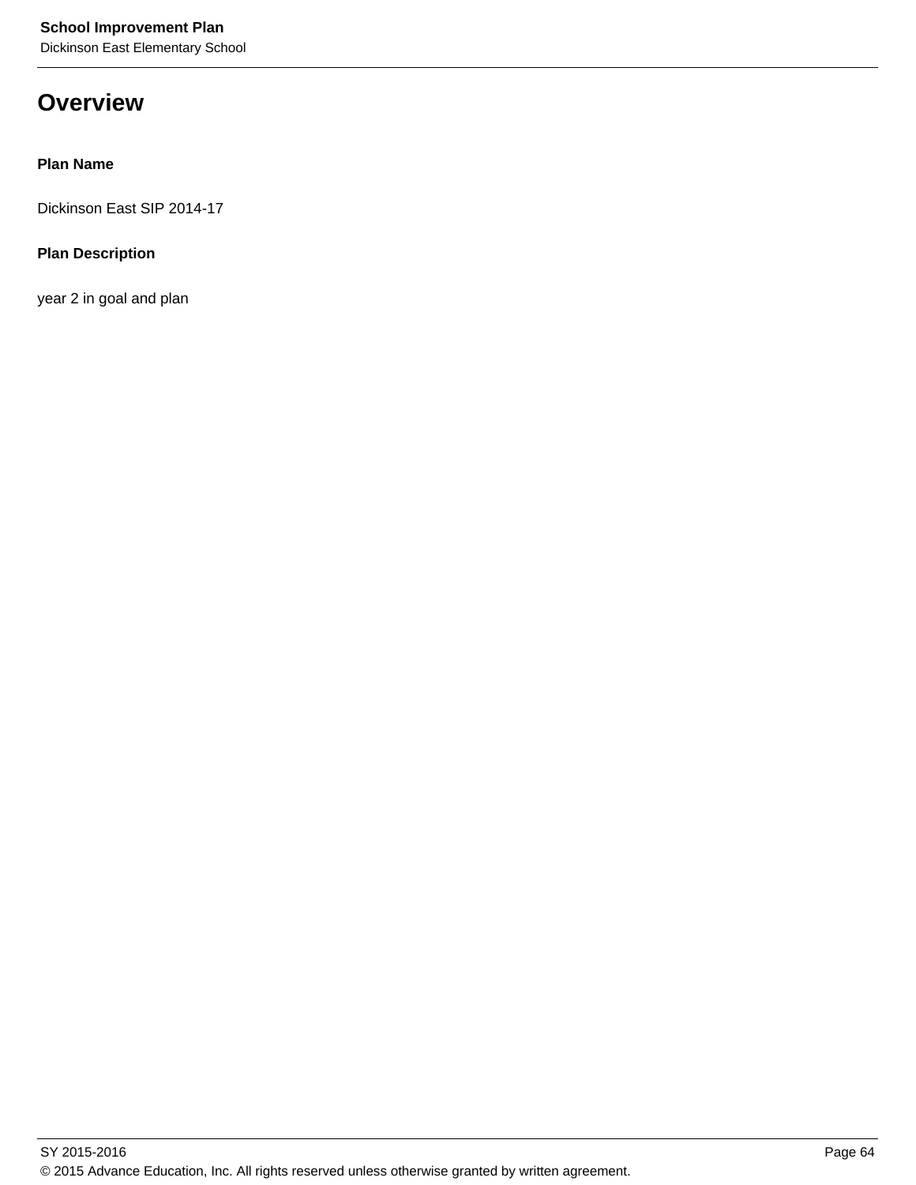# Overview

**Plan Name**

Dickinson East SIP 2014-17

**Plan Description**

year 2 in goal and plan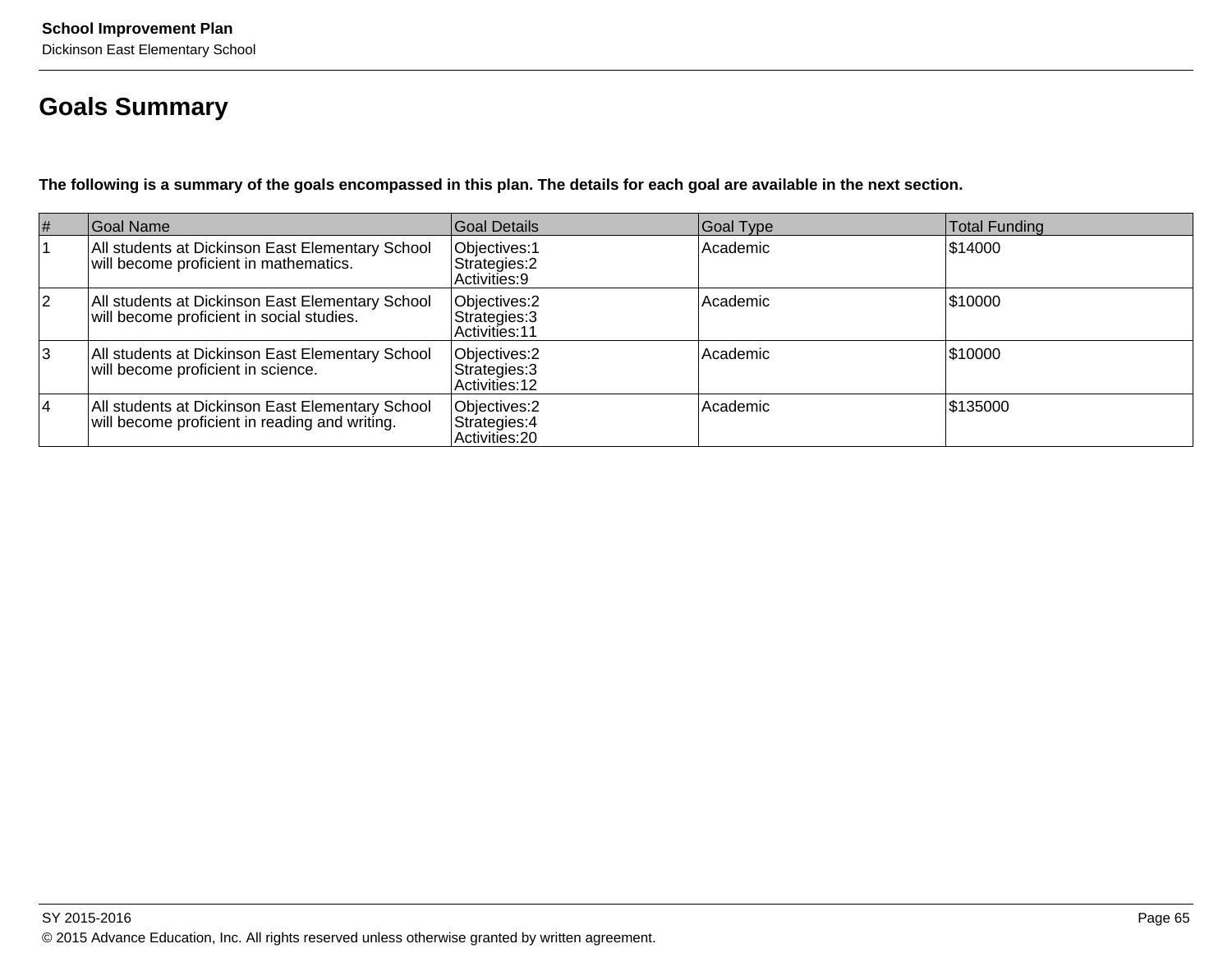## Goals Summary

**The following is a summary of the goals encompassed in this plan. The details for each goal are available in the next section.**

| # | Goal Name | Goal Details | Goal Type | Total Funding |
|---|---|---|---|---|
| 1 | All students at Dickinson East Elementary School will become proficient in mathematics. | Objectives:1<br>Strategies:2<br>Activities:9 | Academic | $14000 |
| 2 | All students at Dickinson East Elementary School will become proficient in social studies. | Objectives:2<br>Strategies:3<br>Activities:11 | Academic | $10000 |
| 3 | All students at Dickinson East Elementary School will become proficient in science. | Objectives:2<br>Strategies:3<br>Activities:12 | Academic | $10000 |
| 4 | All students at Dickinson East Elementary School will become proficient in reading and writing. | Objectives:2<br>Strategies:4<br>Activities:20 | Academic | $135000 |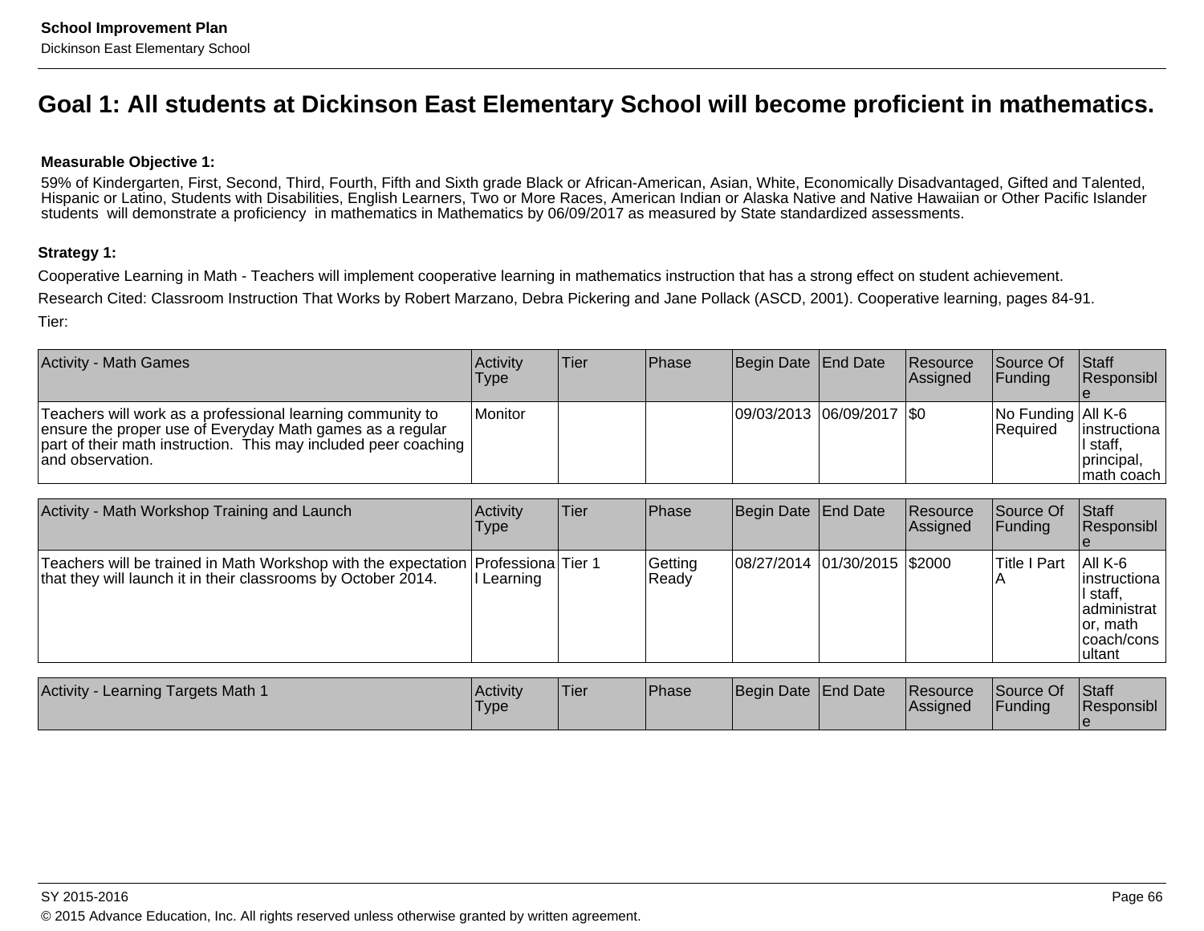## Goal 1: All students at Dickinson East Elementary School will become proficient in mathematics.

**Measurable Objective 1:**

59% of Kindergarten, First, Second, Third, Fourth, Fifth and Sixth grade Black or African-American, Asian, White, Economically Disadvantaged, Gifted and Talented, Hispanic or Latino, Students with Disabilities, English Learners, Two or More Races, American Indian or Alaska Native and Native Hawaiian or Other Pacific Islander students will demonstrate a proficiency in mathematics in Mathematics by 06/09/2017 as measured by State standardized assessments.

**Strategy 1:**

Cooperative Learning in Math - Teachers will implement cooperative learning in mathematics instruction that has a strong effect on student achievement.

Research Cited: Classroom Instruction That Works by Robert Marzano, Debra Pickering and Jane Pollack (ASCD, 2001). Cooperative learning, pages 84-91.

Tier:

| Activity - Math Games | Activity Type | Tier | Phase | Begin Date | End Date | Resource Assigned | Source Of Funding | Staff Responsible |
|---|---|---|---|---|---|---|---|---|
| Teachers will work as a professional learning community to ensure the proper use of Everyday Math games as a regular part of their math instruction. This may included peer coaching and observation. | Monitor | | | 09/03/2013 | 06/09/2017 | $0 | No Funding Required | All K-6 instructional staff, principal, math coach |

| Activity - Math Workshop Training and Launch | Activity Type | Tier | Phase | Begin Date | End Date | Resource Assigned | Source Of Funding | Staff Responsible |
|---|---|---|---|---|---|---|---|---|
| Teachers will be trained in Math Workshop with the expectation that they will launch it in their classrooms by October 2014. | Professional Learning | Tier 1 | Getting Ready | 08/27/2014 | 01/30/2015 | $2000 | Title I Part A | All K-6 instructional staff, administrator, math coach/consultant |

| Activity - Learning Targets Math 1 | Activity Type | Tier | Phase | Begin Date | End Date | Resource Assigned | Source Of Funding | Staff Responsible |
|---|---|---|---|---|---|---|---|---|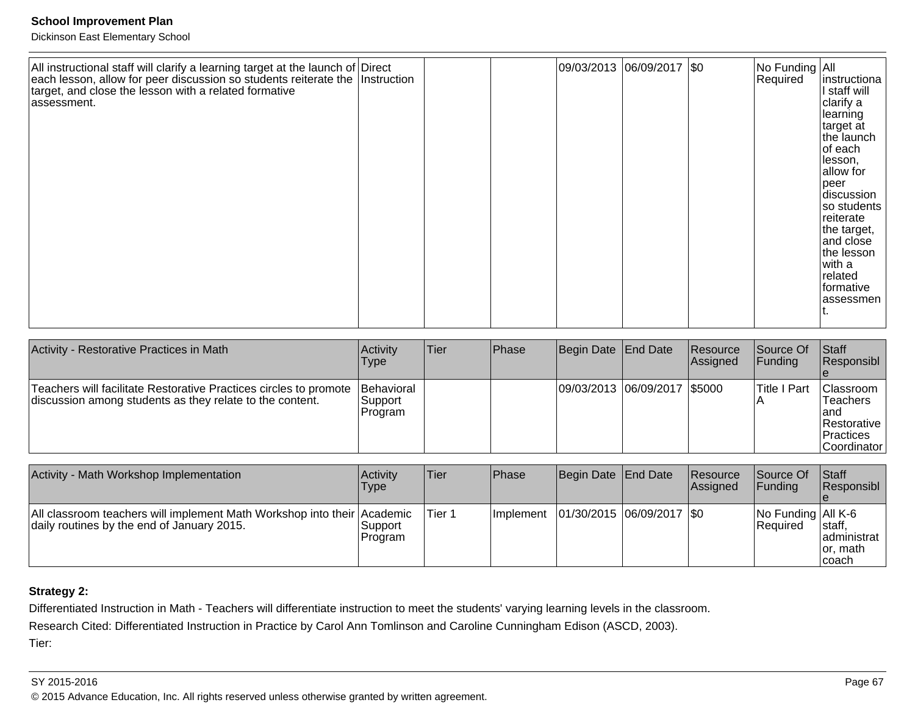| | | | | | | | | |
|---|---|---|---|---|---|---|---|---|
| All instructional staff will clarify a learning target at the launch of each lesson, allow for peer discussion so students reiterate the target, and close the lesson with a related formative assessment. | Direct Instruction | | | 09/03/2013 | 06/09/2017 | $0 | No Funding Required | All instructional staff will clarify a learning target at the launch of each lesson, allow for peer discussion so students reiterate the target, and close the lesson with a related formative assessment. |

| Activity - Restorative Practices in Math | Activity Type | Tier | Phase | Begin Date | End Date | Resource Assigned | Source Of Funding | Staff Responsible |
|---|---|---|---|---|---|---|---|---|
| Teachers will facilitate Restorative Practices circles to promote discussion among students as they relate to the content. | Behavioral Support Program | | | 09/03/2013 | 06/09/2017 | $5000 | Title I Part A | Classroom Teachers and Restorative Practices Coordinator |

| Activity - Math Workshop Implementation | Activity Type | Tier | Phase | Begin Date | End Date | Resource Assigned | Source Of Funding | Staff Responsible |
|---|---|---|---|---|---|---|---|---|
| All classroom teachers will implement Math Workshop into their daily routines by the end of January 2015. | Academic Support Program | Tier 1 | Implement | 01/30/2015 | 06/09/2017 | $0 | No Funding Required | All K-6 staff, administrator, math coach |

**Strategy 2:**

Differentiated Instruction in Math - Teachers will differentiate instruction to meet the students' varying learning levels in the classroom.

Research Cited: Differentiated Instruction in Practice by Carol Ann Tomlinson and Caroline Cunningham Edison (ASCD, 2003).

Tier: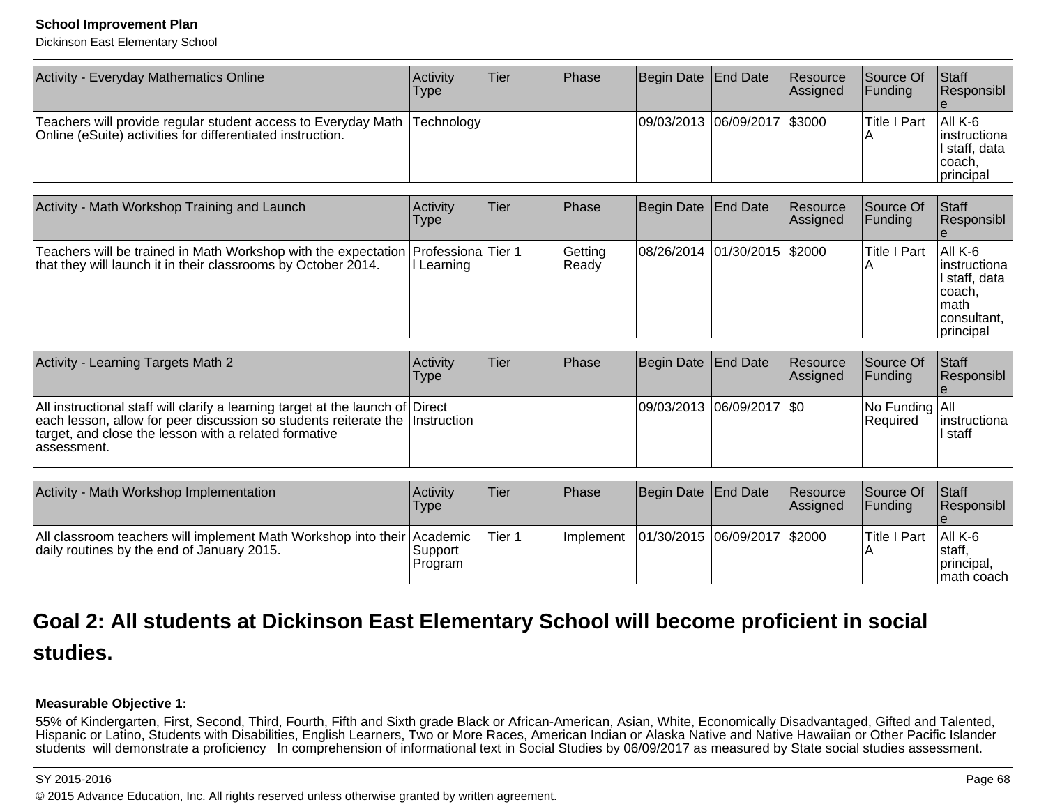| Activity - Everyday Mathematics Online | Activity Type | Tier | Phase | Begin Date | End Date | Resource Assigned | Source Of Funding | Staff Responsible |
|---|---|---|---|---|---|---|---|---|
| Teachers will provide regular student access to Everyday Math Online (eSuite) activities for differentiated instruction. | Technology | | | 09/03/2013 | 06/09/2017 | $3000 | Title I Part A | All K-6 instructional staff, data coach, principal |

| Activity - Math Workshop Training and Launch | Activity Type | Tier | Phase | Begin Date | End Date | Resource Assigned | Source Of Funding | Staff Responsible |
|---|---|---|---|---|---|---|---|---|
| Teachers will be trained in Math Workshop with the expectation that they will launch it in their classrooms by October 2014. | Professional Learning | Tier 1 | Getting Ready | 08/26/2014 | 01/30/2015 | $2000 | Title I Part A | All K-6 instructional staff, data coach, math consultant, principal |

| Activity - Learning Targets Math 2 | Activity Type | Tier | Phase | Begin Date | End Date | Resource Assigned | Source Of Funding | Staff Responsible |
|---|---|---|---|---|---|---|---|---|
| All instructional staff will clarify a learning target at the launch of each lesson, allow for peer discussion so students reiterate the target, and close the lesson with a related formative assessment. | Direct Instruction | | | 09/03/2013 | 06/09/2017 | $0 | No Funding Required | All instructional staff |

| Activity - Math Workshop Implementation | Activity Type | Tier | Phase | Begin Date | End Date | Resource Assigned | Source Of Funding | Staff Responsible |
|---|---|---|---|---|---|---|---|---|
| All classroom teachers will implement Math Workshop into their daily routines by the end of January 2015. | Academic Support Program | Tier 1 | Implement | 01/30/2015 | 06/09/2017 | $2000 | Title I Part A | All K-6 staff, principal, math coach |

## Goal 2: All students at Dickinson East Elementary School will become proficient in social studies.

**Measurable Objective 1:**

55% of Kindergarten, First, Second, Third, Fourth, Fifth and Sixth grade Black or African-American, Asian, White, Economically Disadvantaged, Gifted and Talented, Hispanic or Latino, Students with Disabilities, English Learners, Two or More Races, American Indian or Alaska Native and Native Hawaiian or Other Pacific Islander students will demonstrate a proficiency In comprehension of informational text in Social Studies by 06/09/2017 as measured by State social studies assessment.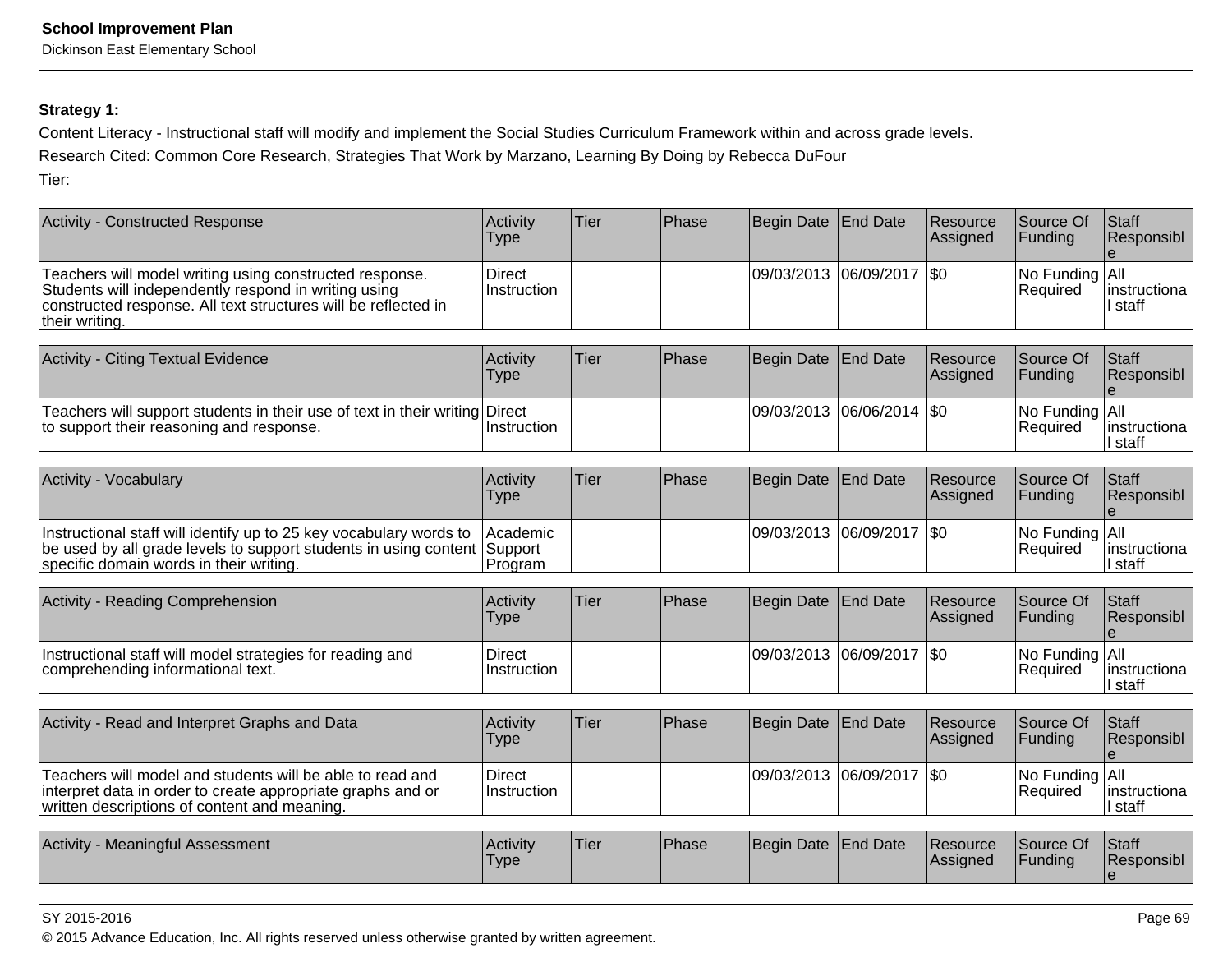**Strategy 1:**

Content Literacy - Instructional staff will modify and implement the Social Studies Curriculum Framework within and across grade levels.

Research Cited: Common Core Research, Strategies That Work by Marzano, Learning By Doing by Rebecca DuFour

Tier:

| Activity - Constructed Response | Activity Type | Tier | Phase | Begin Date | End Date | Resource Assigned | Source Of Funding | Staff Responsible |
|---|---|---|---|---|---|---|---|---|
| Teachers will model writing using constructed response. Students will independently respond in writing using constructed response. All text structures will be reflected in their writing. | Direct Instruction | | | 09/03/2013 | 06/09/2017 | $0 | No Funding Required | All instructional staff |

| Activity - Citing Textual Evidence | Activity Type | Tier | Phase | Begin Date | End Date | Resource Assigned | Source Of Funding | Staff Responsible |
|---|---|---|---|---|---|---|---|---|
| Teachers will support students in their use of text in their writing to support their reasoning and response. | Direct Instruction | | | 09/03/2013 | 06/06/2014 | $0 | No Funding Required | All instructional staff |

| Activity - Vocabulary | Activity Type | Tier | Phase | Begin Date | End Date | Resource Assigned | Source Of Funding | Staff Responsible |
|---|---|---|---|---|---|---|---|---|
| Instructional staff will identify up to 25 key vocabulary words to be used by all grade levels to support students in using content specific domain words in their writing. | Academic Support Program | | | 09/03/2013 | 06/09/2017 | $0 | No Funding Required | All instructional staff |

| Activity - Reading Comprehension | Activity Type | Tier | Phase | Begin Date | End Date | Resource Assigned | Source Of Funding | Staff Responsible |
|---|---|---|---|---|---|---|---|---|
| Instructional staff will model strategies for reading and comprehending informational text. | Direct Instruction | | | 09/03/2013 | 06/09/2017 | $0 | No Funding Required | All instructional staff |

| Activity - Read and Interpret Graphs and Data | Activity Type | Tier | Phase | Begin Date | End Date | Resource Assigned | Source Of Funding | Staff Responsible |
|---|---|---|---|---|---|---|---|---|
| Teachers will model and students will be able to read and interpret data in order to create appropriate graphs and or written descriptions of content and meaning. | Direct Instruction | | | 09/03/2013 | 06/09/2017 | $0 | No Funding Required | All instructional staff |

| Activity - Meaningful Assessment | Activity Type | Tier | Phase | Begin Date | End Date | Resource Assigned | Source Of Funding | Staff Responsible |
|---|---|---|---|---|---|---|---|---|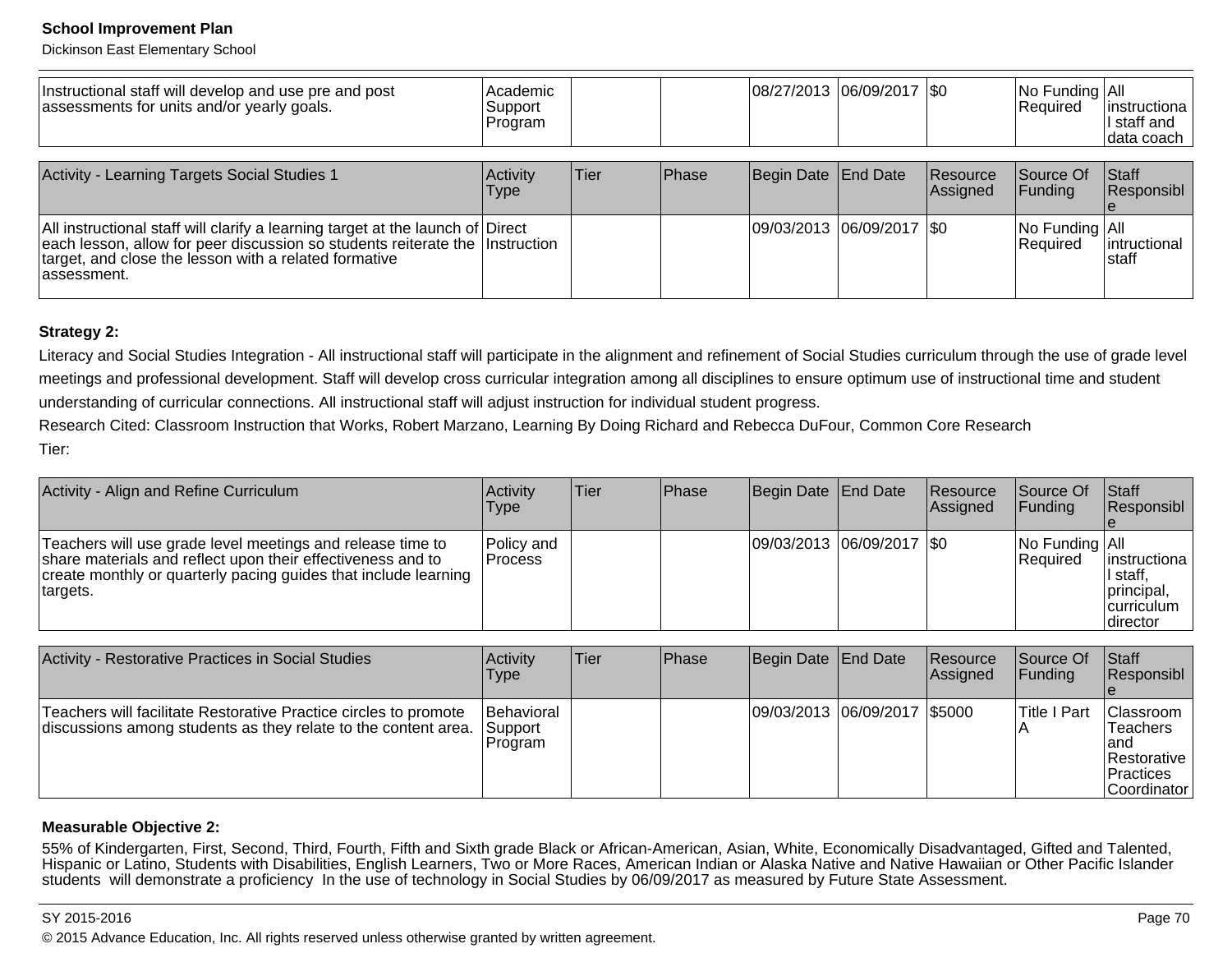| | | | | | | | | |
|---|---|---|---|---|---|---|---|---|
| Instructional staff will develop and use pre and post assessments for units and/or yearly goals. | Academic Support Program | | | 08/27/2013 | 06/09/2017 | $0 | No Funding Required | All instructional staff and data coach |

| Activity - Learning Targets Social Studies 1 | Activity Type | Tier | Phase | Begin Date | End Date | Resource Assigned | Source Of Funding | Staff Responsible |
|---|---|---|---|---|---|---|---|---|
| All instructional staff will clarify a learning target at the launch of each lesson, allow for peer discussion so students reiterate the target, and close the lesson with a related formative assessment. | Direct Instruction | | | 09/03/2013 | 06/09/2017 | $0 | No Funding Required | All intructional staff |

**Strategy 2:**

Literacy and Social Studies Integration - All instructional staff will participate in the alignment and refinement of Social Studies curriculum through the use of grade level meetings and professional development. Staff will develop cross curricular integration among all disciplines to ensure optimum use of instructional time and student understanding of curricular connections. All instructional staff will adjust instruction for individual student progress.

Research Cited: Classroom Instruction that Works, Robert Marzano, Learning By Doing Richard and Rebecca DuFour, Common Core Research

Tier:

| Activity - Align and Refine Curriculum | Activity Type | Tier | Phase | Begin Date | End Date | Resource Assigned | Source Of Funding | Staff Responsible |
|---|---|---|---|---|---|---|---|---|
| Teachers will use grade level meetings and release time to share materials and reflect upon their effectiveness and to create monthly or quarterly pacing guides that include learning targets. | Policy and Process | | | 09/03/2013 | 06/09/2017 | $0 | No Funding Required | All instructional staff, principal, curriculum director |

| Activity - Restorative Practices in Social Studies | Activity Type | Tier | Phase | Begin Date | End Date | Resource Assigned | Source Of Funding | Staff Responsible |
|---|---|---|---|---|---|---|---|---|
| Teachers will facilitate Restorative Practice circles to promote discussions among students as they relate to the content area. | Behavioral Support Program | | | 09/03/2013 | 06/09/2017 | $5000 | Title I Part A | Classroom Teachers and Restorative Practices Coordinator |

**Measurable Objective 2:**

55% of Kindergarten, First, Second, Third, Fourth, Fifth and Sixth grade Black or African-American, Asian, White, Economically Disadvantaged, Gifted and Talented, Hispanic or Latino, Students with Disabilities, English Learners, Two or More Races, American Indian or Alaska Native and Native Hawaiian or Other Pacific Islander students will demonstrate a proficiency In the use of technology in Social Studies by 06/09/2017 as measured by Future State Assessment.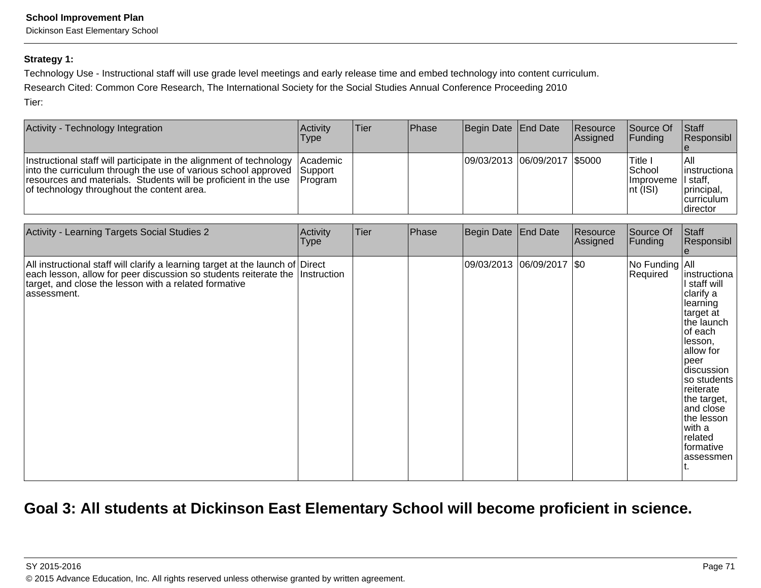**Strategy 1:**

Technology Use - Instructional staff will use grade level meetings and early release time and embed technology into content curriculum.

Research Cited: Common Core Research, The International Society for the Social Studies Annual Conference Proceeding 2010

Tier:

| Activity - Technology Integration | Activity Type | Tier | Phase | Begin Date | End Date | Resource Assigned | Source Of Funding | Staff Responsible |
|---|---|---|---|---|---|---|---|---|
| Instructional staff will participate in the alignment of technology into the curriculum through the use of various school approved resources and materials. Students will be proficient in the use of technology throughout the content area. | Academic Support Program | | | 09/03/2013 | 06/09/2017 | $5000 | Title I School Improvement (ISI) | All instructional staff, principal, curriculum director |

| Activity - Learning Targets Social Studies 2 | Activity Type | Tier | Phase | Begin Date | End Date | Resource Assigned | Source Of Funding | Staff Responsible |
|---|---|---|---|---|---|---|---|---|
| All instructional staff will clarify a learning target at the launch of each lesson, allow for peer discussion so students reiterate the target, and close the lesson with a related formative assessment. | Direct Instruction | | | 09/03/2013 | 06/09/2017 | $0 | No Funding Required | All instructional staff will clarify a learning target at the launch of each lesson, allow for peer discussion so students reiterate the target, and close the lesson with a related formative assessment. |

## Goal 3: All students at Dickinson East Elementary School will become proficient in science.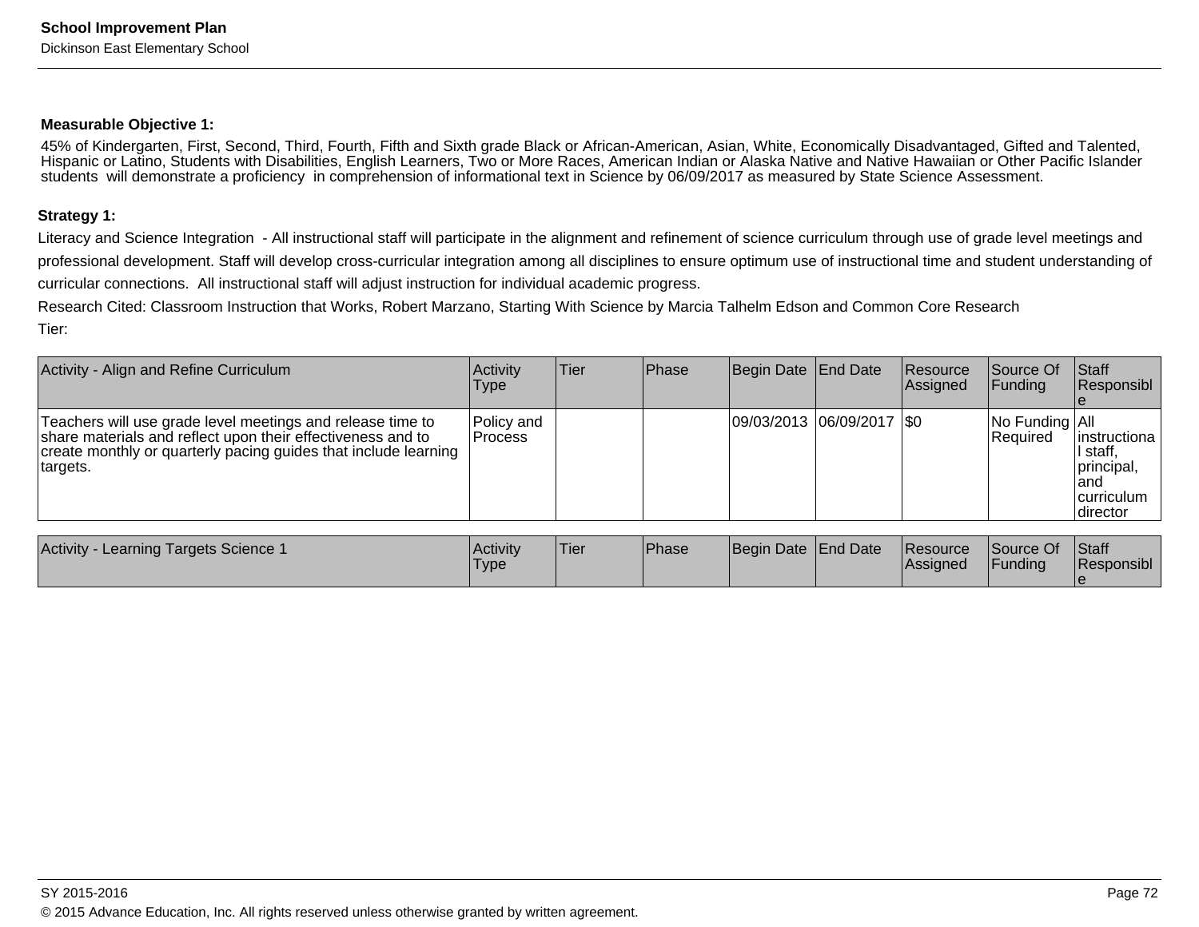**Measurable Objective 1:**

45% of Kindergarten, First, Second, Third, Fourth, Fifth and Sixth grade Black or African-American, Asian, White, Economically Disadvantaged, Gifted and Talented, Hispanic or Latino, Students with Disabilities, English Learners, Two or More Races, American Indian or Alaska Native and Native Hawaiian or Other Pacific Islander students will demonstrate a proficiency in comprehension of informational text in Science by 06/09/2017 as measured by State Science Assessment.

**Strategy 1:**

Literacy and Science Integration - All instructional staff will participate in the alignment and refinement of science curriculum through use of grade level meetings and professional development. Staff will develop cross-curricular integration among all disciplines to ensure optimum use of instructional time and student understanding of curricular connections. All instructional staff will adjust instruction for individual academic progress.

Research Cited: Classroom Instruction that Works, Robert Marzano, Starting With Science by Marcia Talhelm Edson and Common Core Research

Tier:

| Activity - Align and Refine Curriculum | Activity Type | Tier | Phase | Begin Date | End Date | Resource Assigned | Source Of Funding | Staff Responsible |
|---|---|---|---|---|---|---|---|---|
| Teachers will use grade level meetings and release time to share materials and reflect upon their effectiveness and to create monthly or quarterly pacing guides that include learning targets. | Policy and Process | | | 09/03/2013 | 06/09/2017 | $0 | No Funding Required | All instructional staff, principal, and curriculum director |

| Activity - Learning Targets Science 1 | Activity Type | Tier | Phase | Begin Date | End Date | Resource Assigned | Source Of Funding | Staff Responsible |
|---|---|---|---|---|---|---|---|---|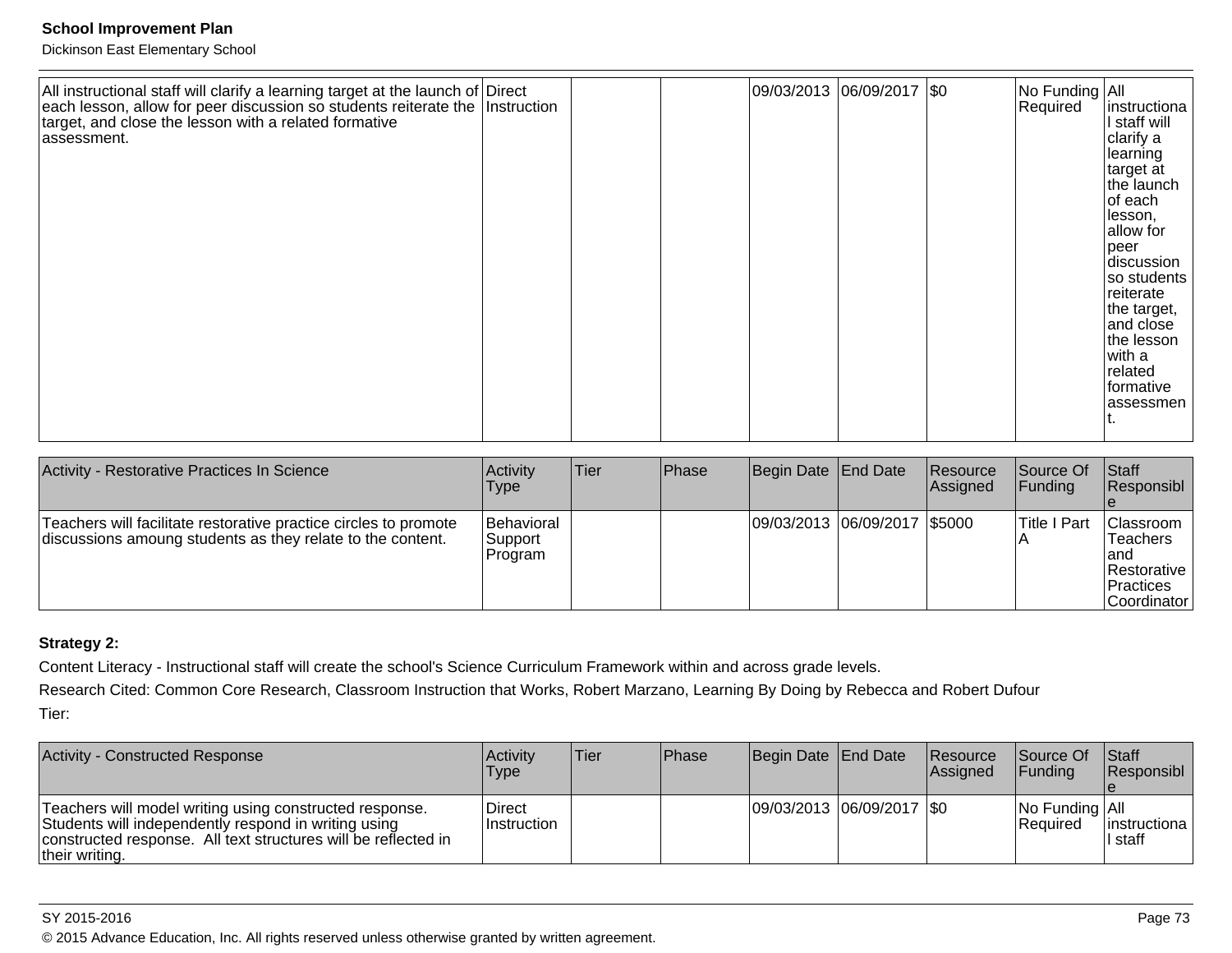| All instructional staff will clarify a learning target at the launch of each lesson, allow for peer discussion so students reiterate the target, and close the lesson with a related formative assessment. | Direct Instruction | | | 09/03/2013 | 06/09/2017 | $0 | No Funding Required | All instructional staff will clarify a learning target at the launch of each lesson, allow for peer discussion so students reiterate the target, and close the lesson with a related formative assessment. |
|---|---|---|---|---|---|---|---|---|

| Activity - Restorative Practices In Science | Activity Type | Tier | Phase | Begin Date | End Date | Resource Assigned | Source Of Funding | Staff Responsible |
|---|---|---|---|---|---|---|---|---|
| Teachers will facilitate restorative practice circles to promote discussions amoung students as they relate to the content. | Behavioral Support Program | | | 09/03/2013 | 06/09/2017 | $5000 | Title I Part A | Classroom Teachers and Restorative Practices Coordinator |

**Strategy 2:**

Content Literacy - Instructional staff will create the school's Science Curriculum Framework within and across grade levels.

Research Cited: Common Core Research, Classroom Instruction that Works, Robert Marzano, Learning By Doing by Rebecca and Robert Dufour

Tier:

| Activity - Constructed Response | Activity Type | Tier | Phase | Begin Date | End Date | Resource Assigned | Source Of Funding | Staff Responsible |
|---|---|---|---|---|---|---|---|---|
| Teachers will model writing using constructed response. Students will independently respond in writing using constructed response. All text structures will be reflected in their writing. | Direct Instruction | | | 09/03/2013 | 06/09/2017 | $0 | No Funding Required | All instructional staff |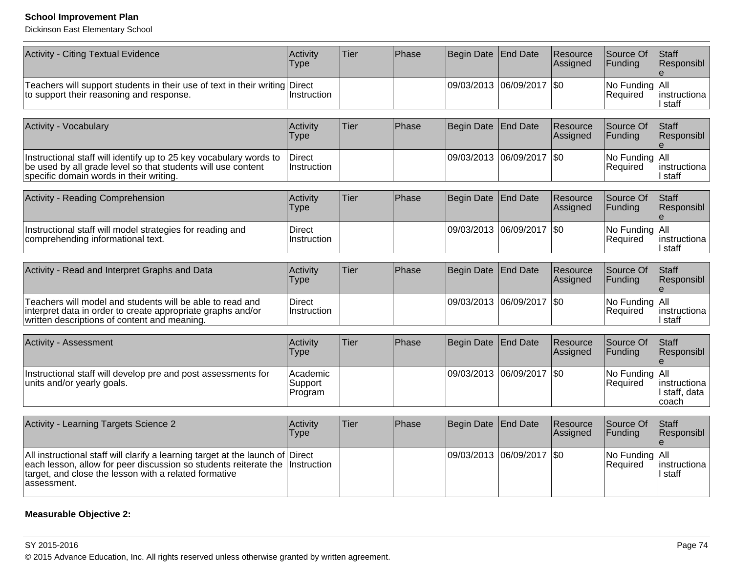| Activity - Citing Textual Evidence | Activity Type | Tier | Phase | Begin Date | End Date | Resource Assigned | Source Of Funding | Staff Responsible |
|---|---|---|---|---|---|---|---|---|
| Teachers will support students in their use of text in their writing to support their reasoning and response. | Direct Instruction | | | 09/03/2013 | 06/09/2017 | $0 | No Funding Required | All instructional staff |

| Activity - Vocabulary | Activity Type | Tier | Phase | Begin Date | End Date | Resource Assigned | Source Of Funding | Staff Responsible |
|---|---|---|---|---|---|---|---|---|
| Instructional staff will identify up to 25 key vocabulary words to be used by all grade level so that students will use content specific domain words in their writing. | Direct Instruction | | | 09/03/2013 | 06/09/2017 | $0 | No Funding Required | All instructional staff |

| Activity - Reading Comprehension | Activity Type | Tier | Phase | Begin Date | End Date | Resource Assigned | Source Of Funding | Staff Responsible |
|---|---|---|---|---|---|---|---|---|
| Instructional staff will model strategies for reading and comprehending informational text. | Direct Instruction | | | 09/03/2013 | 06/09/2017 | $0 | No Funding Required | All instructional staff |

| Activity - Read and Interpret Graphs and Data | Activity Type | Tier | Phase | Begin Date | End Date | Resource Assigned | Source Of Funding | Staff Responsible |
|---|---|---|---|---|---|---|---|---|
| Teachers will model and students will be able to read and interpret data in order to create appropriate graphs and/or written descriptions of content and meaning. | Direct Instruction | | | 09/03/2013 | 06/09/2017 | $0 | No Funding Required | All instructional staff |

| Activity - Assessment | Activity Type | Tier | Phase | Begin Date | End Date | Resource Assigned | Source Of Funding | Staff Responsible |
|---|---|---|---|---|---|---|---|---|
| Instructional staff will develop pre and post assessments for units and/or yearly goals. | Academic Support Program | | | 09/03/2013 | 06/09/2017 | $0 | No Funding Required | All instructional staff, data coach |

| Activity - Learning Targets Science 2 | Activity Type | Tier | Phase | Begin Date | End Date | Resource Assigned | Source Of Funding | Staff Responsible |
|---|---|---|---|---|---|---|---|---|
| All instructional staff will clarify a learning target at the launch of each lesson, allow for peer discussion so students reiterate the target, and close the lesson with a related formative assessment. | Direct Instruction | | | 09/03/2013 | 06/09/2017 | $0 | No Funding Required | All instructional staff |

**Measurable Objective 2:**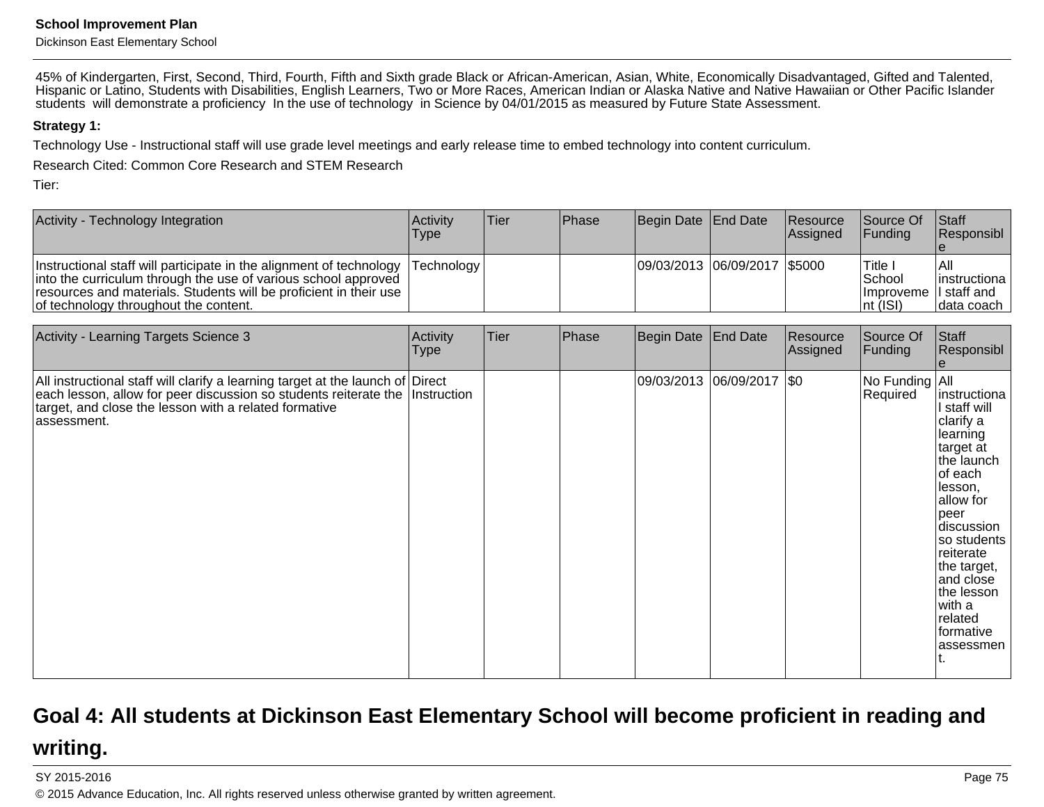45% of Kindergarten, First, Second, Third, Fourth, Fifth and Sixth grade Black or African-American, Asian, White, Economically Disadvantaged, Gifted and Talented, Hispanic or Latino, Students with Disabilities, English Learners, Two or More Races, American Indian or Alaska Native and Native Hawaiian or Other Pacific Islander students will demonstrate a proficiency In the use of technology in Science by 04/01/2015 as measured by Future State Assessment.

**Strategy 1:**

Technology Use - Instructional staff will use grade level meetings and early release time to embed technology into content curriculum.

Research Cited: Common Core Research and STEM Research

Tier:

| Activity - Technology Integration | Activity Type | Tier | Phase | Begin Date | End Date | Resource Assigned | Source Of Funding | Staff Responsible |
|---|---|---|---|---|---|---|---|---|
| Instructional staff will participate in the alignment of technology into the curriculum through the use of various school approved resources and materials. Students will be proficient in their use of technology throughout the content. | Technology | | | 09/03/2013 | 06/09/2017 | $5000 | Title I School Improvement (ISI) | All instructional staff and data coach |

| Activity - Learning Targets Science 3 | Activity Type | Tier | Phase | Begin Date | End Date | Resource Assigned | Source Of Funding | Staff Responsible |
|---|---|---|---|---|---|---|---|---|
| All instructional staff will clarify a learning target at the launch of each lesson, allow for peer discussion so students reiterate the target, and close the lesson with a related formative assessment. | Direct Instruction | | | 09/03/2013 | 06/09/2017 | $0 | No Funding Required | All instructional staff will clarify a learning target at the launch of each lesson, allow for peer discussion so students reiterate the target, and close the lesson with a related formative assessment. |

## Goal 4: All students at Dickinson East Elementary School will become proficient in reading and writing.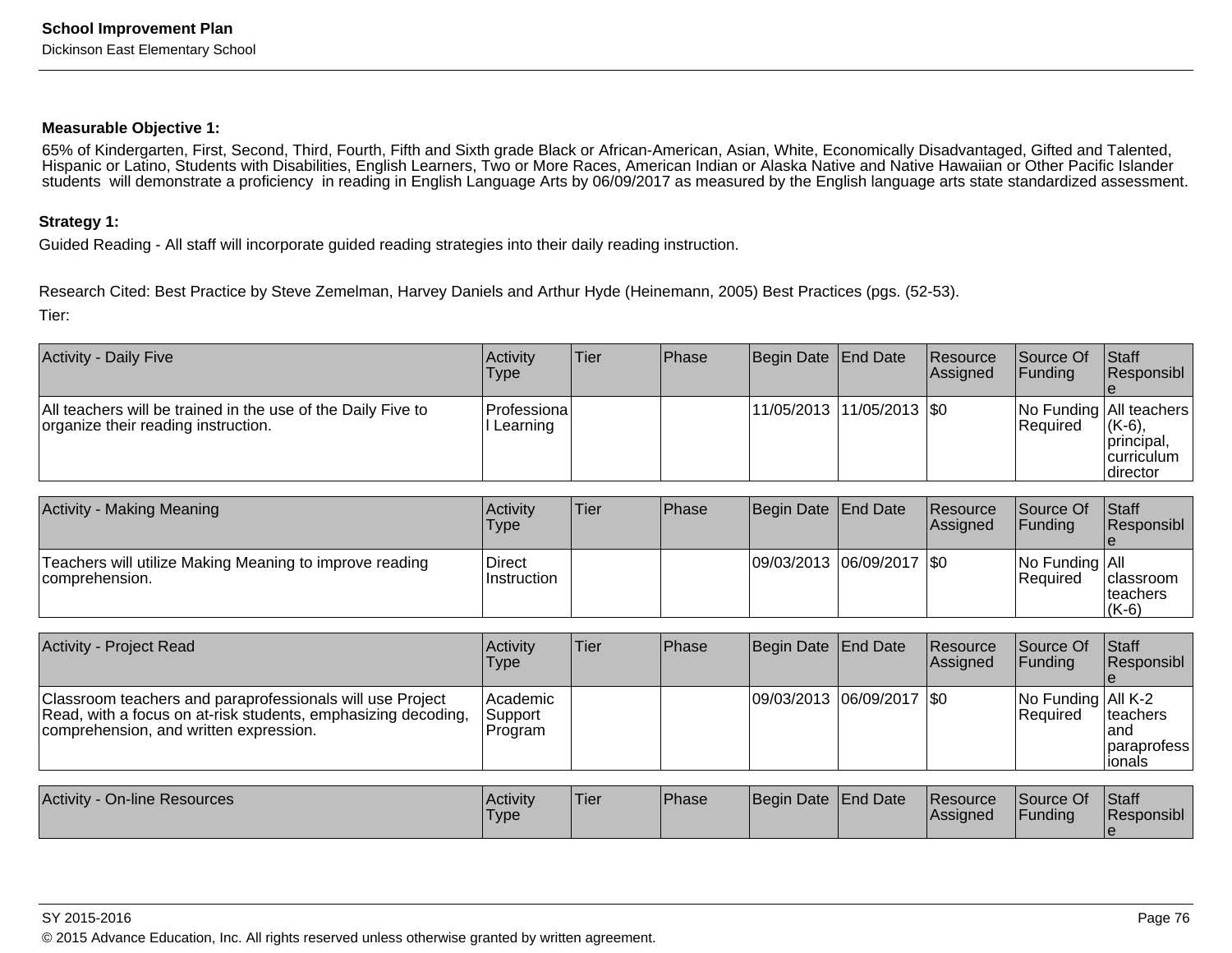**Measurable Objective 1:**

65% of Kindergarten, First, Second, Third, Fourth, Fifth and Sixth grade Black or African-American, Asian, White, Economically Disadvantaged, Gifted and Talented, Hispanic or Latino, Students with Disabilities, English Learners, Two or More Races, American Indian or Alaska Native and Native Hawaiian or Other Pacific Islander students will demonstrate a proficiency in reading in English Language Arts by 06/09/2017 as measured by the English language arts state standardized assessment.

**Strategy 1:**

Guided Reading - All staff will incorporate guided reading strategies into their daily reading instruction.

Research Cited: Best Practice by Steve Zemelman, Harvey Daniels and Arthur Hyde (Heinemann, 2005) Best Practices (pgs. (52-53).

Tier:

| Activity - Daily Five | Activity Type | Tier | Phase | Begin Date | End Date | Resource Assigned | Source Of Funding | Staff Responsible |
|---|---|---|---|---|---|---|---|---|
| All teachers will be trained in the use of the Daily Five to organize their reading instruction. | Professional Learning | | | 11/05/2013 | 11/05/2013 | $0 | No Funding Required | All teachers (K-6), principal, curriculum director |

| Activity - Making Meaning | Activity Type | Tier | Phase | Begin Date | End Date | Resource Assigned | Source Of Funding | Staff Responsible |
|---|---|---|---|---|---|---|---|---|
| Teachers will utilize Making Meaning to improve reading comprehension. | Direct Instruction | | | 09/03/2013 | 06/09/2017 | $0 | No Funding Required | All classroom teachers (K-6) |

| Activity - Project Read | Activity Type | Tier | Phase | Begin Date | End Date | Resource Assigned | Source Of Funding | Staff Responsible |
|---|---|---|---|---|---|---|---|---|
| Classroom teachers and paraprofessionals will use Project Read, with a focus on at-risk students, emphasizing decoding, comprehension, and written expression. | Academic Support Program | | | 09/03/2013 | 06/09/2017 | $0 | No Funding Required | All K-2 teachers and paraprofessionals |

| Activity - On-line Resources | Activity Type | Tier | Phase | Begin Date | End Date | Resource Assigned | Source Of Funding | Staff Responsible |
|---|---|---|---|---|---|---|---|---|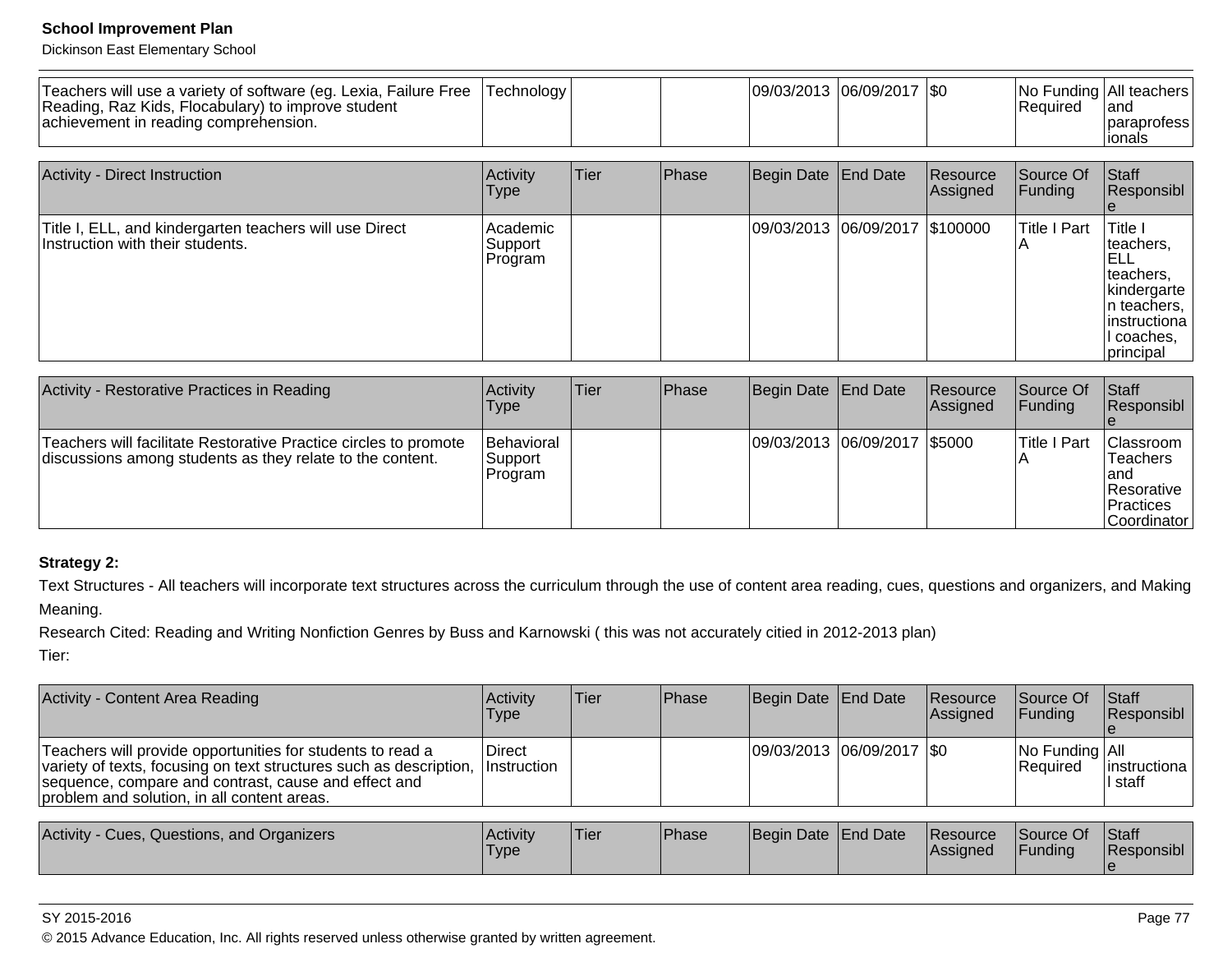| Teachers will use a variety of software (eg. Lexia, Failure Free Reading, Raz Kids, Flocabulary) to improve student achievement in reading comprehension. | Technology | | | 09/03/2013 | 06/09/2017 | $0 | No Funding Required | All teachers and paraprofessionals |
|---|---|---|---|---|---|---|---|---|

| Activity - Direct Instruction | Activity Type | Tier | Phase | Begin Date | End Date | Resource Assigned | Source Of Funding | Staff Responsible |
|---|---|---|---|---|---|---|---|---|
| Title I, ELL, and kindergarten teachers will use Direct Instruction with their students. | Academic Support Program | | | 09/03/2013 | 06/09/2017 | $100000 | Title I Part A | Title I teachers, ELL teachers, kindergarten teachers, instructional coaches, principal |

| Activity - Restorative Practices in Reading | Activity Type | Tier | Phase | Begin Date | End Date | Resource Assigned | Source Of Funding | Staff Responsible |
|---|---|---|---|---|---|---|---|---|
| Teachers will facilitate Restorative Practice circles to promote discussions among students as they relate to the content. | Behavioral Support Program | | | 09/03/2013 | 06/09/2017 | $5000 | Title I Part A | Classroom Teachers and Resorative Practices Coordinator |

**Strategy 2:**

Text Structures - All teachers will incorporate text structures across the curriculum through the use of content area reading, cues, questions and organizers, and Making Meaning.

Research Cited: Reading and Writing Nonfiction Genres by Buss and Karnowski ( this was not accurately citied in 2012-2013 plan)

Tier:

| Activity - Content Area Reading | Activity Type | Tier | Phase | Begin Date | End Date | Resource Assigned | Source Of Funding | Staff Responsible |
|---|---|---|---|---|---|---|---|---|
| Teachers will provide opportunities for students to read a variety of texts, focusing on text structures such as description, sequence, compare and contrast, cause and effect and problem and solution, in all content areas. | Direct Instruction | | | 09/03/2013 | 06/09/2017 | $0 | No Funding Required | All instructional staff |

| Activity - Cues, Questions, and Organizers | Activity Type | Tier | Phase | Begin Date | End Date | Resource Assigned | Source Of Funding | Staff Responsible |
|---|---|---|---|---|---|---|---|---|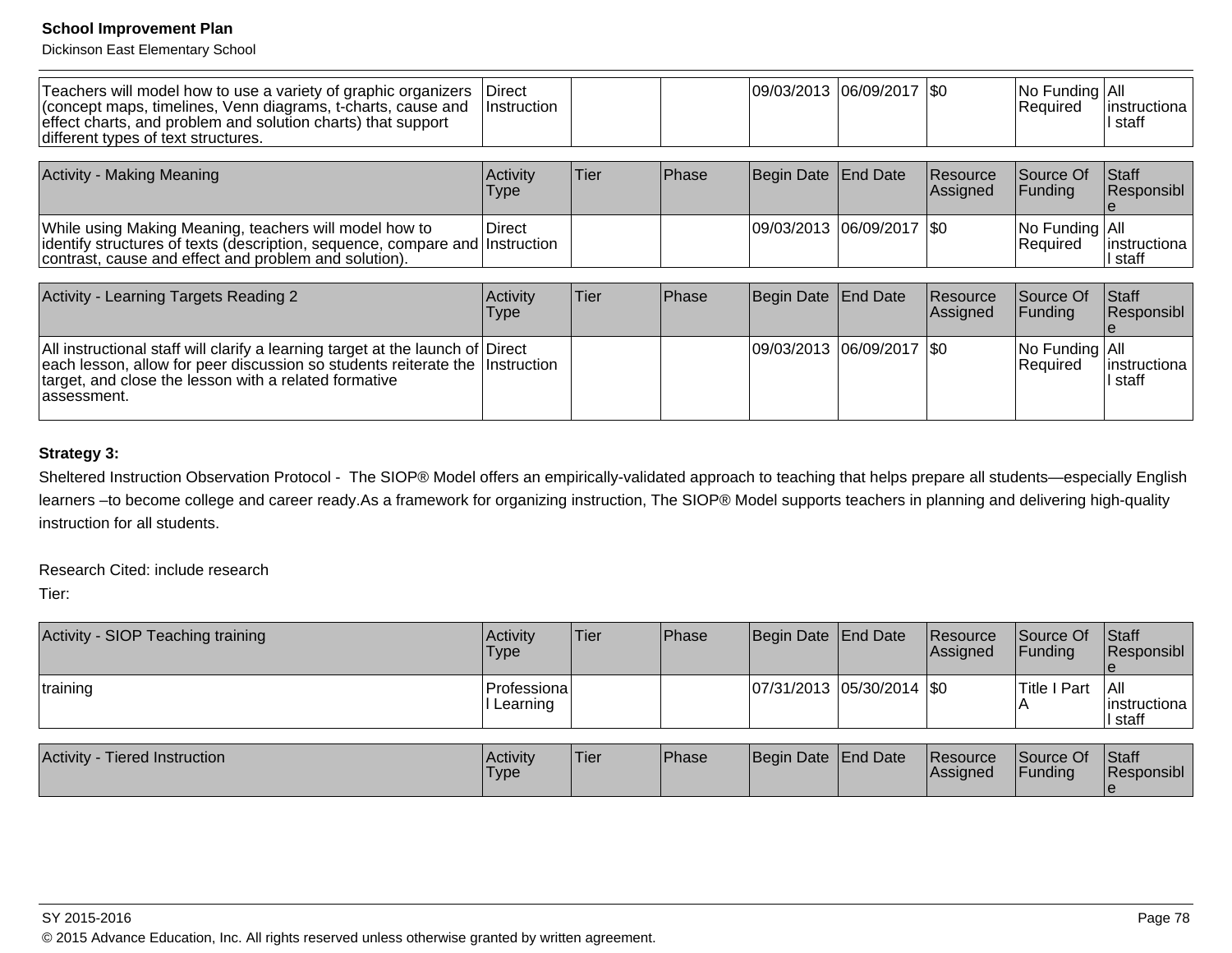| | | | | | | | | |
|---|---|---|---|---|---|---|---|---|
| Teachers will model how to use a variety of graphic organizers (concept maps, timelines, Venn diagrams, t-charts, cause and effect charts, and problem and solution charts) that support different types of text structures. | Direct Instruction | | | 09/03/2013 | 06/09/2017 | $0 | No Funding Required | All instructional staff |

| Activity - Making Meaning | Activity Type | Tier | Phase | Begin Date | End Date | Resource Assigned | Source Of Funding | Staff Responsible |
|---|---|---|---|---|---|---|---|---|
| While using Making Meaning, teachers will model how to identify structures of texts (description, sequence, compare and contrast, cause and effect and problem and solution). | Direct Instruction | | | 09/03/2013 | 06/09/2017 | $0 | No Funding Required | All instructional staff |

| Activity - Learning Targets Reading 2 | Activity Type | Tier | Phase | Begin Date | End Date | Resource Assigned | Source Of Funding | Staff Responsible |
|---|---|---|---|---|---|---|---|---|
| All instructional staff will clarify a learning target at the launch of each lesson, allow for peer discussion so students reiterate the target, and close the lesson with a related formative assessment. | Direct Instruction | | | 09/03/2013 | 06/09/2017 | $0 | No Funding Required | All instructional staff |

**Strategy 3:**

Sheltered Instruction Observation Protocol - The SIOP® Model offers an empirically-validated approach to teaching that helps prepare all students—especially English learners –to become college and career ready.As a framework for organizing instruction, The SIOP® Model supports teachers in planning and delivering high-quality instruction for all students.

Research Cited: include research

Tier:

| Activity - SIOP Teaching training | Activity Type | Tier | Phase | Begin Date | End Date | Resource Assigned | Source Of Funding | Staff Responsible |
|---|---|---|---|---|---|---|---|---|
| training | Professional Learning | | | 07/31/2013 | 05/30/2014 | $0 | Title I Part A | All instructional staff |

| Activity - Tiered Instruction | Activity Type | Tier | Phase | Begin Date | End Date | Resource Assigned | Source Of Funding | Staff Responsible |
|---|---|---|---|---|---|---|---|---|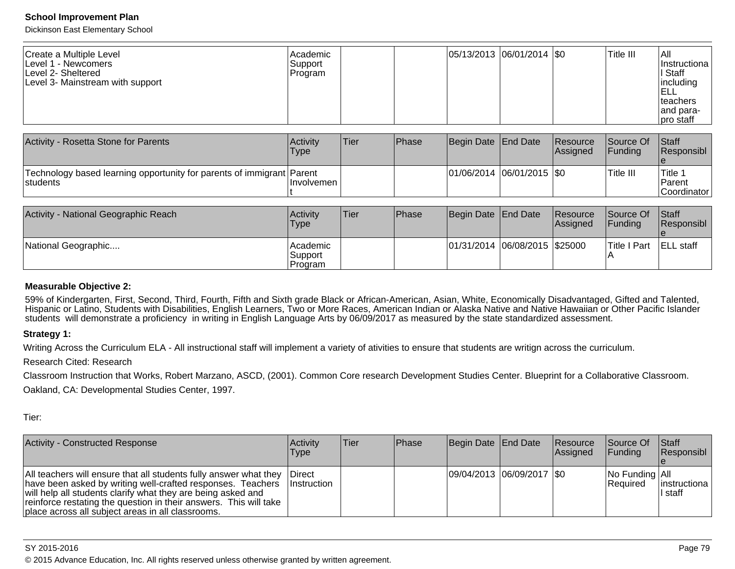| Create a Multiple Level<br>Level 1 - Newcomers<br>Level 2- Sheltered<br>Level 3- Mainstream with support | Academic Support Program | | | 05/13/2013 | 06/01/2014 | $0 | Title III | All Instructional Staff including ELL teachers and para-pro staff |
|---|---|---|---|---|---|---|---|---|

| Activity - Rosetta Stone for Parents | Activity Type | Tier | Phase | Begin Date | End Date | Resource Assigned | Source Of Funding | Staff Responsible |
|---|---|---|---|---|---|---|---|---|
| Technology based learning opportunity for parents of immigrant students | Parent Involvement | | | 01/06/2014 | 06/01/2015 | $0 | Title III | Title 1 Parent Coordinator |

| Activity - National Geographic Reach | Activity Type | Tier | Phase | Begin Date | End Date | Resource Assigned | Source Of Funding | Staff Responsible |
|---|---|---|---|---|---|---|---|---|
| National Geographic.... | Academic Support Program | | | 01/31/2014 | 06/08/2015 | $25000 | Title I Part A | ELL staff |

**Measurable Objective 2:**

59% of Kindergarten, First, Second, Third, Fourth, Fifth and Sixth grade Black or African-American, Asian, White, Economically Disadvantaged, Gifted and Talented, Hispanic or Latino, Students with Disabilities, English Learners, Two or More Races, American Indian or Alaska Native and Native Hawaiian or Other Pacific Islander students will demonstrate a proficiency in writing in English Language Arts by 06/09/2017 as measured by the state standardized assessment.

**Strategy 1:**

Writing Across the Curriculum ELA - All instructional staff will implement a variety of ativities to ensure that students are writign across the curriculum.

Research Cited: Research

Classroom Instruction that Works, Robert Marzano, ASCD, (2001). Common Core research Development Studies Center. Blueprint for a Collaborative Classroom. Oakland, CA: Developmental Studies Center, 1997.

Tier:

| Activity - Constructed Response | Activity Type | Tier | Phase | Begin Date | End Date | Resource Assigned | Source Of Funding | Staff Responsible |
|---|---|---|---|---|---|---|---|---|
| All teachers will ensure that all students fully answer what they have been asked by writing well-crafted responses. Teachers will help all students clarify what they are being asked and reinforce restating the question in their answers. This will take place across all subject areas in all classrooms. | Direct Instruction | | | 09/04/2013 | 06/09/2017 | $0 | No Funding Required | All instructional staff |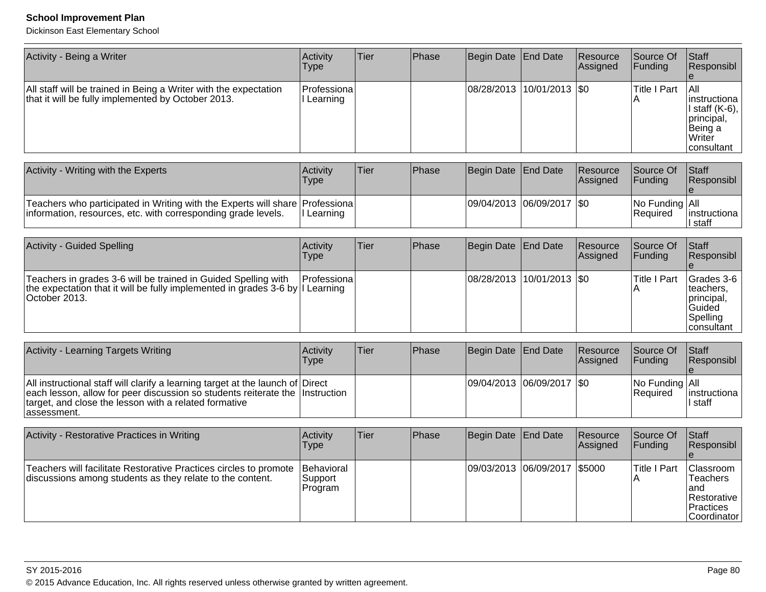| Activity - Being a Writer | Activity Type | Tier | Phase | Begin Date | End Date | Resource Assigned | Source Of Funding | Staff Responsible |
|---|---|---|---|---|---|---|---|---|
| All staff will be trained in Being a Writer with the expectation that it will be fully implemented by October 2013. | Professional Learning | | | 08/28/2013 | 10/01/2013 | $0 | Title I Part A | All instructional staff (K-6), principal, Being a Writer consultant |

| Activity - Writing with the Experts | Activity Type | Tier | Phase | Begin Date | End Date | Resource Assigned | Source Of Funding | Staff Responsible |
|---|---|---|---|---|---|---|---|---|
| Teachers who participated in Writing with the Experts will share information, resources, etc. with corresponding grade levels. | Professional Learning | | | 09/04/2013 | 06/09/2017 | $0 | No Funding Required | All instructional staff |

| Activity - Guided Spelling | Activity Type | Tier | Phase | Begin Date | End Date | Resource Assigned | Source Of Funding | Staff Responsible |
|---|---|---|---|---|---|---|---|---|
| Teachers in grades 3-6 will be trained in Guided Spelling with the expectation that it will be fully implemented in grades 3-6 by October 2013. | Professional Learning | | | 08/28/2013 | 10/01/2013 | $0 | Title I Part A | Grades 3-6 teachers, principal, Guided Spelling consultant |

| Activity - Learning Targets Writing | Activity Type | Tier | Phase | Begin Date | End Date | Resource Assigned | Source Of Funding | Staff Responsible |
|---|---|---|---|---|---|---|---|---|
| All instructional staff will clarify a learning target at the launch of each lesson, allow for peer discussion so students reiterate the target, and close the lesson with a related formative assessment. | Direct Instruction | | | 09/04/2013 | 06/09/2017 | $0 | No Funding Required | All instructional staff |

| Activity - Restorative Practices in Writing | Activity Type | Tier | Phase | Begin Date | End Date | Resource Assigned | Source Of Funding | Staff Responsible |
|---|---|---|---|---|---|---|---|---|
| Teachers will facilitate Restorative Practices circles to promote discussions among students as they relate to the content. | Behavioral Support Program | | | 09/03/2013 | 06/09/2017 | $5000 | Title I Part A | Classroom Teachers and Restorative Practices Coordinator |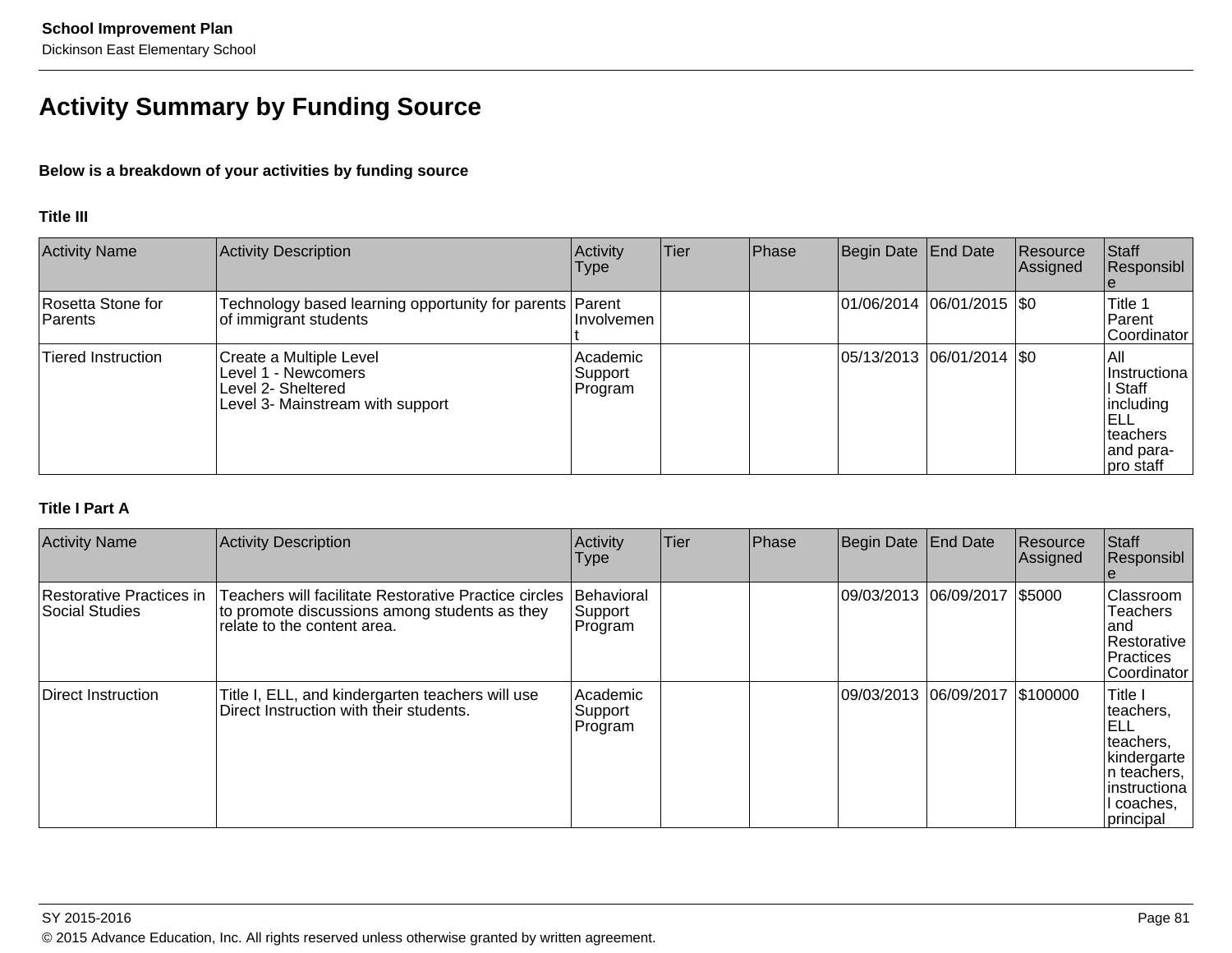# Activity Summary by Funding Source

**Below is a breakdown of your activities by funding source**

### Title III

| Activity Name | Activity Description | Activity Type | Tier | Phase | Begin Date | End Date | Resource Assigned | Staff Responsible |
|---|---|---|---|---|---|---|---|---|
| Rosetta Stone for Parents | Technology based learning opportunity for parents of immigrant students | Parent Involvement | | | 01/06/2014 | 06/01/2015 | $0 | Title 1 Parent Coordinator |
| Tiered Instruction | Create a Multiple Level<br>Level 1 - Newcomers<br>Level 2- Sheltered<br>Level 3- Mainstream with support | Academic Support Program | | | 05/13/2013 | 06/01/2014 | $0 | All Instructional Staff including ELL teachers and para-pro staff |

### Title I Part A

| Activity Name | Activity Description | Activity Type | Tier | Phase | Begin Date | End Date | Resource Assigned | Staff Responsible |
|---|---|---|---|---|---|---|---|---|
| Restorative Practices in Social Studies | Teachers will facilitate Restorative Practice circles to promote discussions among students as they relate to the content area. | Behavioral Support Program | | | 09/03/2013 | 06/09/2017 | $5000 | Classroom Teachers and Restorative Practices Coordinator |
| Direct Instruction | Title I, ELL, and kindergarten teachers will use Direct Instruction with their students. | Academic Support Program | | | 09/03/2013 | 06/09/2017 | $100000 | Title I teachers, ELL teachers, kindergarten teachers, instructional coaches, principal |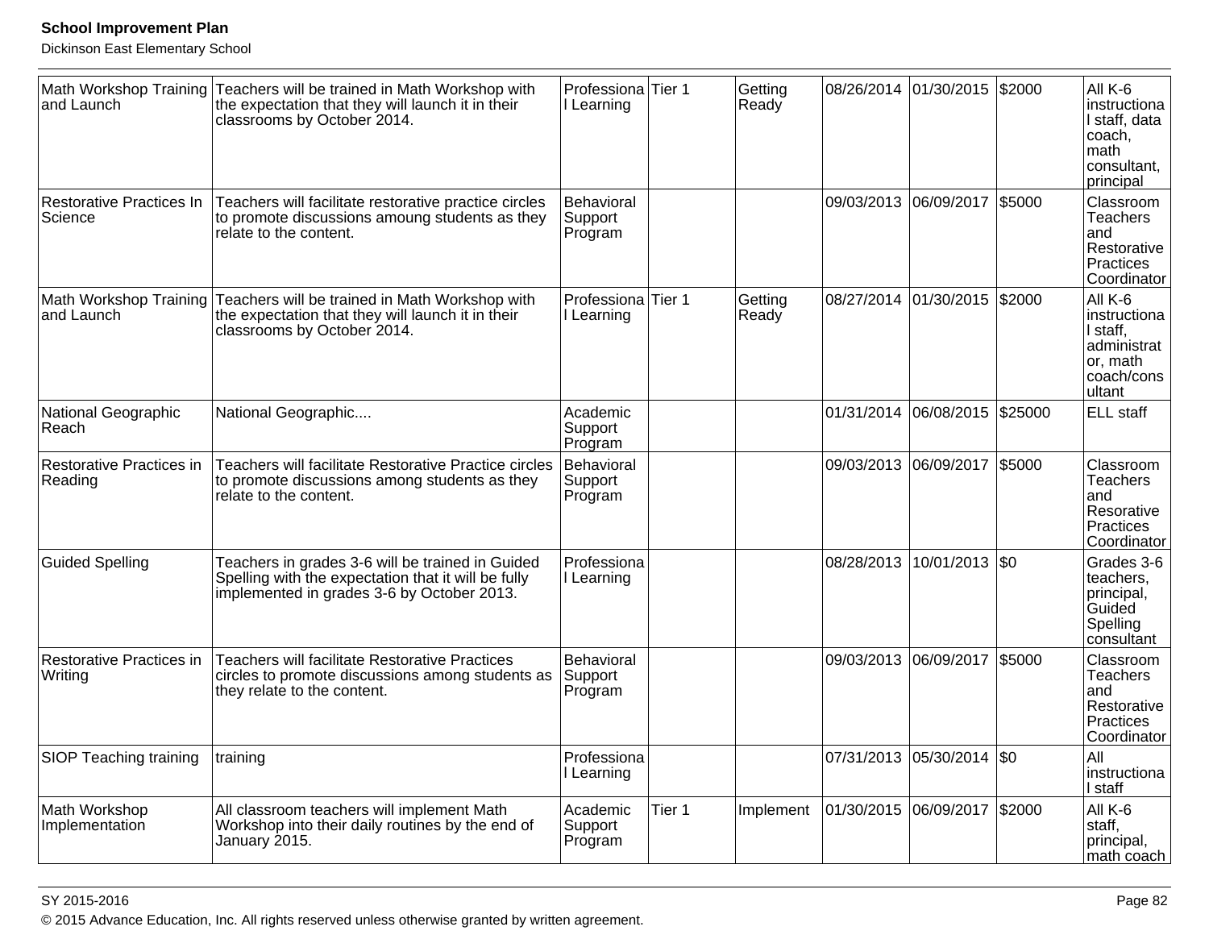| | | | | | | | | |
|---|---|---|---|---|---|---|---|---|
| Math Workshop Training and Launch | Teachers will be trained in Math Workshop with the expectation that they will launch it in their classrooms by October 2014. | Professional Learning | Tier 1 | Getting Ready | 08/26/2014 | 01/30/2015 | $2000 | All K-6 instructional staff, data coach, math consultant, principal |
| Restorative Practices In Science | Teachers will facilitate restorative practice circles to promote discussions amoung students as they relate to the content. | Behavioral Support Program | | | 09/03/2013 | 06/09/2017 | $5000 | Classroom Teachers and Restorative Practices Coordinator |
| Math Workshop Training and Launch | Teachers will be trained in Math Workshop with the expectation that they will launch it in their classrooms by October 2014. | Professional Learning | Tier 1 | Getting Ready | 08/27/2014 | 01/30/2015 | $2000 | All K-6 instructional staff, administrator, math coach/consultant |
| National Geographic Reach | National Geographic.... | Academic Support Program | | | 01/31/2014 | 06/08/2015 | $25000 | ELL staff |
| Restorative Practices in Reading | Teachers will facilitate Restorative Practice circles to promote discussions among students as they relate to the content. | Behavioral Support Program | | | 09/03/2013 | 06/09/2017 | $5000 | Classroom Teachers and Resorative Practices Coordinator |
| Guided Spelling | Teachers in grades 3-6 will be trained in Guided Spelling with the expectation that it will be fully implemented in grades 3-6 by October 2013. | Professional Learning | | | 08/28/2013 | 10/01/2013 | $0 | Grades 3-6 teachers, principal, Guided Spelling consultant |
| Restorative Practices in Writing | Teachers will facilitate Restorative Practices circles to promote discussions among students as they relate to the content. | Behavioral Support Program | | | 09/03/2013 | 06/09/2017 | $5000 | Classroom Teachers and Restorative Practices Coordinator |
| SIOP Teaching training | training | Professional Learning | | | 07/31/2013 | 05/30/2014 | $0 | All instructional staff |
| Math Workshop Implementation | All classroom teachers will implement Math Workshop into their daily routines by the end of January 2015. | Academic Support Program | Tier 1 | Implement | 01/30/2015 | 06/09/2017 | $2000 | All K-6 staff, principal, math coach |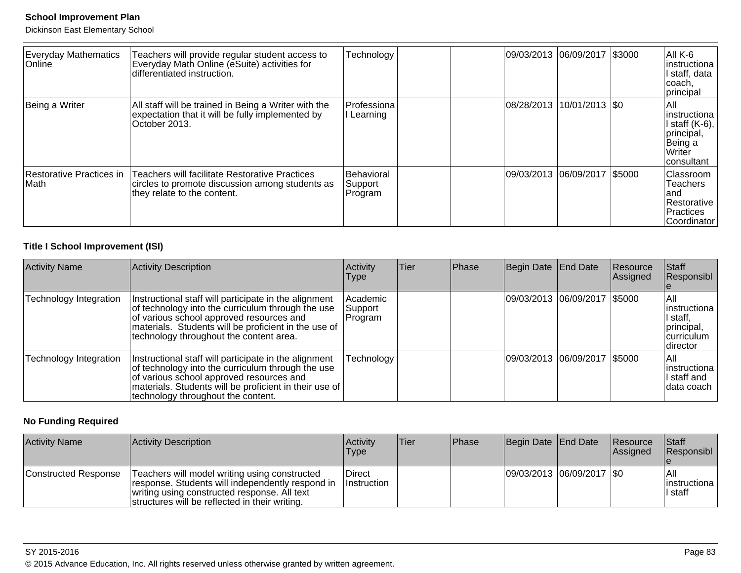| Activity Name | Activity Description | Activity Type | Tier | Phase | Begin Date | End Date | Resource Assigned | Staff Responsible |
|---|---|---|---|---|---|---|---|---|
| Everyday Mathematics Online | Teachers will provide regular student access to Everyday Math Online (eSuite) activities for differentiated instruction. | Technology | | | 09/03/2013 | 06/09/2017 | $3000 | All K-6 instructional staff, data coach, principal |
| Being a Writer | All staff will be trained in Being a Writer with the expectation that it will be fully implemented by October 2013. | Professional Learning | | | 08/28/2013 | 10/01/2013 | $0 | All instructional staff (K-6), principal, Being a Writer consultant |
| Restorative Practices in Math | Teachers will facilitate Restorative Practices circles to promote discussion among students as they relate to the content. | Behavioral Support Program | | | 09/03/2013 | 06/09/2017 | $5000 | Classroom Teachers and Restorative Practices Coordinator |

**Title I School Improvement (ISI)**

| Activity Name | Activity Description | Activity Type | Tier | Phase | Begin Date | End Date | Resource Assigned | Staff Responsible |
|---|---|---|---|---|---|---|---|---|
| Technology Integration | Instructional staff will participate in the alignment of technology into the curriculum through the use of various school approved resources and materials. Students will be proficient in the use of technology throughout the content area. | Academic Support Program | | | 09/03/2013 | 06/09/2017 | $5000 | All instructional staff, principal, curriculum director |
| Technology Integration | Instructional staff will participate in the alignment of technology into the curriculum through the use of various school approved resources and materials. Students will be proficient in their use of technology throughout the content. | Technology | | | 09/03/2013 | 06/09/2017 | $5000 | All instructional staff and data coach |

**No Funding Required**

| Activity Name | Activity Description | Activity Type | Tier | Phase | Begin Date | End Date | Resource Assigned | Staff Responsible |
|---|---|---|---|---|---|---|---|---|
| Constructed Response | Teachers will model writing using constructed response. Students will independently respond in writing using constructed response. All text structures will be reflected in their writing. | Direct Instruction | | | 09/03/2013 | 06/09/2017 | $0 | All instructional staff |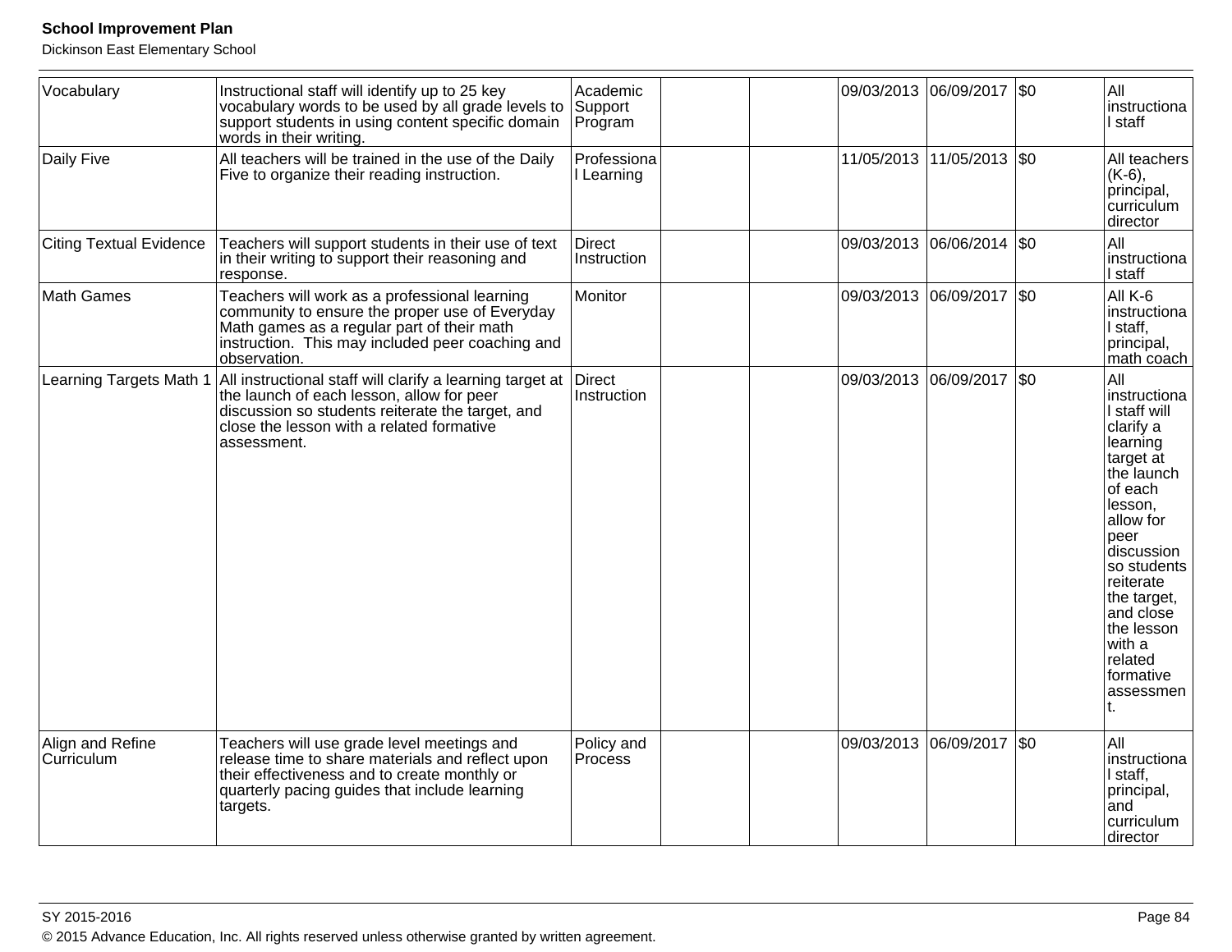| | | | | | | | | |
|---|---|---|---|---|---|---|---|---|
| Vocabulary | Instructional staff will identify up to 25 key vocabulary words to be used by all grade levels to support students in using content specific domain words in their writing. | Academic Support Program | | | 09/03/2013 | 06/09/2017 | $0 | All instructional staff |
| Daily Five | All teachers will be trained in the use of the Daily Five to organize their reading instruction. | Professional Learning | | | 11/05/2013 | 11/05/2013 | $0 | All teachers (K-6), principal, curriculum director |
| Citing Textual Evidence | Teachers will support students in their use of text in their writing to support their reasoning and response. | Direct Instruction | | | 09/03/2013 | 06/06/2014 | $0 | All instructional staff |
| Math Games | Teachers will work as a professional learning community to ensure the proper use of Everyday Math games as a regular part of their math instruction. This may included peer coaching and observation. | Monitor | | | 09/03/2013 | 06/09/2017 | $0 | All K-6 instructional staff, principal, math coach |
| Learning Targets Math 1 | All instructional staff will clarify a learning target at the launch of each lesson, allow for peer discussion so students reiterate the target, and close the lesson with a related formative assessment. | Direct Instruction | | | 09/03/2013 | 06/09/2017 | $0 | All instructional staff will clarify a learning target at the launch of each lesson, allow for peer discussion so students reiterate the target, and close the lesson with a related formative assessment. |
| Align and Refine Curriculum | Teachers will use grade level meetings and release time to share materials and reflect upon their effectiveness and to create monthly or quarterly pacing guides that include learning targets. | Policy and Process | | | 09/03/2013 | 06/09/2017 | $0 | All instructional staff, principal, and curriculum director |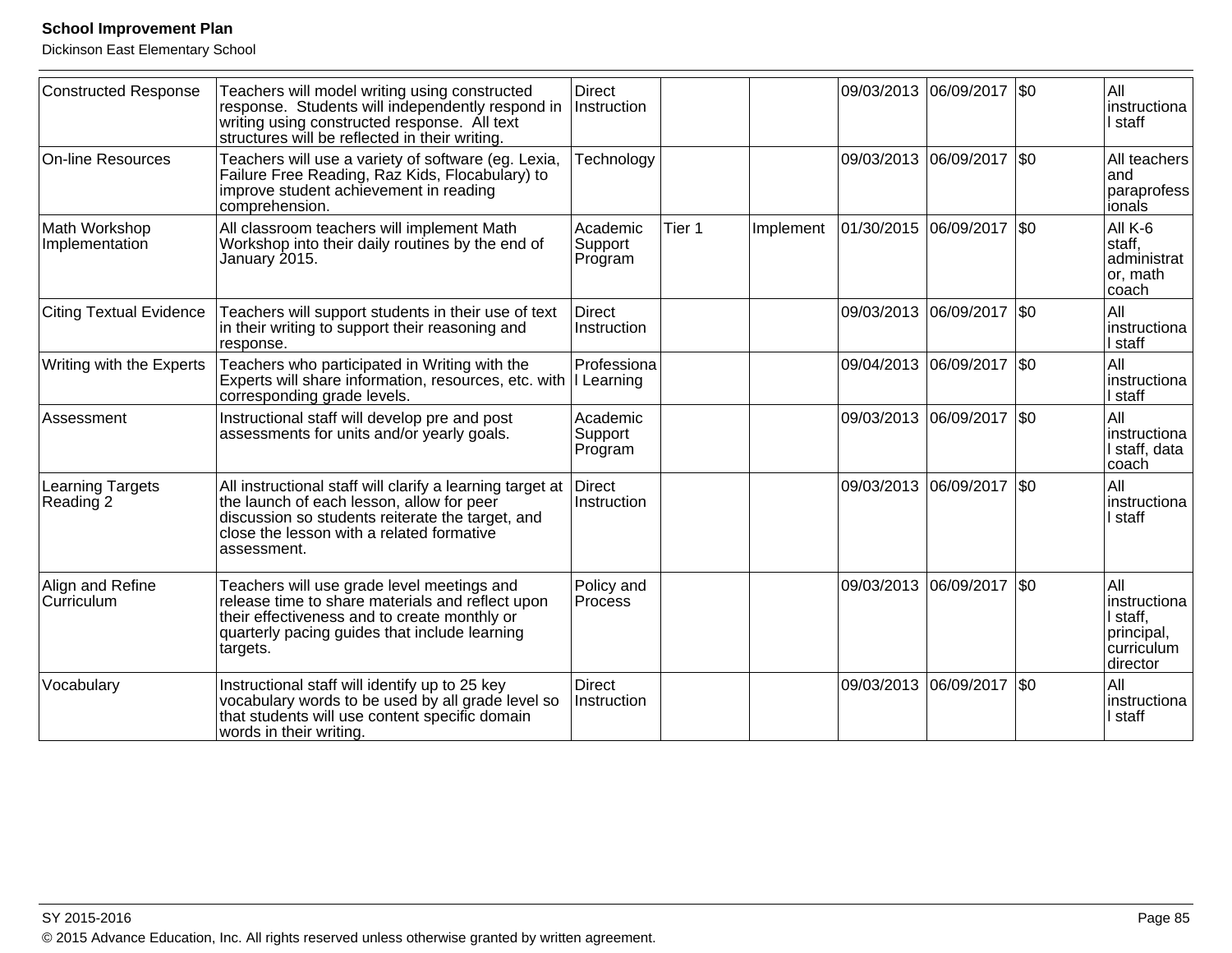| | | | | | | | | |
|---|---|---|---|---|---|---|---|---|
| Constructed Response | Teachers will model writing using constructed response. Students will independently respond in writing using constructed response. All text structures will be reflected in their writing. | Direct Instruction | | | 09/03/2013 | 06/09/2017 | $0 | All instructional staff |
| On-line Resources | Teachers will use a variety of software (eg. Lexia, Failure Free Reading, Raz Kids, Flocabulary) to improve student achievement in reading comprehension. | Technology | | | 09/03/2013 | 06/09/2017 | $0 | All teachers and paraprofessionals |
| Math Workshop Implementation | All classroom teachers will implement Math Workshop into their daily routines by the end of January 2015. | Academic Support Program | Tier 1 | Implement | 01/30/2015 | 06/09/2017 | $0 | All K-6 staff, administrator, math coach |
| Citing Textual Evidence | Teachers will support students in their use of text in their writing to support their reasoning and response. | Direct Instruction | | | 09/03/2013 | 06/09/2017 | $0 | All instructional staff |
| Writing with the Experts | Teachers who participated in Writing with the Experts will share information, resources, etc. with corresponding grade levels. | Professional Learning | | | 09/04/2013 | 06/09/2017 | $0 | All instructional staff |
| Assessment | Instructional staff will develop pre and post assessments for units and/or yearly goals. | Academic Support Program | | | 09/03/2013 | 06/09/2017 | $0 | All instructional staff, data coach |
| Learning Targets Reading 2 | All instructional staff will clarify a learning target at the launch of each lesson, allow for peer discussion so students reiterate the target, and close the lesson with a related formative assessment. | Direct Instruction | | | 09/03/2013 | 06/09/2017 | $0 | All instructional staff |
| Align and Refine Curriculum | Teachers will use grade level meetings and release time to share materials and reflect upon their effectiveness and to create monthly or quarterly pacing guides that include learning targets. | Policy and Process | | | 09/03/2013 | 06/09/2017 | $0 | All instructional staff, principal, curriculum director |
| Vocabulary | Instructional staff will identify up to 25 key vocabulary words to be used by all grade level so that students will use content specific domain words in their writing. | Direct Instruction | | | 09/03/2013 | 06/09/2017 | $0 | All instructional staff |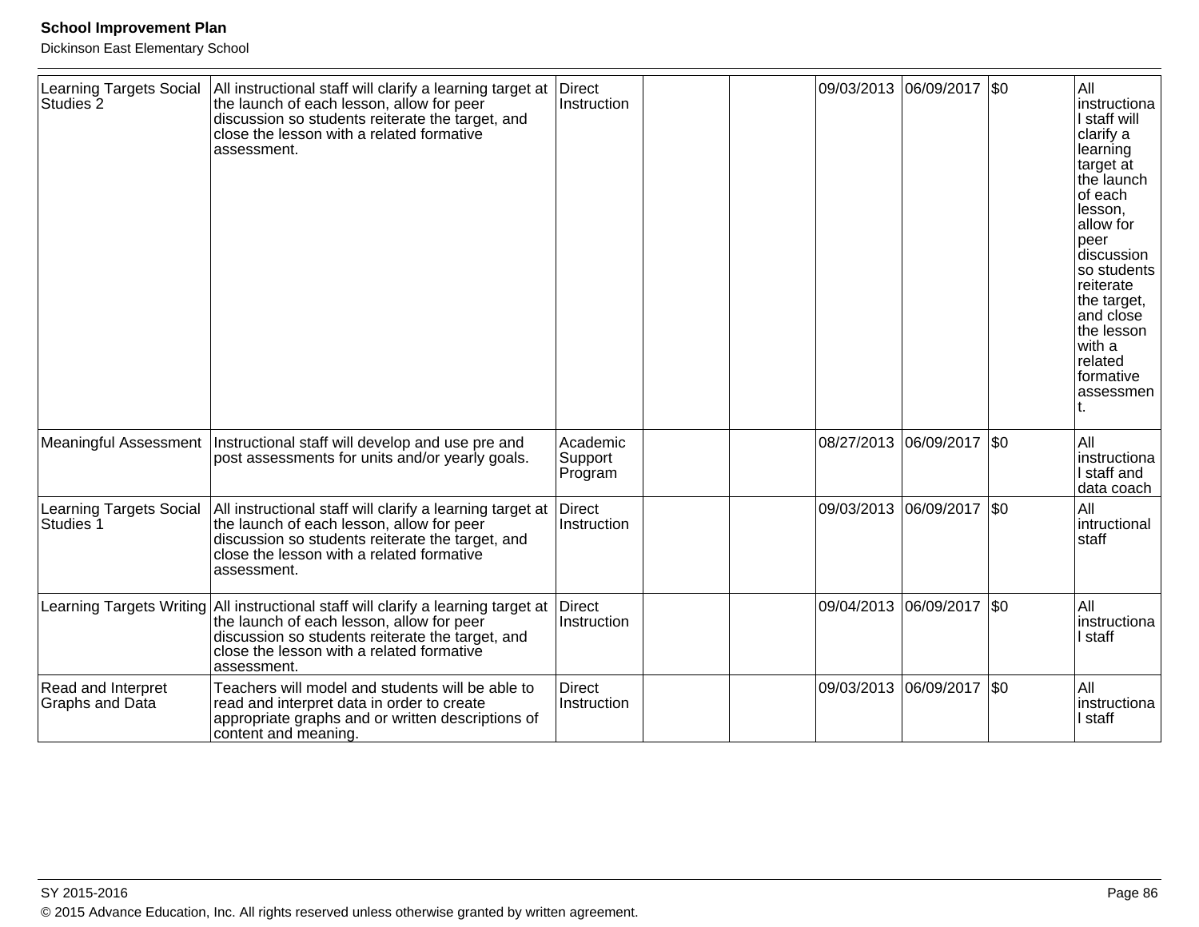| | | | | | | | | |
|---|---|---|---|---|---|---|---|---|
| Learning Targets Social Studies 2 | All instructional staff will clarify a learning target at the launch of each lesson, allow for peer discussion so students reiterate the target, and close the lesson with a related formative assessment. | Direct Instruction | | | 09/03/2013 | 06/09/2017 | $0 | All instructional staff will clarify a learning target at the launch of each lesson, allow for peer discussion so students reiterate the target, and close the lesson with a related formative assessment. |
| Meaningful Assessment | Instructional staff will develop and use pre and post assessments for units and/or yearly goals. | Academic Support Program | | | 08/27/2013 | 06/09/2017 | $0 | All instructional staff and data coach |
| Learning Targets Social Studies 1 | All instructional staff will clarify a learning target at the launch of each lesson, allow for peer discussion so students reiterate the target, and close the lesson with a related formative assessment. | Direct Instruction | | | 09/03/2013 | 06/09/2017 | $0 | All intructional staff |
| Learning Targets Writing | All instructional staff will clarify a learning target at the launch of each lesson, allow for peer discussion so students reiterate the target, and close the lesson with a related formative assessment. | Direct Instruction | | | 09/04/2013 | 06/09/2017 | $0 | All instructional staff |
| Read and Interpret Graphs and Data | Teachers will model and students will be able to read and interpret data in order to create appropriate graphs and or written descriptions of content and meaning. | Direct Instruction | | | 09/03/2013 | 06/09/2017 | $0 | All instructional staff |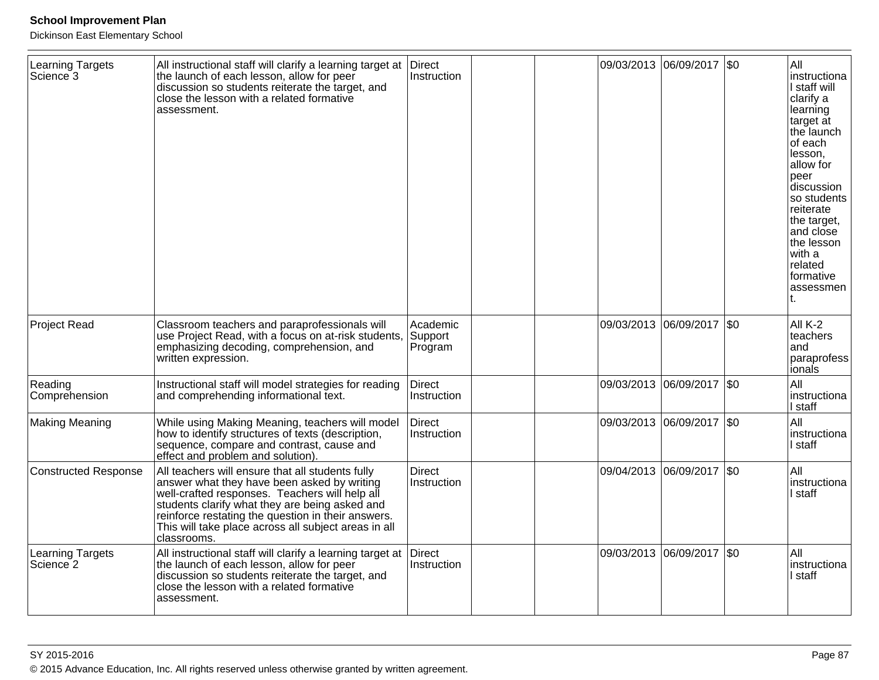| | | | | | | | | |
|---|---|---|---|---|---|---|---|---|
| Learning Targets Science 3 | All instructional staff will clarify a learning target at the launch of each lesson, allow for peer discussion so students reiterate the target, and close the lesson with a related formative assessment. | Direct Instruction | | | 09/03/2013 | 06/09/2017 | $0 | All instructional staff will clarify a learning target at the launch of each lesson, allow for peer discussion so students reiterate the target, and close the lesson with a related formative assessment. |
| Project Read | Classroom teachers and paraprofessionals will use Project Read, with a focus on at-risk students, emphasizing decoding, comprehension, and written expression. | Academic Support Program | | | 09/03/2013 | 06/09/2017 | $0 | All K-2 teachers and paraprofessionals |
| Reading Comprehension | Instructional staff will model strategies for reading and comprehending informational text. | Direct Instruction | | | 09/03/2013 | 06/09/2017 | $0 | All instructional staff |
| Making Meaning | While using Making Meaning, teachers will model how to identify structures of texts (description, sequence, compare and contrast, cause and effect and problem and solution). | Direct Instruction | | | 09/03/2013 | 06/09/2017 | $0 | All instructional staff |
| Constructed Response | All teachers will ensure that all students fully answer what they have been asked by writing well-crafted responses. Teachers will help all students clarify what they are being asked and reinforce restating the question in their answers. This will take place across all subject areas in all classrooms. | Direct Instruction | | | 09/04/2013 | 06/09/2017 | $0 | All instructional staff |
| Learning Targets Science 2 | All instructional staff will clarify a learning target at the launch of each lesson, allow for peer discussion so students reiterate the target, and close the lesson with a related formative assessment. | Direct Instruction | | | 09/03/2013 | 06/09/2017 | $0 | All instructional staff |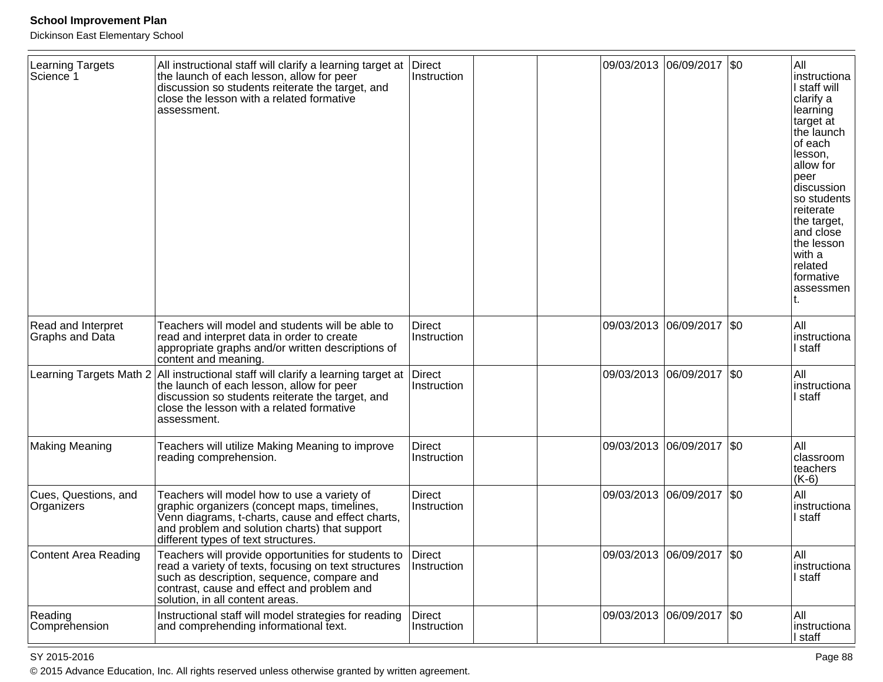| | | | | | | | | |
|---|---|---|---|---|---|---|---|---|
| Learning Targets Science 1 | All instructional staff will clarify a learning target at the launch of each lesson, allow for peer discussion so students reiterate the target, and close the lesson with a related formative assessment. | Direct Instruction | | | 09/03/2013 | 06/09/2017 | $0 | All instructional staff will clarify a learning target at the launch of each lesson, allow for peer discussion so students reiterate the target, and close the lesson with a related formative assessment. |
| Read and Interpret Graphs and Data | Teachers will model and students will be able to read and interpret data in order to create appropriate graphs and/or written descriptions of content and meaning. | Direct Instruction | | | 09/03/2013 | 06/09/2017 | $0 | All instructional staff |
| Learning Targets Math 2 | All instructional staff will clarify a learning target at the launch of each lesson, allow for peer discussion so students reiterate the target, and close the lesson with a related formative assessment. | Direct Instruction | | | 09/03/2013 | 06/09/2017 | $0 | All instructional staff |
| Making Meaning | Teachers will utilize Making Meaning to improve reading comprehension. | Direct Instruction | | | 09/03/2013 | 06/09/2017 | $0 | All classroom teachers (K-6) |
| Cues, Questions, and Organizers | Teachers will model how to use a variety of graphic organizers (concept maps, timelines, Venn diagrams, t-charts, cause and effect charts, and problem and solution charts) that support different types of text structures. | Direct Instruction | | | 09/03/2013 | 06/09/2017 | $0 | All instructional staff |
| Content Area Reading | Teachers will provide opportunities for students to read a variety of texts, focusing on text structures such as description, sequence, compare and contrast, cause and effect and problem and solution, in all content areas. | Direct Instruction | | | 09/03/2013 | 06/09/2017 | $0 | All instructional staff |
| Reading Comprehension | Instructional staff will model strategies for reading and comprehending informational text. | Direct Instruction | | | 09/03/2013 | 06/09/2017 | $0 | All instructional staff |